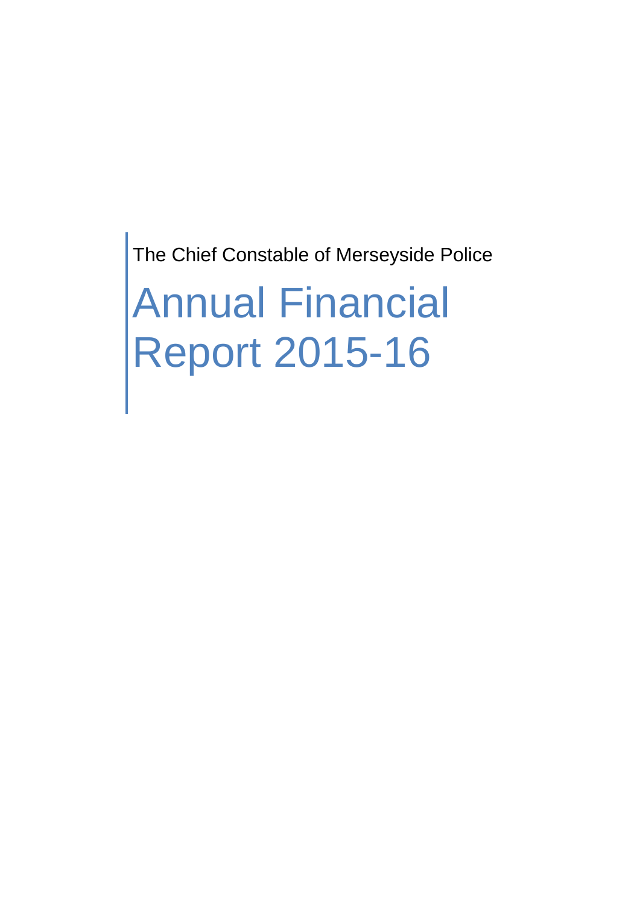The Chief Constable of Merseyside Police

# Annual Financial Report 2015-16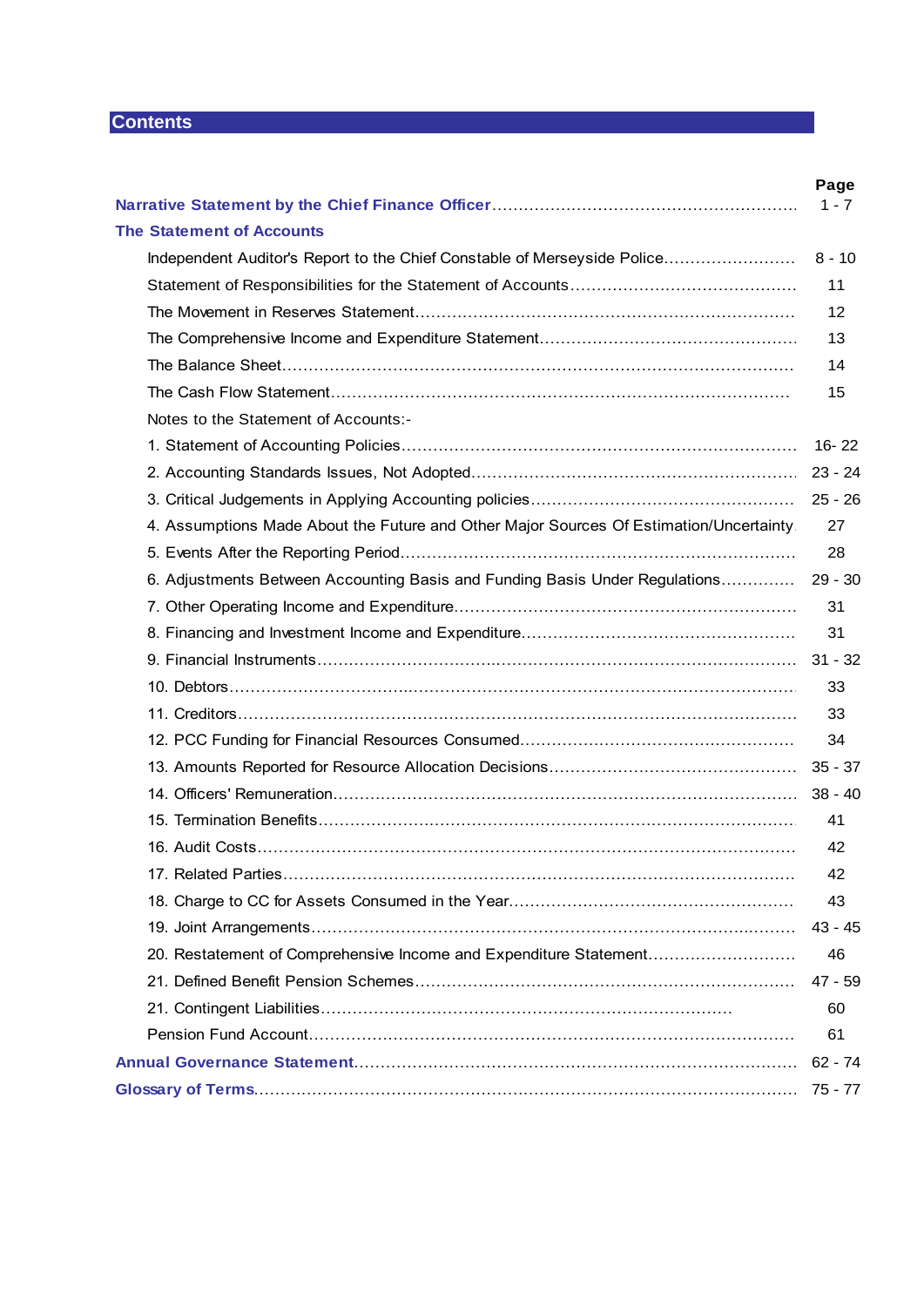# Contents

| | Page |
|---|---|
| **Narrative Statement by the Chief Finance Officer** | 1 - 7 |
| **The Statement of Accounts** | |
| Independent Auditor's Report to the Chief Constable of Merseyside Police | 8 - 10 |
| Statement of Responsibilities for the Statement of Accounts | 11 |
| The Movement in Reserves Statement | 12 |
| The Comprehensive Income and Expenditure Statement | 13 |
| The Balance Sheet | 14 |
| The Cash Flow Statement | 15 |
| Notes to the Statement of Accounts:- | |
| 1. Statement of Accounting Policies | 16- 22 |
| 2. Accounting Standards Issues, Not Adopted | 23 - 24 |
| 3. Critical Judgements in Applying Accounting policies | 25 - 26 |
| 4. Assumptions Made About the Future and Other Major Sources Of Estimation/Uncertainty | 27 |
| 5. Events After the Reporting Period | 28 |
| 6. Adjustments Between Accounting Basis and Funding Basis Under Regulations | 29 - 30 |
| 7. Other Operating Income and Expenditure | 31 |
| 8. Financing and Investment Income and Expenditure | 31 |
| 9. Financial Instruments | 31 - 32 |
| 10. Debtors | 33 |
| 11. Creditors | 33 |
| 12. PCC Funding for Financial Resources Consumed | 34 |
| 13. Amounts Reported for Resource Allocation Decisions | 35 - 37 |
| 14. Officers' Remuneration | 38 - 40 |
| 15. Termination Benefits | 41 |
| 16. Audit Costs | 42 |
| 17. Related Parties | 42 |
| 18. Charge to CC for Assets Consumed in the Year | 43 |
| 19. Joint Arrangements | 43 - 45 |
| 20. Restatement of Comprehensive Income and Expenditure Statement | 46 |
| 21. Defined Benefit Pension Schemes | 47 - 59 |
| 21. Contingent Liabilities | 60 |
| Pension Fund Account | 61 |
| **Annual Governance Statement** | 62 - 74 |
| **Glossary of Terms** | 75 - 77 |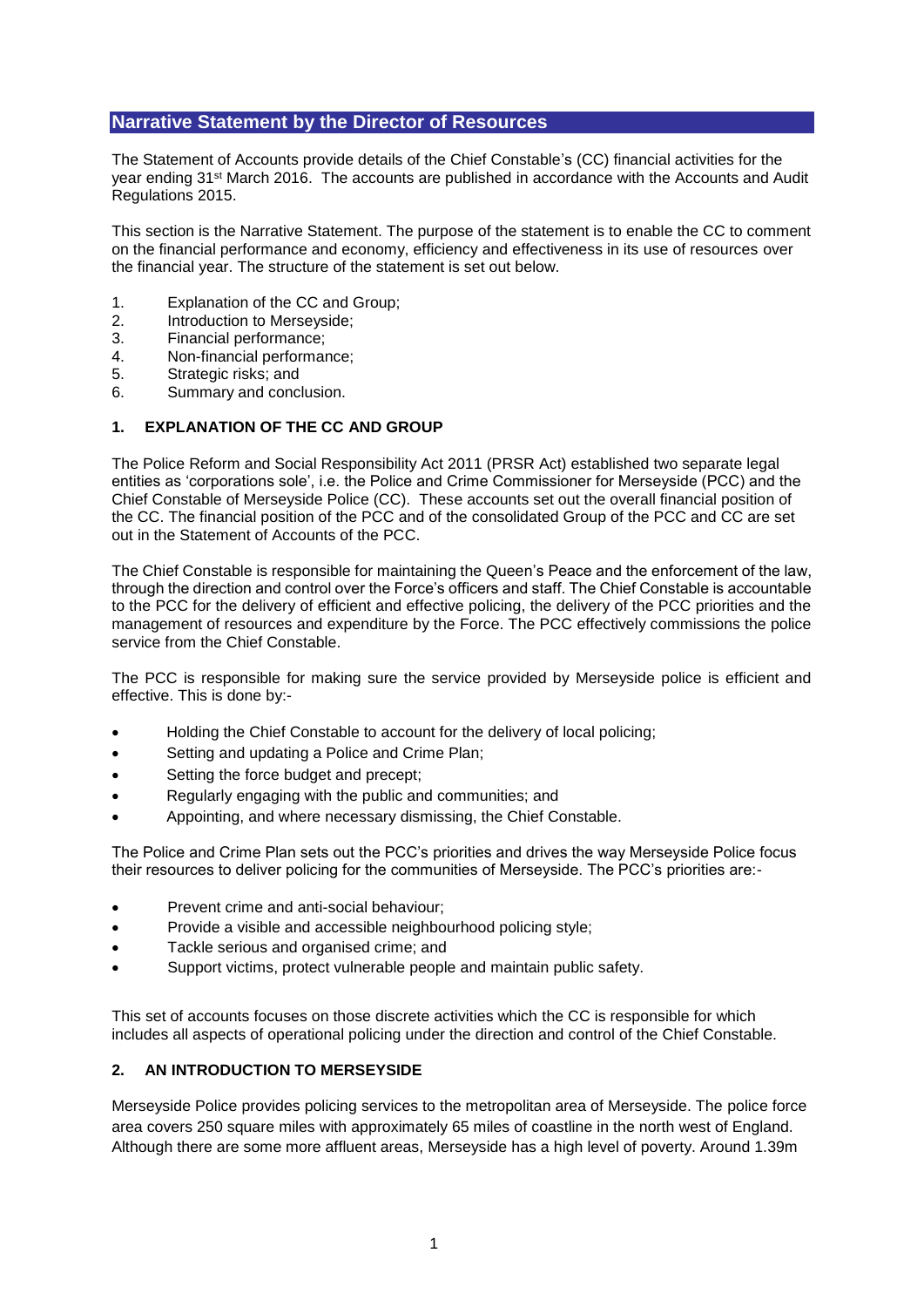## Narrative Statement by the Director of Resources

The Statement of Accounts provide details of the Chief Constable's (CC) financial activities for the year ending 31st March 2016. The accounts are published in accordance with the Accounts and Audit Regulations 2015.

This section is the Narrative Statement. The purpose of the statement is to enable the CC to comment on the financial performance and economy, efficiency and effectiveness in its use of resources over the financial year. The structure of the statement is set out below.

1. Explanation of the CC and Group;
2. Introduction to Merseyside;
3. Financial performance;
4. Non-financial performance;
5. Strategic risks; and
6. Summary and conclusion.

### 1. EXPLANATION OF THE CC AND GROUP

The Police Reform and Social Responsibility Act 2011 (PRSR Act) established two separate legal entities as 'corporations sole', i.e. the Police and Crime Commissioner for Merseyside (PCC) and the Chief Constable of Merseyside Police (CC). These accounts set out the overall financial position of the CC. The financial position of the PCC and of the consolidated Group of the PCC and CC are set out in the Statement of Accounts of the PCC.

The Chief Constable is responsible for maintaining the Queen's Peace and the enforcement of the law, through the direction and control over the Force's officers and staff. The Chief Constable is accountable to the PCC for the delivery of efficient and effective policing, the delivery of the PCC priorities and the management of resources and expenditure by the Force. The PCC effectively commissions the police service from the Chief Constable.

The PCC is responsible for making sure the service provided by Merseyside police is efficient and effective. This is done by:-

- Holding the Chief Constable to account for the delivery of local policing;
- Setting and updating a Police and Crime Plan;
- Setting the force budget and precept;
- Regularly engaging with the public and communities; and
- Appointing, and where necessary dismissing, the Chief Constable.

The Police and Crime Plan sets out the PCC's priorities and drives the way Merseyside Police focus their resources to deliver policing for the communities of Merseyside. The PCC's priorities are:-

- Prevent crime and anti-social behaviour;
- Provide a visible and accessible neighbourhood policing style;
- Tackle serious and organised crime; and
- Support victims, protect vulnerable people and maintain public safety.

This set of accounts focuses on those discrete activities which the CC is responsible for which includes all aspects of operational policing under the direction and control of the Chief Constable.

### 2. AN INTRODUCTION TO MERSEYSIDE

Merseyside Police provides policing services to the metropolitan area of Merseyside. The police force area covers 250 square miles with approximately 65 miles of coastline in the north west of England. Although there are some more affluent areas, Merseyside has a high level of poverty. Around 1.39m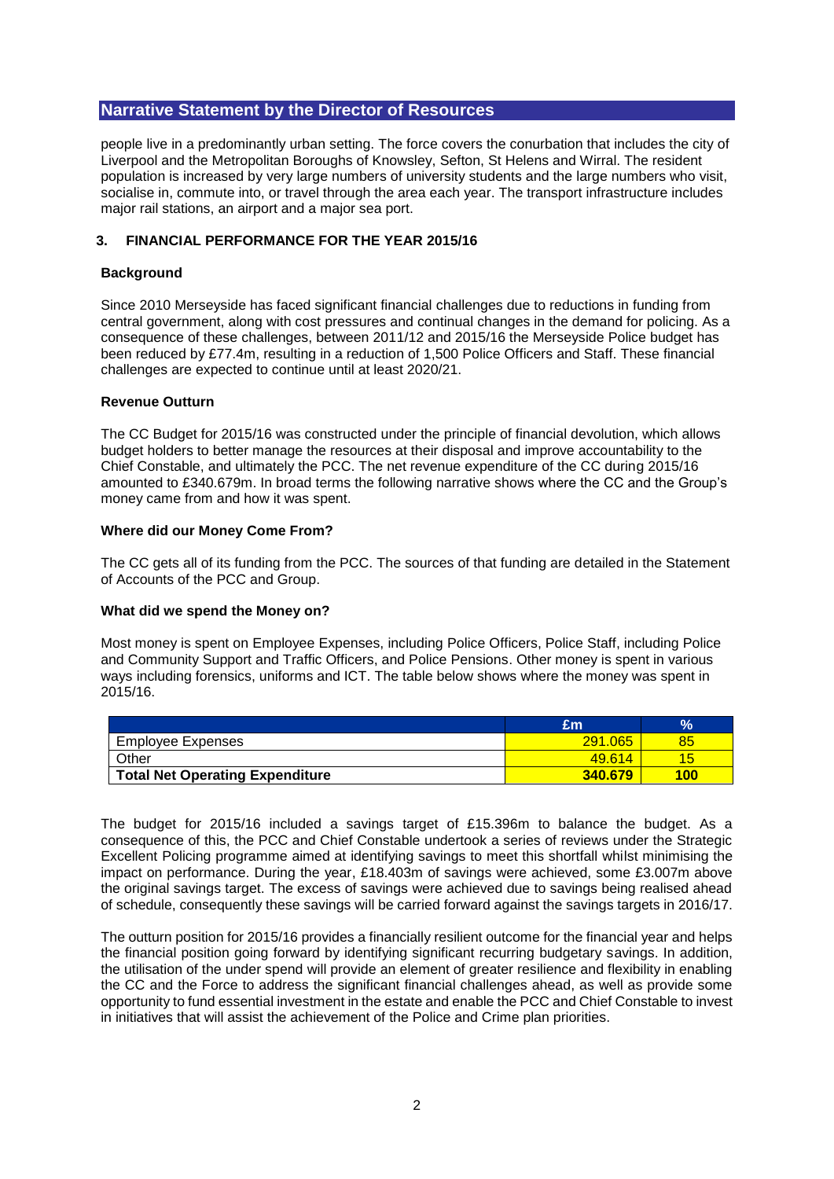## Narrative Statement by the Director of Resources

people live in a predominantly urban setting. The force covers the conurbation that includes the city of Liverpool and the Metropolitan Boroughs of Knowsley, Sefton, St Helens and Wirral. The resident population is increased by very large numbers of university students and the large numbers who visit, socialise in, commute into, or travel through the area each year. The transport infrastructure includes major rail stations, an airport and a major sea port.

### 3. FINANCIAL PERFORMANCE FOR THE YEAR 2015/16

**Background**

Since 2010 Merseyside has faced significant financial challenges due to reductions in funding from central government, along with cost pressures and continual changes in the demand for policing. As a consequence of these challenges, between 2011/12 and 2015/16 the Merseyside Police budget has been reduced by £77.4m, resulting in a reduction of 1,500 Police Officers and Staff. These financial challenges are expected to continue until at least 2020/21.

**Revenue Outturn**

The CC Budget for 2015/16 was constructed under the principle of financial devolution, which allows budget holders to better manage the resources at their disposal and improve accountability to the Chief Constable, and ultimately the PCC. The net revenue expenditure of the CC during 2015/16 amounted to £340.679m. In broad terms the following narrative shows where the CC and the Group's money came from and how it was spent.

**Where did our Money Come From?**

The CC gets all of its funding from the PCC. The sources of that funding are detailed in the Statement of Accounts of the PCC and Group.

**What did we spend the Money on?**

Most money is spent on Employee Expenses, including Police Officers, Police Staff, including Police and Community Support and Traffic Officers, and Police Pensions. Other money is spent in various ways including forensics, uniforms and ICT. The table below shows where the money was spent in 2015/16.

| | £m | % |
|---|---|---|
| Employee Expenses | 291.065 | 85 |
| Other | 49.614 | 15 |
| **Total Net Operating Expenditure** | **340.679** | **100** |

The budget for 2015/16 included a savings target of £15.396m to balance the budget. As a consequence of this, the PCC and Chief Constable undertook a series of reviews under the Strategic Excellent Policing programme aimed at identifying savings to meet this shortfall whilst minimising the impact on performance. During the year, £18.403m of savings were achieved, some £3.007m above the original savings target. The excess of savings were achieved due to savings being realised ahead of schedule, consequently these savings will be carried forward against the savings targets in 2016/17.

The outturn position for 2015/16 provides a financially resilient outcome for the financial year and helps the financial position going forward by identifying significant recurring budgetary savings. In addition, the utilisation of the under spend will provide an element of greater resilience and flexibility in enabling the CC and the Force to address the significant financial challenges ahead, as well as provide some opportunity to fund essential investment in the estate and enable the PCC and Chief Constable to invest in initiatives that will assist the achievement of the Police and Crime plan priorities.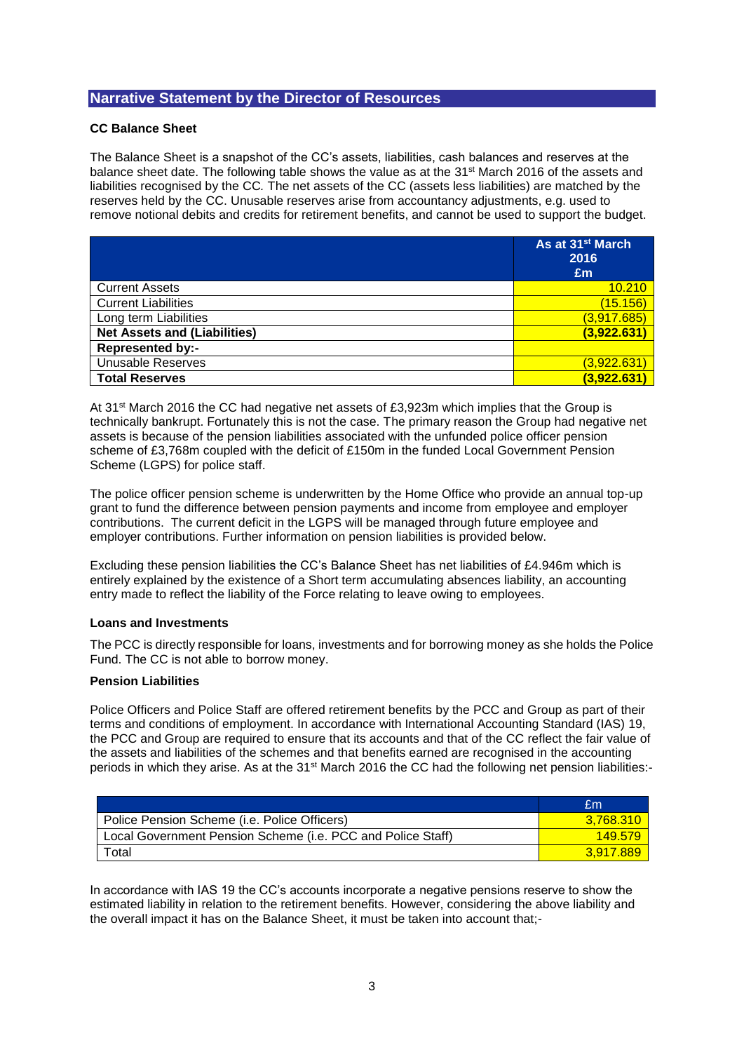## Narrative Statement by the Director of Resources

**CC Balance Sheet**

The Balance Sheet is a snapshot of the CC's assets, liabilities, cash balances and reserves at the balance sheet date. The following table shows the value as at the 31st March 2016 of the assets and liabilities recognised by the CC. The net assets of the CC (assets less liabilities) are matched by the reserves held by the CC. Unusable reserves arise from accountancy adjustments, e.g. used to remove notional debits and credits for retirement benefits, and cannot be used to support the budget.

| | As at 31st March 2016 £m |
|---|---|
| Current Assets | 10.210 |
| Current Liabilities | (15.156) |
| Long term Liabilities | (3,917.685) |
| **Net Assets and (Liabilities)** | **(3,922.631)** |
| **Represented by:-** | |
| Unusable Reserves | (3,922.631) |
| **Total Reserves** | **(3,922.631)** |

At 31st March 2016 the CC had negative net assets of £3,923m which implies that the Group is technically bankrupt. Fortunately this is not the case. The primary reason the Group had negative net assets is because of the pension liabilities associated with the unfunded police officer pension scheme of £3,768m coupled with the deficit of £150m in the funded Local Government Pension Scheme (LGPS) for police staff.

The police officer pension scheme is underwritten by the Home Office who provide an annual top-up grant to fund the difference between pension payments and income from employee and employer contributions. The current deficit in the LGPS will be managed through future employee and employer contributions. Further information on pension liabilities is provided below.

Excluding these pension liabilities the CC's Balance Sheet has net liabilities of £4.946m which is entirely explained by the existence of a Short term accumulating absences liability, an accounting entry made to reflect the liability of the Force relating to leave owing to employees.

**Loans and Investments**

The PCC is directly responsible for loans, investments and for borrowing money as she holds the Police Fund. The CC is not able to borrow money.

**Pension Liabilities**

Police Officers and Police Staff are offered retirement benefits by the PCC and Group as part of their terms and conditions of employment. In accordance with International Accounting Standard (IAS) 19, the PCC and Group are required to ensure that its accounts and that of the CC reflect the fair value of the assets and liabilities of the schemes and that benefits earned are recognised in the accounting periods in which they arise. As at the 31st March 2016 the CC had the following net pension liabilities:-

| | £m |
|---|---|
| Police Pension Scheme (i.e. Police Officers) | 3,768.310 |
| Local Government Pension Scheme (i.e. PCC and Police Staff) | 149.579 |
| Total | 3,917.889 |

In accordance with IAS 19 the CC's accounts incorporate a negative pensions reserve to show the estimated liability in relation to the retirement benefits. However, considering the above liability and the overall impact it has on the Balance Sheet, it must be taken into account that;-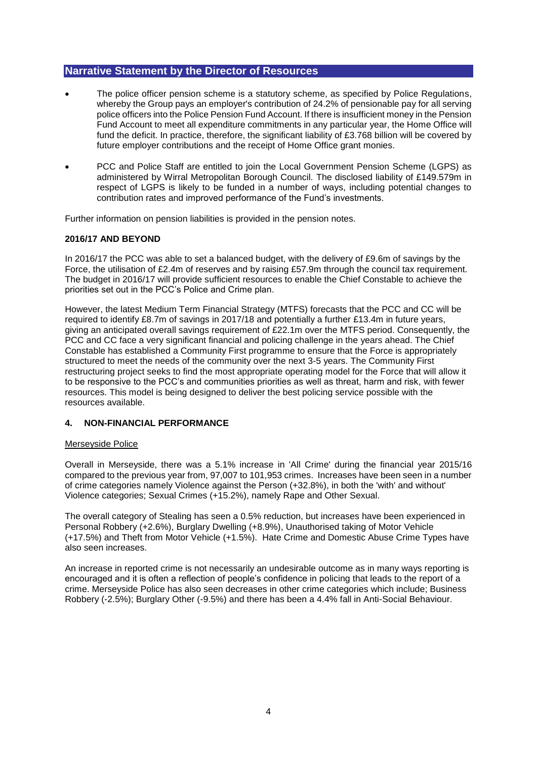## Narrative Statement by the Director of Resources

- The police officer pension scheme is a statutory scheme, as specified by Police Regulations, whereby the Group pays an employer's contribution of 24.2% of pensionable pay for all serving police officers into the Police Pension Fund Account. If there is insufficient money in the Pension Fund Account to meet all expenditure commitments in any particular year, the Home Office will fund the deficit. In practice, therefore, the significant liability of £3.768 billion will be covered by future employer contributions and the receipt of Home Office grant monies.

- PCC and Police Staff are entitled to join the Local Government Pension Scheme (LGPS) as administered by Wirral Metropolitan Borough Council. The disclosed liability of £149.579m in respect of LGPS is likely to be funded in a number of ways, including potential changes to contribution rates and improved performance of the Fund's investments.

Further information on pension liabilities is provided in the pension notes.

**2016/17 AND BEYOND**

In 2016/17 the PCC was able to set a balanced budget, with the delivery of £9.6m of savings by the Force, the utilisation of £2.4m of reserves and by raising £57.9m through the council tax requirement. The budget in 2016/17 will provide sufficient resources to enable the Chief Constable to achieve the priorities set out in the PCC's Police and Crime plan.

However, the latest Medium Term Financial Strategy (MTFS) forecasts that the PCC and CC will be required to identify £8.7m of savings in 2017/18 and potentially a further £13.4m in future years, giving an anticipated overall savings requirement of £22.1m over the MTFS period. Consequently, the PCC and CC face a very significant financial and policing challenge in the years ahead. The Chief Constable has established a Community First programme to ensure that the Force is appropriately structured to meet the needs of the community over the next 3-5 years. The Community First restructuring project seeks to find the most appropriate operating model for the Force that will allow it to be responsive to the PCC's and communities priorities as well as threat, harm and risk, with fewer resources. This model is being designed to deliver the best policing service possible with the resources available.

### 4. NON-FINANCIAL PERFORMANCE

Merseyside Police

Overall in Merseyside, there was a 5.1% increase in 'All Crime' during the financial year 2015/16 compared to the previous year from, 97,007 to 101,953 crimes. Increases have been seen in a number of crime categories namely Violence against the Person (+32.8%), in both the 'with' and without' Violence categories; Sexual Crimes (+15.2%), namely Rape and Other Sexual.

The overall category of Stealing has seen a 0.5% reduction, but increases have been experienced in Personal Robbery (+2.6%), Burglary Dwelling (+8.9%), Unauthorised taking of Motor Vehicle (+17.5%) and Theft from Motor Vehicle (+1.5%). Hate Crime and Domestic Abuse Crime Types have also seen increases.

An increase in reported crime is not necessarily an undesirable outcome as in many ways reporting is encouraged and it is often a reflection of people's confidence in policing that leads to the report of a crime. Merseyside Police has also seen decreases in other crime categories which include; Business Robbery (-2.5%); Burglary Other (-9.5%) and there has been a 4.4% fall in Anti-Social Behaviour.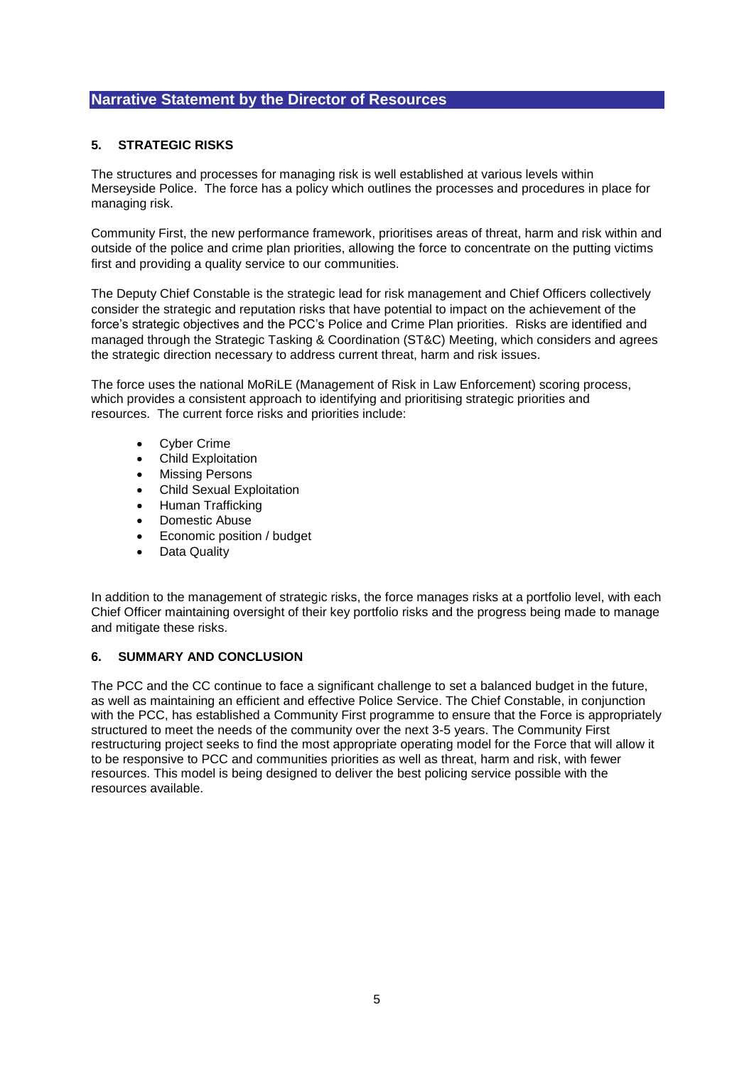## Narrative Statement by the Director of Resources

### 5. STRATEGIC RISKS

The structures and processes for managing risk is well established at various levels within Merseyside Police. The force has a policy which outlines the processes and procedures in place for managing risk.

Community First, the new performance framework, prioritises areas of threat, harm and risk within and outside of the police and crime plan priorities, allowing the force to concentrate on the putting victims first and providing a quality service to our communities.

The Deputy Chief Constable is the strategic lead for risk management and Chief Officers collectively consider the strategic and reputation risks that have potential to impact on the achievement of the force's strategic objectives and the PCC's Police and Crime Plan priorities. Risks are identified and managed through the Strategic Tasking & Coordination (ST&C) Meeting, which considers and agrees the strategic direction necessary to address current threat, harm and risk issues.

The force uses the national MoRiLE (Management of Risk in Law Enforcement) scoring process, which provides a consistent approach to identifying and prioritising strategic priorities and resources. The current force risks and priorities include:

- Cyber Crime
- Child Exploitation
- Missing Persons
- Child Sexual Exploitation
- Human Trafficking
- Domestic Abuse
- Economic position / budget
- Data Quality

In addition to the management of strategic risks, the force manages risks at a portfolio level, with each Chief Officer maintaining oversight of their key portfolio risks and the progress being made to manage and mitigate these risks.

### 6. SUMMARY AND CONCLUSION

The PCC and the CC continue to face a significant challenge to set a balanced budget in the future, as well as maintaining an efficient and effective Police Service. The Chief Constable, in conjunction with the PCC, has established a Community First programme to ensure that the Force is appropriately structured to meet the needs of the community over the next 3-5 years. The Community First restructuring project seeks to find the most appropriate operating model for the Force that will allow it to be responsive to PCC and communities priorities as well as threat, harm and risk, with fewer resources. This model is being designed to deliver the best policing service possible with the resources available.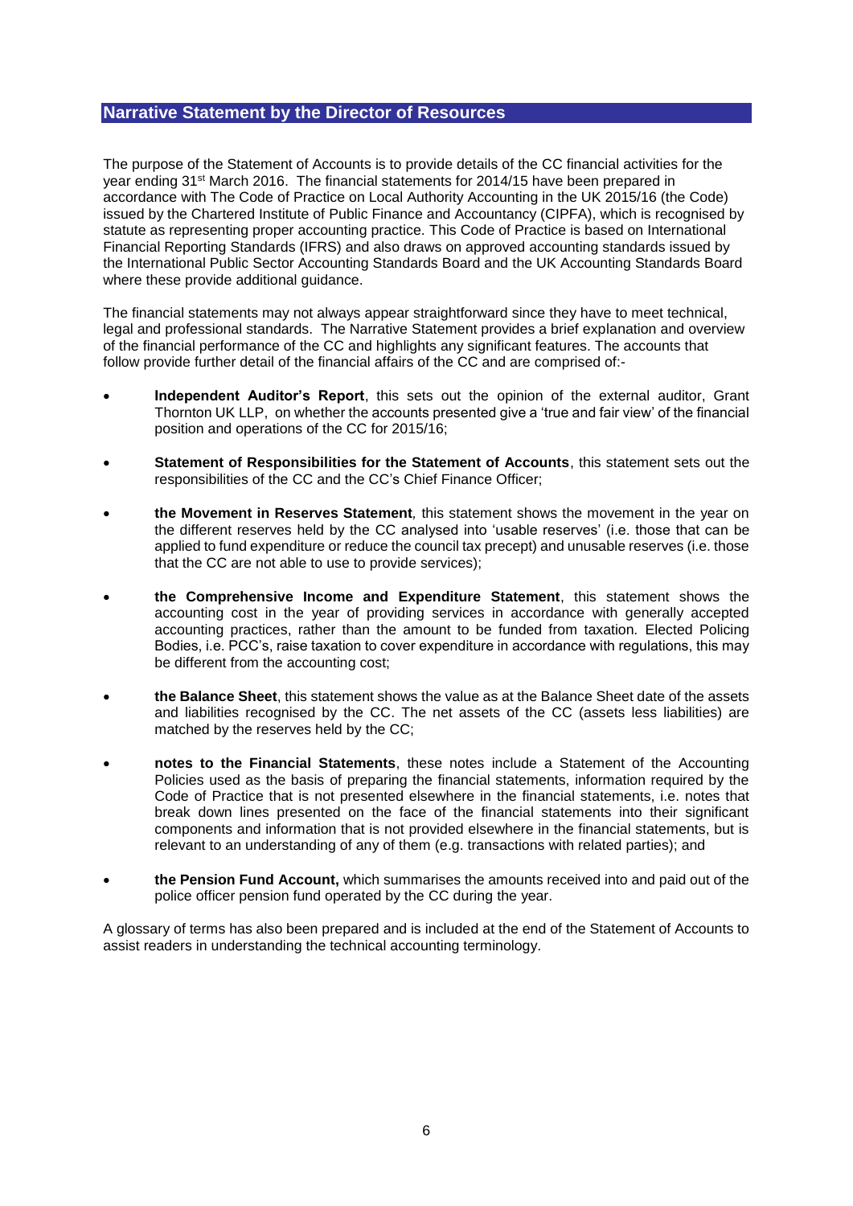## Narrative Statement by the Director of Resources

The purpose of the Statement of Accounts is to provide details of the CC financial activities for the year ending 31st March 2016. The financial statements for 2014/15 have been prepared in accordance with The Code of Practice on Local Authority Accounting in the UK 2015/16 (the Code) issued by the Chartered Institute of Public Finance and Accountancy (CIPFA), which is recognised by statute as representing proper accounting practice. This Code of Practice is based on International Financial Reporting Standards (IFRS) and also draws on approved accounting standards issued by the International Public Sector Accounting Standards Board and the UK Accounting Standards Board where these provide additional guidance.

The financial statements may not always appear straightforward since they have to meet technical, legal and professional standards. The Narrative Statement provides a brief explanation and overview of the financial performance of the CC and highlights any significant features. The accounts that follow provide further detail of the financial affairs of the CC and are comprised of:-

- **Independent Auditor's Report**, this sets out the opinion of the external auditor, Grant Thornton UK LLP, on whether the accounts presented give a 'true and fair view' of the financial position and operations of the CC for 2015/16;
- **Statement of Responsibilities for the Statement of Accounts**, this statement sets out the responsibilities of the CC and the CC's Chief Finance Officer;
- **the Movement in Reserves Statement***,* this statement shows the movement in the year on the different reserves held by the CC analysed into 'usable reserves' (i.e. those that can be applied to fund expenditure or reduce the council tax precept) and unusable reserves (i.e. those that the CC are not able to use to provide services);
- **the Comprehensive Income and Expenditure Statement**, this statement shows the accounting cost in the year of providing services in accordance with generally accepted accounting practices, rather than the amount to be funded from taxation*.* Elected Policing Bodies, i.e. PCC's, raise taxation to cover expenditure in accordance with regulations, this may be different from the accounting cost;
- **the Balance Sheet**, this statement shows the value as at the Balance Sheet date of the assets and liabilities recognised by the CC. The net assets of the CC (assets less liabilities) are matched by the reserves held by the CC;
- **notes to the Financial Statements**, these notes include a Statement of the Accounting Policies used as the basis of preparing the financial statements, information required by the Code of Practice that is not presented elsewhere in the financial statements, i.e. notes that break down lines presented on the face of the financial statements into their significant components and information that is not provided elsewhere in the financial statements, but is relevant to an understanding of any of them (e.g. transactions with related parties); and
- **the Pension Fund Account,** which summarises the amounts received into and paid out of the police officer pension fund operated by the CC during the year.

A glossary of terms has also been prepared and is included at the end of the Statement of Accounts to assist readers in understanding the technical accounting terminology.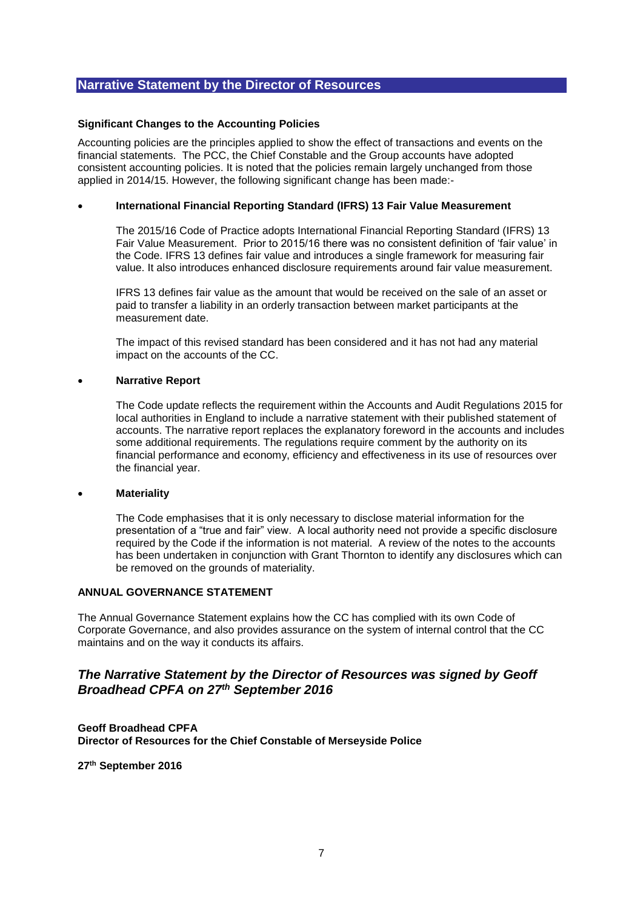## Narrative Statement by the Director of Resources

### Significant Changes to the Accounting Policies

Accounting policies are the principles applied to show the effect of transactions and events on the financial statements. The PCC, the Chief Constable and the Group accounts have adopted consistent accounting policies. It is noted that the policies remain largely unchanged from those applied in 2014/15. However, the following significant change has been made:-

- **International Financial Reporting Standard (IFRS) 13 Fair Value Measurement**

  The 2015/16 Code of Practice adopts International Financial Reporting Standard (IFRS) 13 Fair Value Measurement. Prior to 2015/16 there was no consistent definition of 'fair value' in the Code. IFRS 13 defines fair value and introduces a single framework for measuring fair value. It also introduces enhanced disclosure requirements around fair value measurement.

  IFRS 13 defines fair value as the amount that would be received on the sale of an asset or paid to transfer a liability in an orderly transaction between market participants at the measurement date.

  The impact of this revised standard has been considered and it has not had any material impact on the accounts of the CC.

- **Narrative Report**

  The Code update reflects the requirement within the Accounts and Audit Regulations 2015 for local authorities in England to include a narrative statement with their published statement of accounts. The narrative report replaces the explanatory foreword in the accounts and includes some additional requirements. The regulations require comment by the authority on its financial performance and economy, efficiency and effectiveness in its use of resources over the financial year.

- **Materiality**

  The Code emphasises that it is only necessary to disclose material information for the presentation of a "true and fair" view. A local authority need not provide a specific disclosure required by the Code if the information is not material. A review of the notes to the accounts has been undertaken in conjunction with Grant Thornton to identify any disclosures which can be removed on the grounds of materiality.

### ANNUAL GOVERNANCE STATEMENT

The Annual Governance Statement explains how the CC has complied with its own Code of Corporate Governance, and also provides assurance on the system of internal control that the CC maintains and on the way it conducts its affairs.

***The Narrative Statement by the Director of Resources was signed by Geoff Broadhead CPFA on 27th September 2016***

**Geoff Broadhead CPFA**
**Director of Resources for the Chief Constable of Merseyside Police**

**27th September 2016**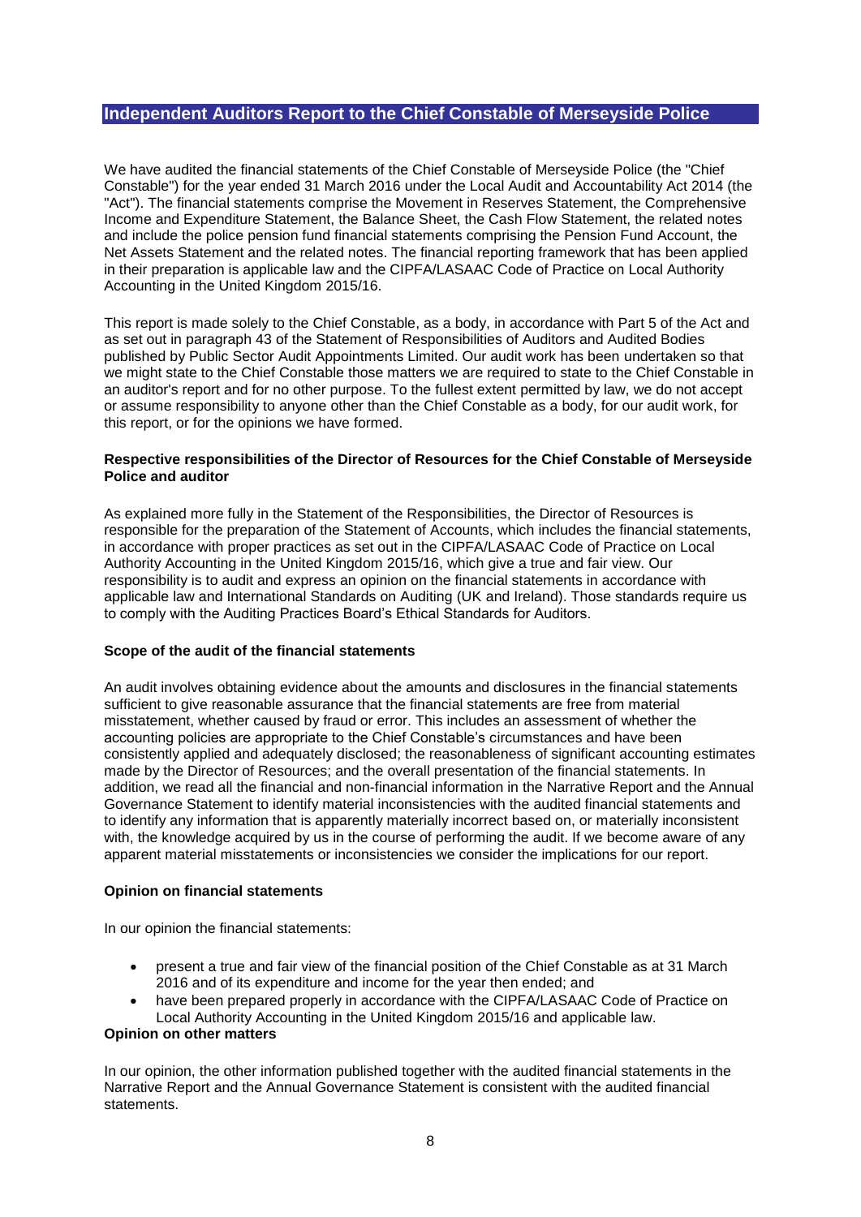## Independent Auditors Report to the Chief Constable of Merseyside Police

We have audited the financial statements of the Chief Constable of Merseyside Police (the "Chief Constable") for the year ended 31 March 2016 under the Local Audit and Accountability Act 2014 (the "Act"). The financial statements comprise the Movement in Reserves Statement, the Comprehensive Income and Expenditure Statement, the Balance Sheet, the Cash Flow Statement, the related notes and include the police pension fund financial statements comprising the Pension Fund Account, the Net Assets Statement and the related notes. The financial reporting framework that has been applied in their preparation is applicable law and the CIPFA/LASAAC Code of Practice on Local Authority Accounting in the United Kingdom 2015/16.

This report is made solely to the Chief Constable, as a body, in accordance with Part 5 of the Act and as set out in paragraph 43 of the Statement of Responsibilities of Auditors and Audited Bodies published by Public Sector Audit Appointments Limited. Our audit work has been undertaken so that we might state to the Chief Constable those matters we are required to state to the Chief Constable in an auditor's report and for no other purpose. To the fullest extent permitted by law, we do not accept or assume responsibility to anyone other than the Chief Constable as a body, for our audit work, for this report, or for the opinions we have formed.

**Respective responsibilities of the Director of Resources for the Chief Constable of Merseyside Police and auditor**

As explained more fully in the Statement of the Responsibilities, the Director of Resources is responsible for the preparation of the Statement of Accounts, which includes the financial statements, in accordance with proper practices as set out in the CIPFA/LASAAC Code of Practice on Local Authority Accounting in the United Kingdom 2015/16, which give a true and fair view. Our responsibility is to audit and express an opinion on the financial statements in accordance with applicable law and International Standards on Auditing (UK and Ireland). Those standards require us to comply with the Auditing Practices Board's Ethical Standards for Auditors.

**Scope of the audit of the financial statements**

An audit involves obtaining evidence about the amounts and disclosures in the financial statements sufficient to give reasonable assurance that the financial statements are free from material misstatement, whether caused by fraud or error. This includes an assessment of whether the accounting policies are appropriate to the Chief Constable's circumstances and have been consistently applied and adequately disclosed; the reasonableness of significant accounting estimates made by the Director of Resources; and the overall presentation of the financial statements. In addition, we read all the financial and non-financial information in the Narrative Report and the Annual Governance Statement to identify material inconsistencies with the audited financial statements and to identify any information that is apparently materially incorrect based on, or materially inconsistent with, the knowledge acquired by us in the course of performing the audit. If we become aware of any apparent material misstatements or inconsistencies we consider the implications for our report.

**Opinion on financial statements**

In our opinion the financial statements:

- present a true and fair view of the financial position of the Chief Constable as at 31 March 2016 and of its expenditure and income for the year then ended; and
- have been prepared properly in accordance with the CIPFA/LASAAC Code of Practice on Local Authority Accounting in the United Kingdom 2015/16 and applicable law.

**Opinion on other matters**

In our opinion, the other information published together with the audited financial statements in the Narrative Report and the Annual Governance Statement is consistent with the audited financial statements.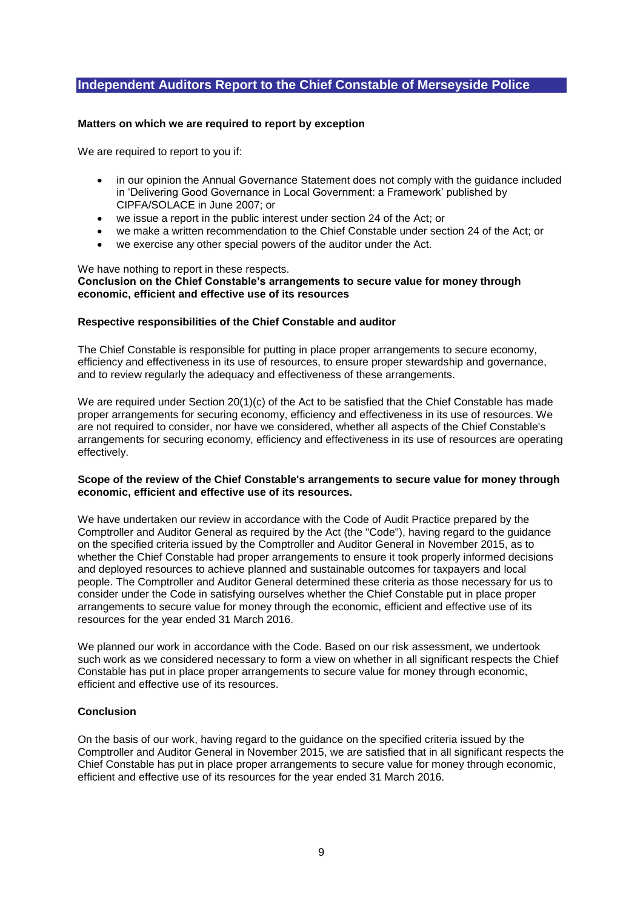## Independent Auditors Report to the Chief Constable of Merseyside Police

**Matters on which we are required to report by exception**

We are required to report to you if:

- in our opinion the Annual Governance Statement does not comply with the guidance included in 'Delivering Good Governance in Local Government: a Framework' published by CIPFA/SOLACE in June 2007; or
- we issue a report in the public interest under section 24 of the Act; or
- we make a written recommendation to the Chief Constable under section 24 of the Act; or
- we exercise any other special powers of the auditor under the Act.

We have nothing to report in these respects.

**Conclusion on the Chief Constable's arrangements to secure value for money through economic, efficient and effective use of its resources**

**Respective responsibilities of the Chief Constable and auditor**

The Chief Constable is responsible for putting in place proper arrangements to secure economy, efficiency and effectiveness in its use of resources, to ensure proper stewardship and governance, and to review regularly the adequacy and effectiveness of these arrangements.

We are required under Section 20(1)(c) of the Act to be satisfied that the Chief Constable has made proper arrangements for securing economy, efficiency and effectiveness in its use of resources. We are not required to consider, nor have we considered, whether all aspects of the Chief Constable's arrangements for securing economy, efficiency and effectiveness in its use of resources are operating effectively.

**Scope of the review of the Chief Constable's arrangements to secure value for money through economic, efficient and effective use of its resources.**

We have undertaken our review in accordance with the Code of Audit Practice prepared by the Comptroller and Auditor General as required by the Act (the "Code"), having regard to the guidance on the specified criteria issued by the Comptroller and Auditor General in November 2015, as to whether the Chief Constable had proper arrangements to ensure it took properly informed decisions and deployed resources to achieve planned and sustainable outcomes for taxpayers and local people. The Comptroller and Auditor General determined these criteria as those necessary for us to consider under the Code in satisfying ourselves whether the Chief Constable put in place proper arrangements to secure value for money through the economic, efficient and effective use of its resources for the year ended 31 March 2016.

We planned our work in accordance with the Code. Based on our risk assessment, we undertook such work as we considered necessary to form a view on whether in all significant respects the Chief Constable has put in place proper arrangements to secure value for money through economic, efficient and effective use of its resources.

**Conclusion**

On the basis of our work, having regard to the guidance on the specified criteria issued by the Comptroller and Auditor General in November 2015, we are satisfied that in all significant respects the Chief Constable has put in place proper arrangements to secure value for money through economic, efficient and effective use of its resources for the year ended 31 March 2016.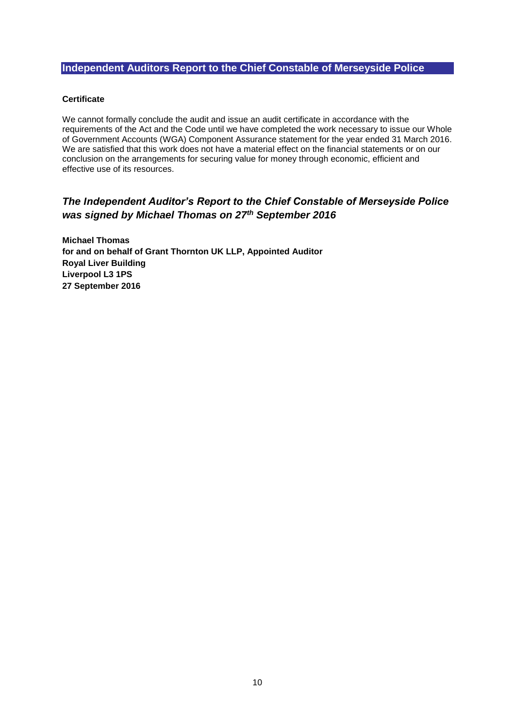## Independent Auditors Report to the Chief Constable of Merseyside Police

**Certificate**

We cannot formally conclude the audit and issue an audit certificate in accordance with the requirements of the Act and the Code until we have completed the work necessary to issue our Whole of Government Accounts (WGA) Component Assurance statement for the year ended 31 March 2016. We are satisfied that this work does not have a material effect on the financial statements or on our conclusion on the arrangements for securing value for money through economic, efficient and effective use of its resources.

### *The Independent Auditor's Report to the Chief Constable of Merseyside Police was signed by Michael Thomas on 27th September 2016*

**Michael Thomas**
**for and on behalf of Grant Thornton UK LLP, Appointed Auditor**
**Royal Liver Building**
**Liverpool L3 1PS**
**27 September 2016**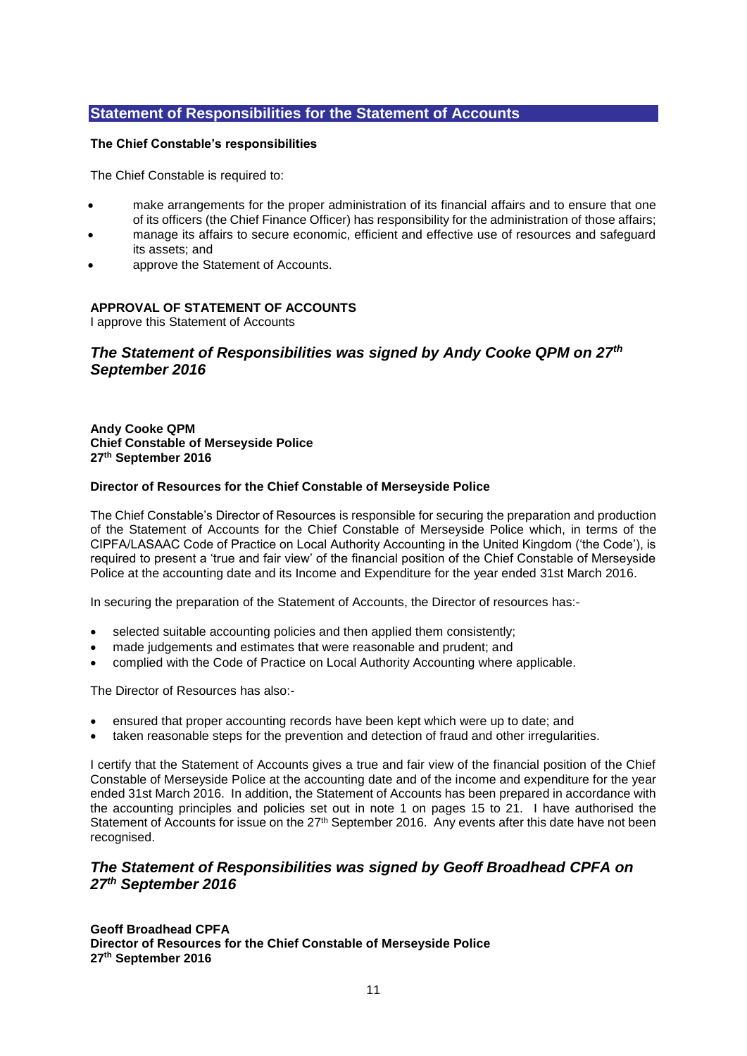## Statement of Responsibilities for the Statement of Accounts

**The Chief Constable's responsibilities**

The Chief Constable is required to:

- make arrangements for the proper administration of its financial affairs and to ensure that one of its officers (the Chief Finance Officer) has responsibility for the administration of those affairs;
- manage its affairs to secure economic, efficient and effective use of resources and safeguard its assets; and
- approve the Statement of Accounts.

**APPROVAL OF STATEMENT OF ACCOUNTS**
I approve this Statement of Accounts

### *The Statement of Responsibilities was signed by Andy Cooke QPM on 27th September 2016*

**Andy Cooke QPM**
**Chief Constable of Merseyside Police**
**27th September 2016**

**Director of Resources for the Chief Constable of Merseyside Police**

The Chief Constable's Director of Resources is responsible for securing the preparation and production of the Statement of Accounts for the Chief Constable of Merseyside Police which, in terms of the CIPFA/LASAAC Code of Practice on Local Authority Accounting in the United Kingdom ('the Code'), is required to present a 'true and fair view' of the financial position of the Chief Constable of Merseyside Police at the accounting date and its Income and Expenditure for the year ended 31st March 2016.

In securing the preparation of the Statement of Accounts, the Director of resources has:-

- selected suitable accounting policies and then applied them consistently;
- made judgements and estimates that were reasonable and prudent; and
- complied with the Code of Practice on Local Authority Accounting where applicable.

The Director of Resources has also:-

- ensured that proper accounting records have been kept which were up to date; and
- taken reasonable steps for the prevention and detection of fraud and other irregularities.

I certify that the Statement of Accounts gives a true and fair view of the financial position of the Chief Constable of Merseyside Police at the accounting date and of the income and expenditure for the year ended 31st March 2016. In addition, the Statement of Accounts has been prepared in accordance with the accounting principles and policies set out in note 1 on pages 15 to 21. I have authorised the Statement of Accounts for issue on the 27th September 2016. Any events after this date have not been recognised.

### *The Statement of Responsibilities was signed by Geoff Broadhead CPFA on 27th September 2016*

**Geoff Broadhead CPFA**
**Director of Resources for the Chief Constable of Merseyside Police**
**27th September 2016**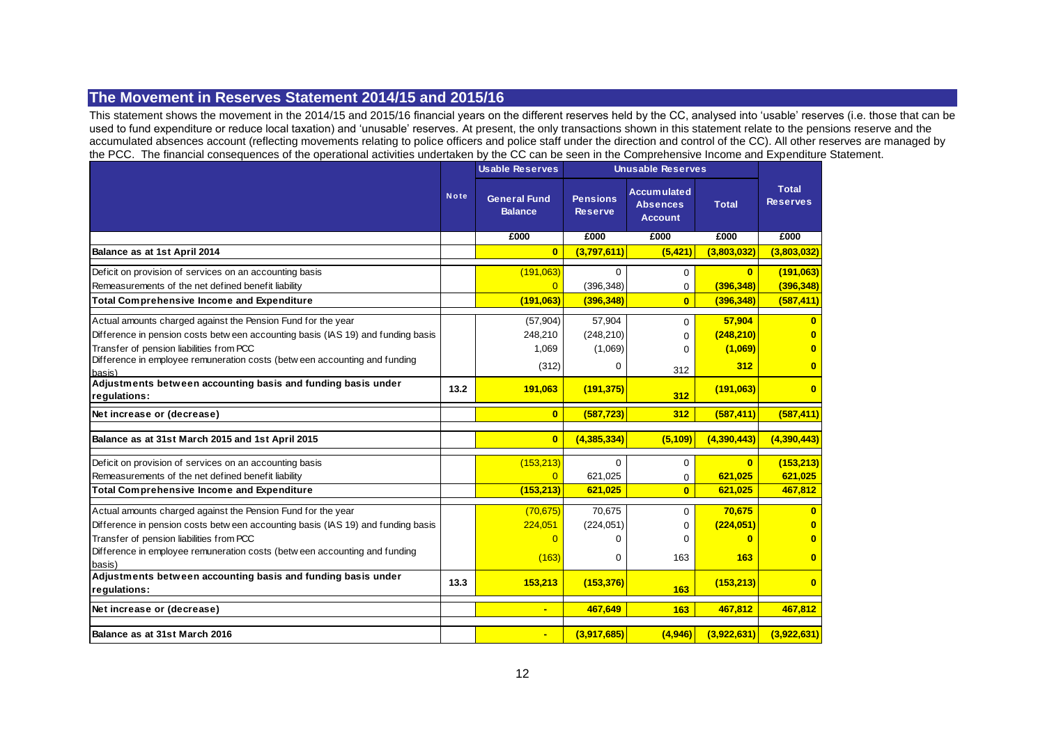## The Movement in Reserves Statement 2014/15 and 2015/16

This statement shows the movement in the 2014/15 and 2015/16 financial years on the different reserves held by the CC, analysed into 'usable' reserves (i.e. those that can be used to fund expenditure or reduce local taxation) and 'unusable' reserves. At present, the only transactions shown in this statement relate to the pensions reserve and the accumulated absences account (reflecting movements relating to police officers and police staff under the direction and control of the CC). All other reserves are managed by the PCC. The financial consequences of the operational activities undertaken by the CC can be seen in the Comprehensive Income and Expenditure Statement.

| | Note | Usable Reserves | Unusable Reserves | | | |
|---|---|---|---|---|---|---|
| | | **General Fund Balance** | **Pensions Reserve** | **Accumulated Absences Account** | **Total** | **Total Reserves** |
| | | £000 | £000 | £000 | £000 | £000 |
| **Balance as at 1st April 2014** | | 0 | (3,797,611) | (5,421) | (3,803,032) | (3,803,032) |
| Deficit on provision of services on an accounting basis | | (191,063) | 0 | 0 | 0 | (191,063) |
| Remeasurements of the net defined benefit liability | | 0 | (396,348) | 0 | (396,348) | (396,348) |
| **Total Comprehensive Income and Expenditure** | | (191,063) | (396,348) | 0 | (396,348) | (587,411) |
| Actual amounts charged against the Pension Fund for the year | | (57,904) | 57,904 | 0 | 57,904 | 0 |
| Difference in pension costs between accounting basis (IAS 19) and funding basis | | 248,210 | (248,210) | 0 | (248,210) | 0 |
| Transfer of pension liabilities from PCC | | 1,069 | (1,069) | 0 | (1,069) | 0 |
| Difference in employee remuneration costs (between accounting and funding basis) | | (312) | 0 | 312 | 312 | 0 |
| **Adjustments between accounting basis and funding basis under regulations:** | 13.2 | 191,063 | (191,375) | 312 | (191,063) | 0 |
| **Net increase or (decrease)** | | 0 | (587,723) | 312 | (587,411) | (587,411) |
| **Balance as at 31st March 2015 and 1st April 2015** | | 0 | (4,385,334) | (5,109) | (4,390,443) | (4,390,443) |
| Deficit on provision of services on an accounting basis | | (153,213) | 0 | 0 | 0 | (153,213) |
| Remeasurements of the net defined benefit liability | | 0 | 621,025 | 0 | 621,025 | 621,025 |
| **Total Comprehensive Income and Expenditure** | | (153,213) | 621,025 | 0 | 621,025 | 467,812 |
| Actual amounts charged against the Pension Fund for the year | | (70,675) | 70,675 | 0 | 70,675 | 0 |
| Difference in pension costs between accounting basis (IAS 19) and funding basis | | 224,051 | (224,051) | 0 | (224,051) | 0 |
| Transfer of pension liabilities from PCC | | 0 | 0 | 0 | 0 | 0 |
| Difference in employee remuneration costs (between accounting and funding basis) | | (163) | 0 | 163 | 163 | 0 |
| **Adjustments between accounting basis and funding basis under regulations:** | 13.3 | 153,213 | (153,376) | 163 | (153,213) | 0 |
| **Net increase or (decrease)** | | - | 467,649 | 163 | 467,812 | 467,812 |
| **Balance as at 31st March 2016** | | - | (3,917,685) | (4,946) | (3,922,631) | (3,922,631) |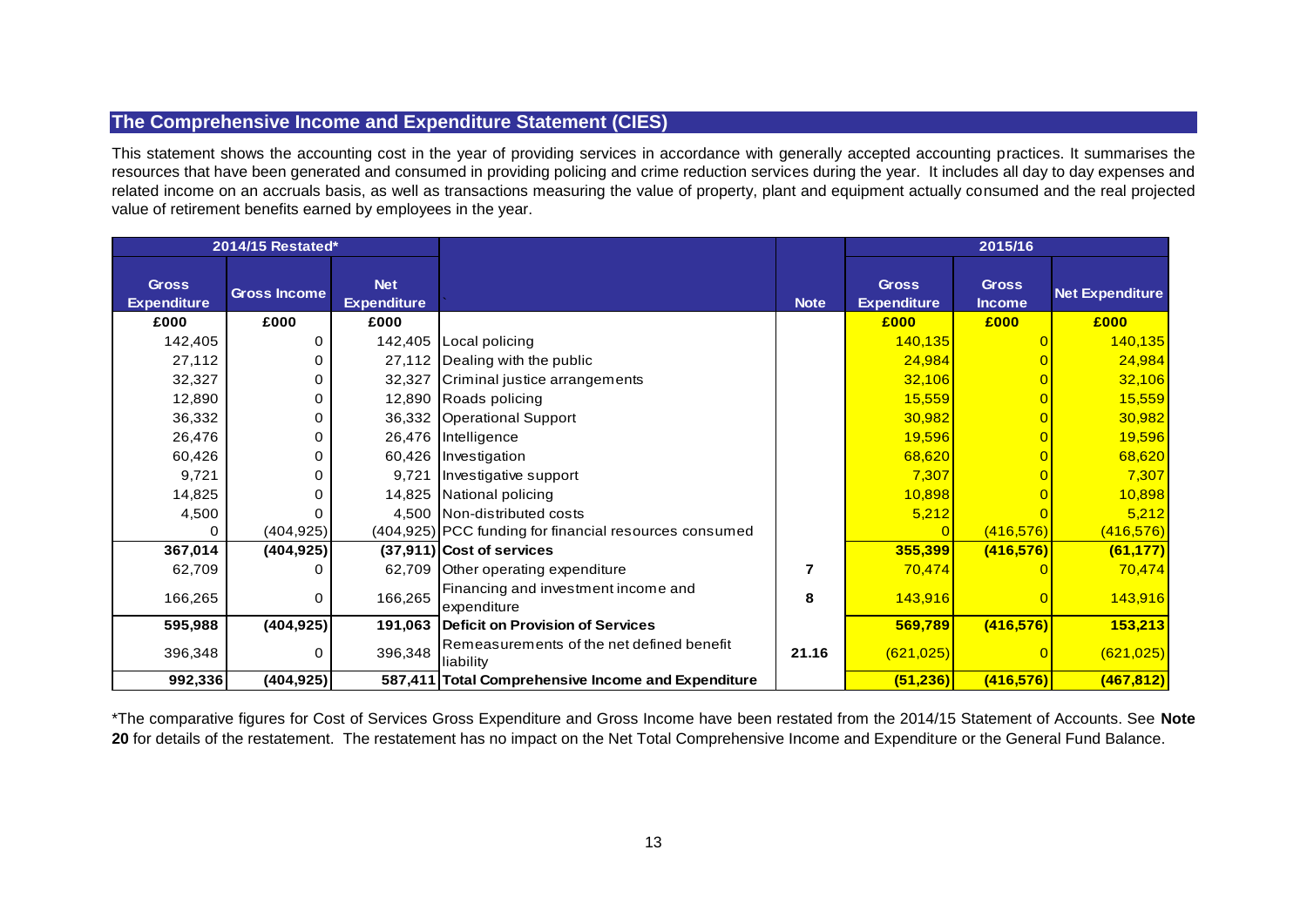## The Comprehensive Income and Expenditure Statement (CIES)

This statement shows the accounting cost in the year of providing services in accordance with generally accepted accounting practices. It summarises the resources that have been generated and consumed in providing policing and crime reduction services during the year. It includes all day to day expenses and related income on an accruals basis, as well as transactions measuring the value of property, plant and equipment actually consumed and the real projected value of retirement benefits earned by employees in the year.

| 2014/15 Restated* | | | | | 2015/16 | | |
|---|---|---|---|---|---|---|---|
| Gross Expenditure | Gross Income | Net Expenditure | | Note | Gross Expenditure | Gross Income | Net Expenditure |
| £000 | £000 | £000 | | | £000 | £000 | £000 |
| 142,405 | 0 | 142,405 | Local policing | | 140,135 | 0 | 140,135 |
| 27,112 | 0 | 27,112 | Dealing with the public | | 24,984 | 0 | 24,984 |
| 32,327 | 0 | 32,327 | Criminal justice arrangements | | 32,106 | 0 | 32,106 |
| 12,890 | 0 | 12,890 | Roads policing | | 15,559 | 0 | 15,559 |
| 36,332 | 0 | 36,332 | Operational Support | | 30,982 | 0 | 30,982 |
| 26,476 | 0 | 26,476 | Intelligence | | 19,596 | 0 | 19,596 |
| 60,426 | 0 | 60,426 | Investigation | | 68,620 | 0 | 68,620 |
| 9,721 | 0 | 9,721 | Investigative support | | 7,307 | 0 | 7,307 |
| 14,825 | 0 | 14,825 | National policing | | 10,898 | 0 | 10,898 |
| 4,500 | 0 | 4,500 | Non-distributed costs | | 5,212 | 0 | 5,212 |
| 0 | (404,925) | (404,925) | PCC funding for financial resources consumed | | 0 | (416,576) | (416,576) |
| **367,014** | **(404,925)** | **(37,911)** | **Cost of services** | | **355,399** | **(416,576)** | **(61,177)** |
| 62,709 | 0 | 62,709 | Other operating expenditure | **7** | 70,474 | 0 | 70,474 |
| 166,265 | 0 | 166,265 | Financing and investment income and expenditure | **8** | 143,916 | 0 | 143,916 |
| **595,988** | **(404,925)** | **191,063** | **Deficit on Provision of Services** | | **569,789** | **(416,576)** | **153,213** |
| 396,348 | 0 | 396,348 | Remeasurements of the net defined benefit liability | **21.16** | (621,025) | 0 | (621,025) |
| **992,336** | **(404,925)** | **587,411** | **Total Comprehensive Income and Expenditure** | | **(51,236)** | **(416,576)** | **(467,812)** |

*The comparative figures for Cost of Services Gross Expenditure and Gross Income have been restated from the 2014/15 Statement of Accounts. See **Note 20** for details of the restatement. The restatement has no impact on the Net Total Comprehensive Income and Expenditure or the General Fund Balance.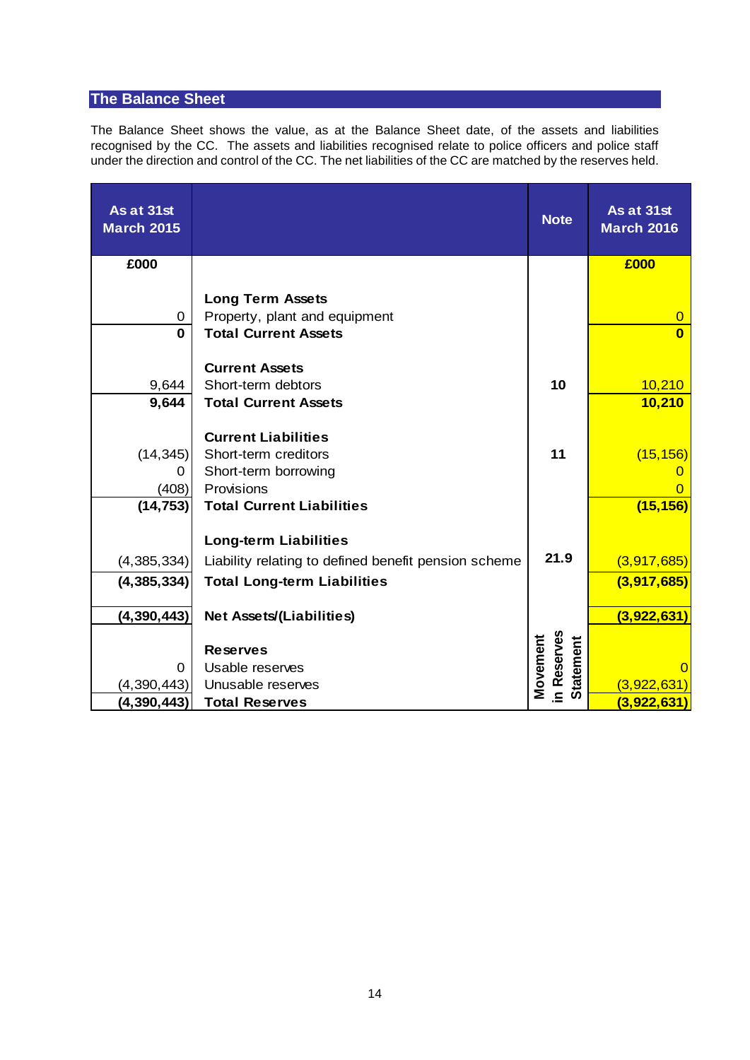## The Balance Sheet

The Balance Sheet shows the value, as at the Balance Sheet date, of the assets and liabilities recognised by the CC. The assets and liabilities recognised relate to police officers and police staff under the direction and control of the CC. The net liabilities of the CC are matched by the reserves held.

| As at 31st March 2015 | | Note | As at 31st March 2016 |
|---|---|---|---|
| £000 | | | £000 |
| | **Long Term Assets** | | |
| 0 | Property, plant and equipment | | 0 |
| **0** | **Total Current Assets** | | **0** |
| | **Current Assets** | | |
| 9,644 | Short-term debtors | **10** | 10,210 |
| **9,644** | **Total Current Assets** | | **10,210** |
| | **Current Liabilities** | | |
| (14,345) | Short-term creditors | **11** | (15,156) |
| 0 | Short-term borrowing | | 0 |
| (408) | Provisions | | 0 |
| **(14,753)** | **Total Current Liabilities** | | **(15,156)** |
| | **Long-term Liabilities** | | |
| (4,385,334) | Liability relating to defined benefit pension scheme | **21.9** | (3,917,685) |
| **(4,385,334)** | **Total Long-term Liabilities** | | **(3,917,685)** |
| **(4,390,443)** | **Net Assets/(Liabilities)** | | **(3,922,631)** |
| | **Reserves** | **Movement in Reserves Statement** | |
| 0 | Usable reserves | | 0 |
| (4,390,443) | Unusable reserves | | (3,922,631) |
| **(4,390,443)** | **Total Reserves** | | **(3,922,631)** |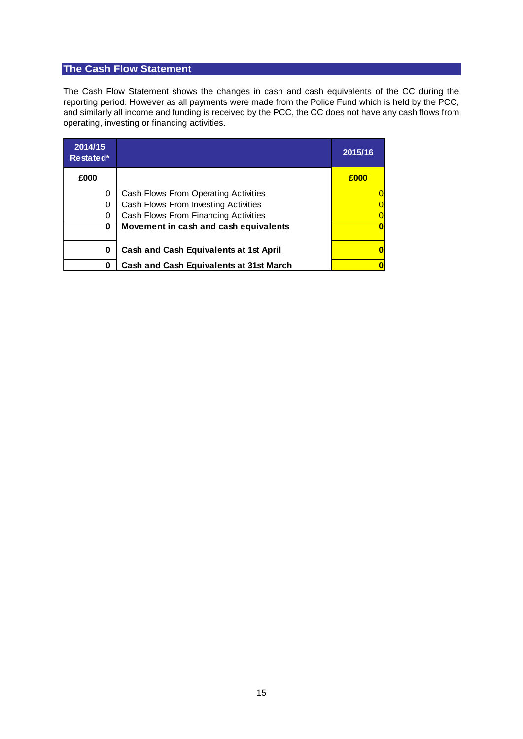## The Cash Flow Statement

The Cash Flow Statement shows the changes in cash and cash equivalents of the CC during the reporting period. However as all payments were made from the Police Fund which is held by the PCC, and similarly all income and funding is received by the PCC, the CC does not have any cash flows from operating, investing or financing activities.

| 2014/15 Restated* | | 2015/16 |
|---|---|---|
| **£000** | | **£000** |
| 0 | Cash Flows From Operating Activities | 0 |
| 0 | Cash Flows From Investing Activities | 0 |
| 0 | Cash Flows From Financing Activities | 0 |
| **0** | **Movement in cash and cash equivalents** | **0** |
| **0** | **Cash and Cash Equivalents at 1st April** | **0** |
| **0** | **Cash and Cash Equivalents at 31st March** | **0** |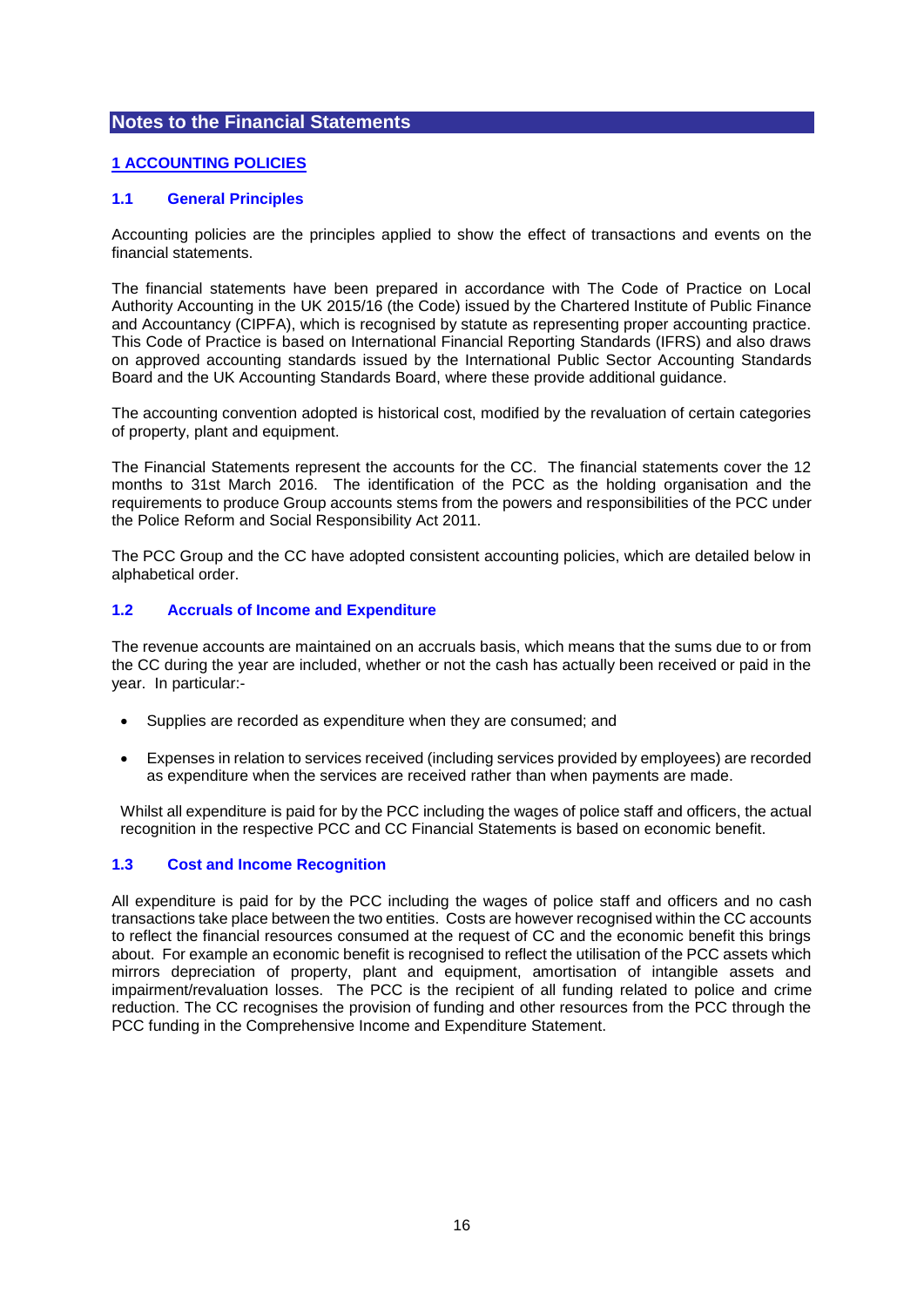## Notes to the Financial Statements

### 1 ACCOUNTING POLICIES

### 1.1 General Principles

Accounting policies are the principles applied to show the effect of transactions and events on the financial statements.

The financial statements have been prepared in accordance with The Code of Practice on Local Authority Accounting in the UK 2015/16 (the Code) issued by the Chartered Institute of Public Finance and Accountancy (CIPFA), which is recognised by statute as representing proper accounting practice. This Code of Practice is based on International Financial Reporting Standards (IFRS) and also draws on approved accounting standards issued by the International Public Sector Accounting Standards Board and the UK Accounting Standards Board, where these provide additional guidance.

The accounting convention adopted is historical cost, modified by the revaluation of certain categories of property, plant and equipment.

The Financial Statements represent the accounts for the CC. The financial statements cover the 12 months to 31st March 2016. The identification of the PCC as the holding organisation and the requirements to produce Group accounts stems from the powers and responsibilities of the PCC under the Police Reform and Social Responsibility Act 2011.

The PCC Group and the CC have adopted consistent accounting policies, which are detailed below in alphabetical order.

### 1.2 Accruals of Income and Expenditure

The revenue accounts are maintained on an accruals basis, which means that the sums due to or from the CC during the year are included, whether or not the cash has actually been received or paid in the year. In particular:-

- Supplies are recorded as expenditure when they are consumed; and
- Expenses in relation to services received (including services provided by employees) are recorded as expenditure when the services are received rather than when payments are made.

Whilst all expenditure is paid for by the PCC including the wages of police staff and officers, the actual recognition in the respective PCC and CC Financial Statements is based on economic benefit.

### 1.3 Cost and Income Recognition

All expenditure is paid for by the PCC including the wages of police staff and officers and no cash transactions take place between the two entities. Costs are however recognised within the CC accounts to reflect the financial resources consumed at the request of CC and the economic benefit this brings about. For example an economic benefit is recognised to reflect the utilisation of the PCC assets which mirrors depreciation of property, plant and equipment, amortisation of intangible assets and impairment/revaluation losses. The PCC is the recipient of all funding related to police and crime reduction. The CC recognises the provision of funding and other resources from the PCC through the PCC funding in the Comprehensive Income and Expenditure Statement.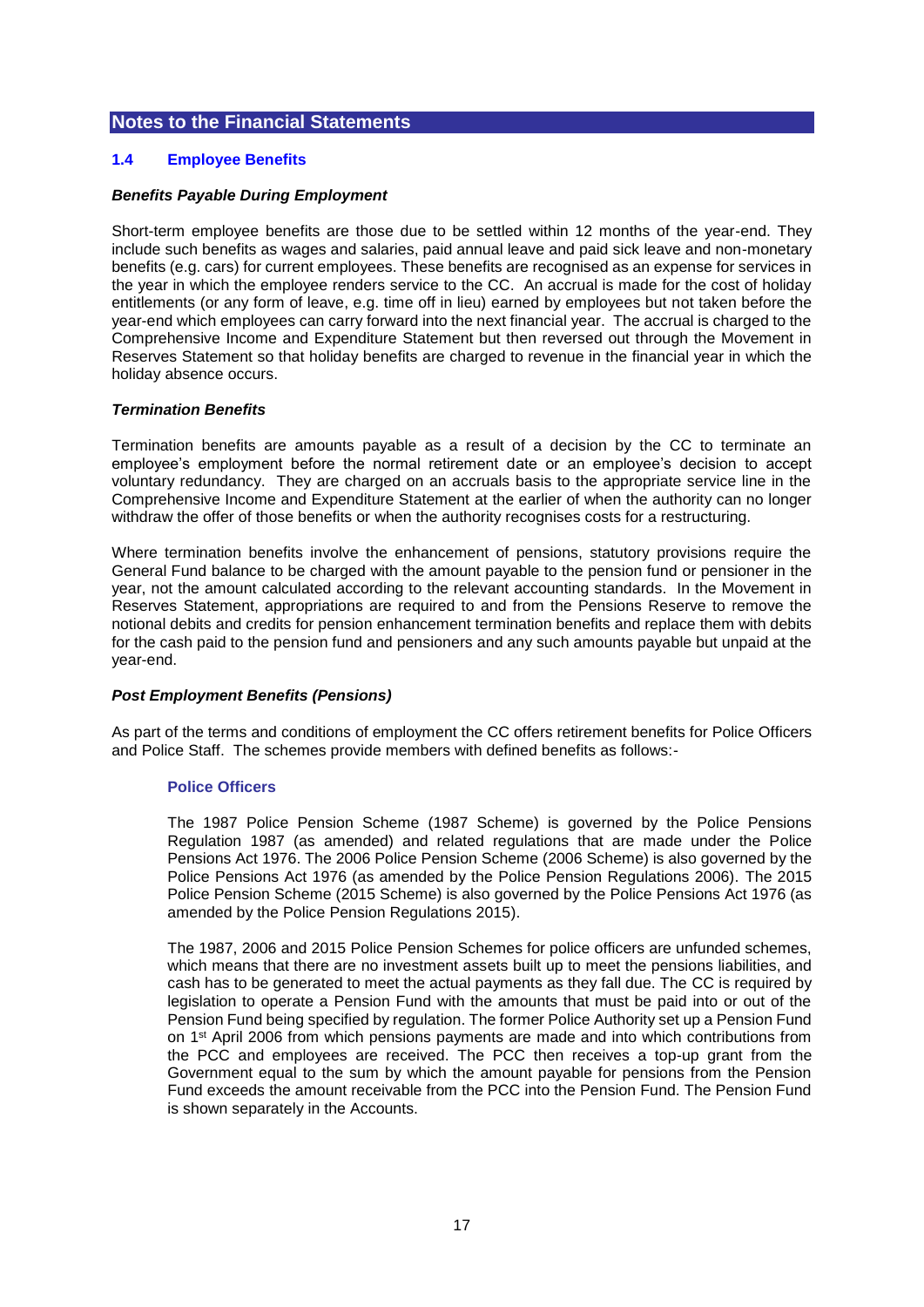## Notes to the Financial Statements

### 1.4 Employee Benefits

***Benefits Payable During Employment***

Short-term employee benefits are those due to be settled within 12 months of the year-end. They include such benefits as wages and salaries, paid annual leave and paid sick leave and non-monetary benefits (e.g. cars) for current employees. These benefits are recognised as an expense for services in the year in which the employee renders service to the CC. An accrual is made for the cost of holiday entitlements (or any form of leave, e.g. time off in lieu) earned by employees but not taken before the year-end which employees can carry forward into the next financial year. The accrual is charged to the Comprehensive Income and Expenditure Statement but then reversed out through the Movement in Reserves Statement so that holiday benefits are charged to revenue in the financial year in which the holiday absence occurs.

***Termination Benefits***

Termination benefits are amounts payable as a result of a decision by the CC to terminate an employee's employment before the normal retirement date or an employee's decision to accept voluntary redundancy. They are charged on an accruals basis to the appropriate service line in the Comprehensive Income and Expenditure Statement at the earlier of when the authority can no longer withdraw the offer of those benefits or when the authority recognises costs for a restructuring.

Where termination benefits involve the enhancement of pensions, statutory provisions require the General Fund balance to be charged with the amount payable to the pension fund or pensioner in the year, not the amount calculated according to the relevant accounting standards. In the Movement in Reserves Statement, appropriations are required to and from the Pensions Reserve to remove the notional debits and credits for pension enhancement termination benefits and replace them with debits for the cash paid to the pension fund and pensioners and any such amounts payable but unpaid at the year-end.

***Post Employment Benefits (Pensions)***

As part of the terms and conditions of employment the CC offers retirement benefits for Police Officers and Police Staff. The schemes provide members with defined benefits as follows:-

**Police Officers**

The 1987 Police Pension Scheme (1987 Scheme) is governed by the Police Pensions Regulation 1987 (as amended) and related regulations that are made under the Police Pensions Act 1976. The 2006 Police Pension Scheme (2006 Scheme) is also governed by the Police Pensions Act 1976 (as amended by the Police Pension Regulations 2006). The 2015 Police Pension Scheme (2015 Scheme) is also governed by the Police Pensions Act 1976 (as amended by the Police Pension Regulations 2015).

The 1987, 2006 and 2015 Police Pension Schemes for police officers are unfunded schemes, which means that there are no investment assets built up to meet the pensions liabilities, and cash has to be generated to meet the actual payments as they fall due. The CC is required by legislation to operate a Pension Fund with the amounts that must be paid into or out of the Pension Fund being specified by regulation. The former Police Authority set up a Pension Fund on 1st April 2006 from which pensions payments are made and into which contributions from the PCC and employees are received. The PCC then receives a top-up grant from the Government equal to the sum by which the amount payable for pensions from the Pension Fund exceeds the amount receivable from the PCC into the Pension Fund. The Pension Fund is shown separately in the Accounts.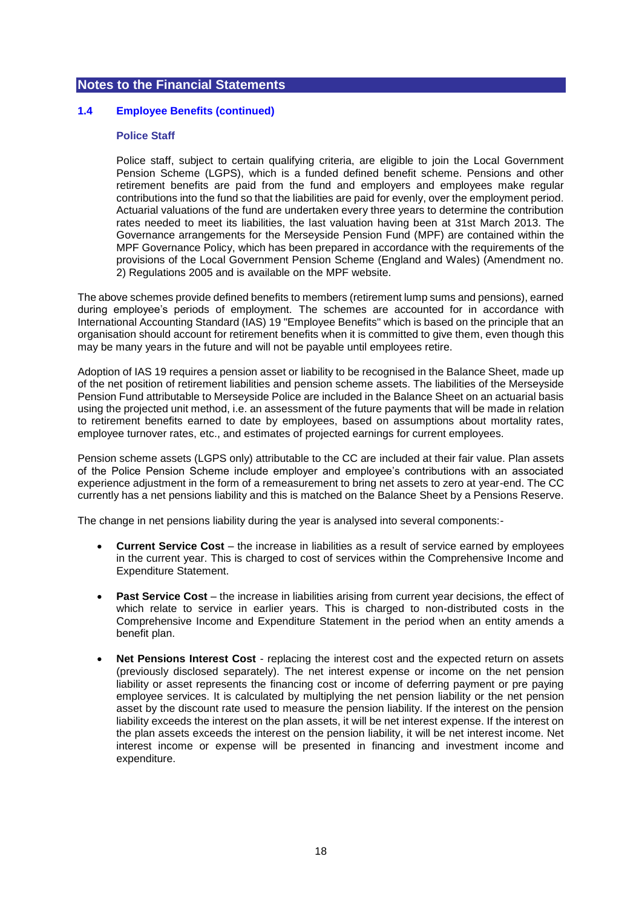## Notes to the Financial Statements

### 1.4 Employee Benefits (continued)

#### Police Staff

Police staff, subject to certain qualifying criteria, are eligible to join the Local Government Pension Scheme (LGPS), which is a funded defined benefit scheme. Pensions and other retirement benefits are paid from the fund and employers and employees make regular contributions into the fund so that the liabilities are paid for evenly, over the employment period. Actuarial valuations of the fund are undertaken every three years to determine the contribution rates needed to meet its liabilities, the last valuation having been at 31st March 2013. The Governance arrangements for the Merseyside Pension Fund (MPF) are contained within the MPF Governance Policy, which has been prepared in accordance with the requirements of the provisions of the Local Government Pension Scheme (England and Wales) (Amendment no. 2) Regulations 2005 and is available on the MPF website.

The above schemes provide defined benefits to members (retirement lump sums and pensions), earned during employee's periods of employment. The schemes are accounted for in accordance with International Accounting Standard (IAS) 19 "Employee Benefits" which is based on the principle that an organisation should account for retirement benefits when it is committed to give them, even though this may be many years in the future and will not be payable until employees retire.

Adoption of IAS 19 requires a pension asset or liability to be recognised in the Balance Sheet, made up of the net position of retirement liabilities and pension scheme assets. The liabilities of the Merseyside Pension Fund attributable to Merseyside Police are included in the Balance Sheet on an actuarial basis using the projected unit method, i.e. an assessment of the future payments that will be made in relation to retirement benefits earned to date by employees, based on assumptions about mortality rates, employee turnover rates, etc., and estimates of projected earnings for current employees.

Pension scheme assets (LGPS only) attributable to the CC are included at their fair value. Plan assets of the Police Pension Scheme include employer and employee's contributions with an associated experience adjustment in the form of a remeasurement to bring net assets to zero at year-end. The CC currently has a net pensions liability and this is matched on the Balance Sheet by a Pensions Reserve.

The change in net pensions liability during the year is analysed into several components:-

- **Current Service Cost** – the increase in liabilities as a result of service earned by employees in the current year. This is charged to cost of services within the Comprehensive Income and Expenditure Statement.
- **Past Service Cost** – the increase in liabilities arising from current year decisions, the effect of which relate to service in earlier years. This is charged to non-distributed costs in the Comprehensive Income and Expenditure Statement in the period when an entity amends a benefit plan.
- **Net Pensions Interest Cost** - replacing the interest cost and the expected return on assets (previously disclosed separately). The net interest expense or income on the net pension liability or asset represents the financing cost or income of deferring payment or pre paying employee services. It is calculated by multiplying the net pension liability or the net pension asset by the discount rate used to measure the pension liability. If the interest on the pension liability exceeds the interest on the plan assets, it will be net interest expense. If the interest on the plan assets exceeds the interest on the pension liability, it will be net interest income. Net interest income or expense will be presented in financing and investment income and expenditure.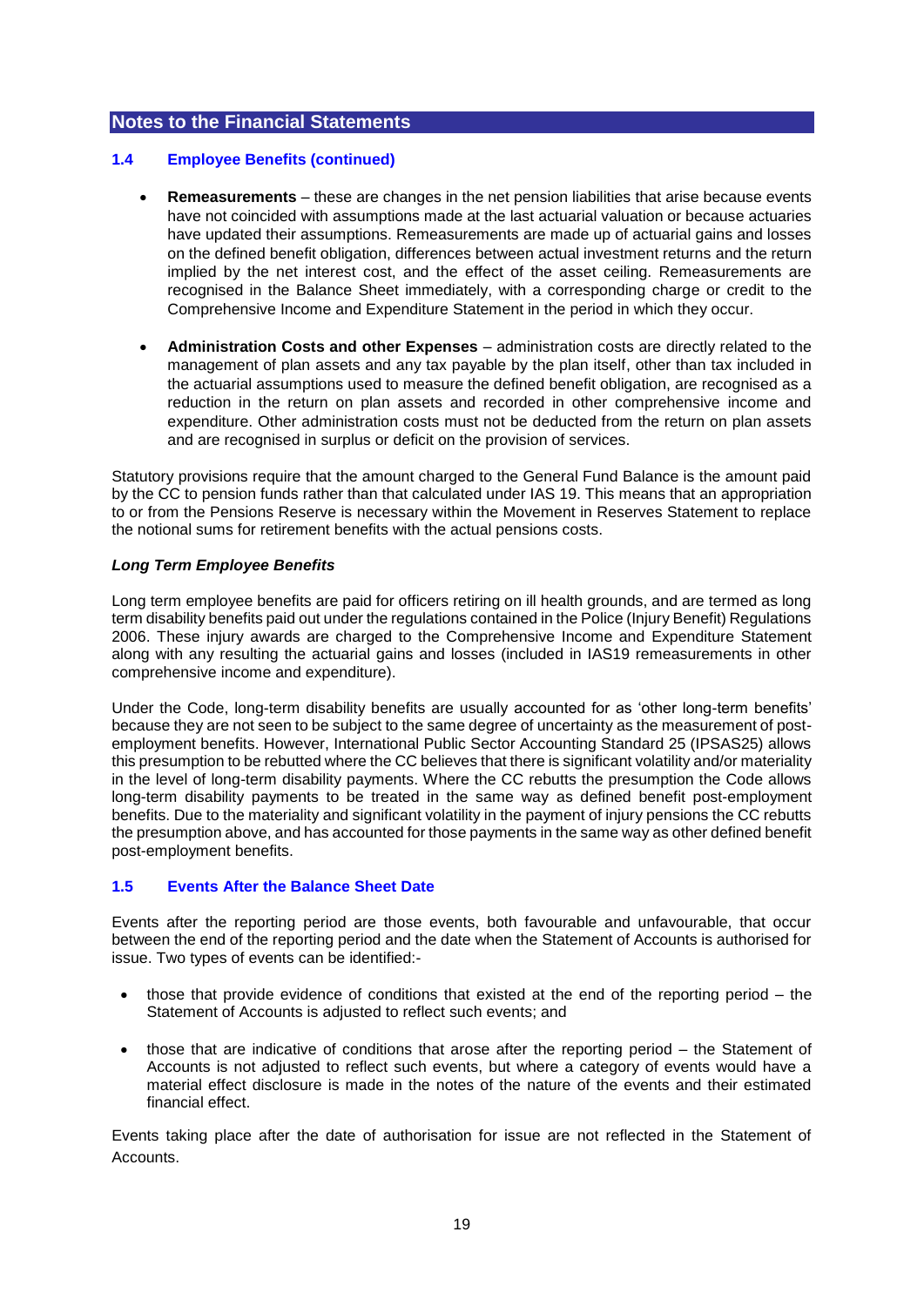## Notes to the Financial Statements

### 1.4 Employee Benefits (continued)

- **Remeasurements** – these are changes in the net pension liabilities that arise because events have not coincided with assumptions made at the last actuarial valuation or because actuaries have updated their assumptions. Remeasurements are made up of actuarial gains and losses on the defined benefit obligation, differences between actual investment returns and the return implied by the net interest cost, and the effect of the asset ceiling. Remeasurements are recognised in the Balance Sheet immediately, with a corresponding charge or credit to the Comprehensive Income and Expenditure Statement in the period in which they occur.

- **Administration Costs and other Expenses** – administration costs are directly related to the management of plan assets and any tax payable by the plan itself, other than tax included in the actuarial assumptions used to measure the defined benefit obligation, are recognised as a reduction in the return on plan assets and recorded in other comprehensive income and expenditure. Other administration costs must not be deducted from the return on plan assets and are recognised in surplus or deficit on the provision of services.

Statutory provisions require that the amount charged to the General Fund Balance is the amount paid by the CC to pension funds rather than that calculated under IAS 19. This means that an appropriation to or from the Pensions Reserve is necessary within the Movement in Reserves Statement to replace the notional sums for retirement benefits with the actual pensions costs.

***Long Term Employee Benefits***

Long term employee benefits are paid for officers retiring on ill health grounds, and are termed as long term disability benefits paid out under the regulations contained in the Police (Injury Benefit) Regulations 2006. These injury awards are charged to the Comprehensive Income and Expenditure Statement along with any resulting the actuarial gains and losses (included in IAS19 remeasurements in other comprehensive income and expenditure).

Under the Code, long-term disability benefits are usually accounted for as 'other long-term benefits' because they are not seen to be subject to the same degree of uncertainty as the measurement of post-employment benefits. However, International Public Sector Accounting Standard 25 (IPSAS25) allows this presumption to be rebutted where the CC believes that there is significant volatility and/or materiality in the level of long-term disability payments. Where the CC rebutts the presumption the Code allows long-term disability payments to be treated in the same way as defined benefit post-employment benefits. Due to the materiality and significant volatility in the payment of injury pensions the CC rebutts the presumption above, and has accounted for those payments in the same way as other defined benefit post-employment benefits.

### 1.5 Events After the Balance Sheet Date

Events after the reporting period are those events, both favourable and unfavourable, that occur between the end of the reporting period and the date when the Statement of Accounts is authorised for issue. Two types of events can be identified:-

- those that provide evidence of conditions that existed at the end of the reporting period – the Statement of Accounts is adjusted to reflect such events; and

- those that are indicative of conditions that arose after the reporting period – the Statement of Accounts is not adjusted to reflect such events, but where a category of events would have a material effect disclosure is made in the notes of the nature of the events and their estimated financial effect.

Events taking place after the date of authorisation for issue are not reflected in the Statement of Accounts.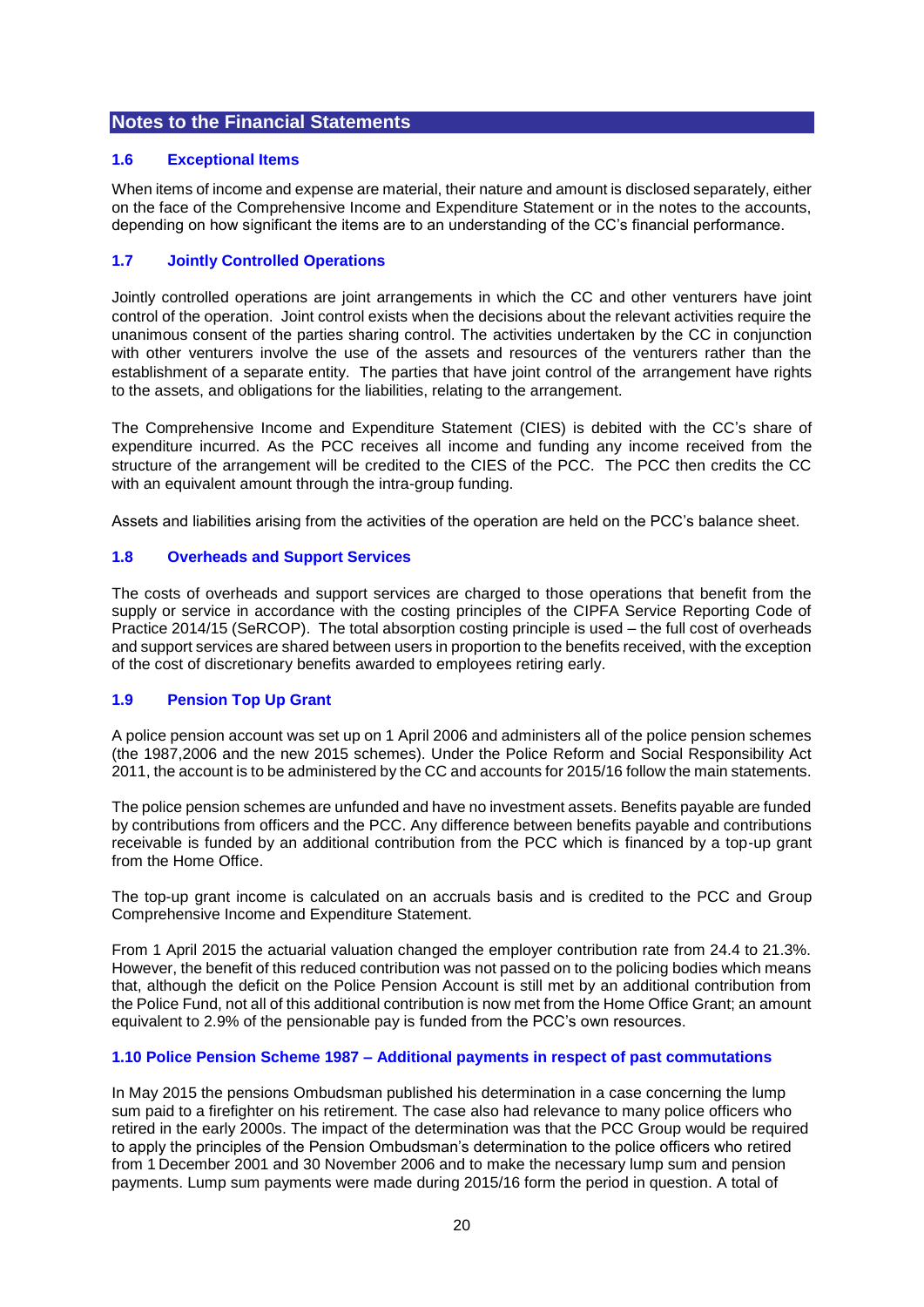## Notes to the Financial Statements

### 1.6 Exceptional Items

When items of income and expense are material, their nature and amount is disclosed separately, either on the face of the Comprehensive Income and Expenditure Statement or in the notes to the accounts, depending on how significant the items are to an understanding of the CC's financial performance.

### 1.7 Jointly Controlled Operations

Jointly controlled operations are joint arrangements in which the CC and other venturers have joint control of the operation. Joint control exists when the decisions about the relevant activities require the unanimous consent of the parties sharing control. The activities undertaken by the CC in conjunction with other venturers involve the use of the assets and resources of the venturers rather than the establishment of a separate entity. The parties that have joint control of the arrangement have rights to the assets, and obligations for the liabilities, relating to the arrangement.

The Comprehensive Income and Expenditure Statement (CIES) is debited with the CC's share of expenditure incurred. As the PCC receives all income and funding any income received from the structure of the arrangement will be credited to the CIES of the PCC. The PCC then credits the CC with an equivalent amount through the intra-group funding.

Assets and liabilities arising from the activities of the operation are held on the PCC's balance sheet.

### 1.8 Overheads and Support Services

The costs of overheads and support services are charged to those operations that benefit from the supply or service in accordance with the costing principles of the CIPFA Service Reporting Code of Practice 2014/15 (SeRCOP). The total absorption costing principle is used – the full cost of overheads and support services are shared between users in proportion to the benefits received, with the exception of the cost of discretionary benefits awarded to employees retiring early.

### 1.9 Pension Top Up Grant

A police pension account was set up on 1 April 2006 and administers all of the police pension schemes (the 1987,2006 and the new 2015 schemes). Under the Police Reform and Social Responsibility Act 2011, the account is to be administered by the CC and accounts for 2015/16 follow the main statements.

The police pension schemes are unfunded and have no investment assets. Benefits payable are funded by contributions from officers and the PCC. Any difference between benefits payable and contributions receivable is funded by an additional contribution from the PCC which is financed by a top-up grant from the Home Office.

The top-up grant income is calculated on an accruals basis and is credited to the PCC and Group Comprehensive Income and Expenditure Statement.

From 1 April 2015 the actuarial valuation changed the employer contribution rate from 24.4 to 21.3%. However, the benefit of this reduced contribution was not passed on to the policing bodies which means that, although the deficit on the Police Pension Account is still met by an additional contribution from the Police Fund, not all of this additional contribution is now met from the Home Office Grant; an amount equivalent to 2.9% of the pensionable pay is funded from the PCC's own resources.

### 1.10 Police Pension Scheme 1987 – Additional payments in respect of past commutations

In May 2015 the pensions Ombudsman published his determination in a case concerning the lump sum paid to a firefighter on his retirement. The case also had relevance to many police officers who retired in the early 2000s. The impact of the determination was that the PCC Group would be required to apply the principles of the Pension Ombudsman's determination to the police officers who retired from 1 December 2001 and 30 November 2006 and to make the necessary lump sum and pension payments. Lump sum payments were made during 2015/16 form the period in question. A total of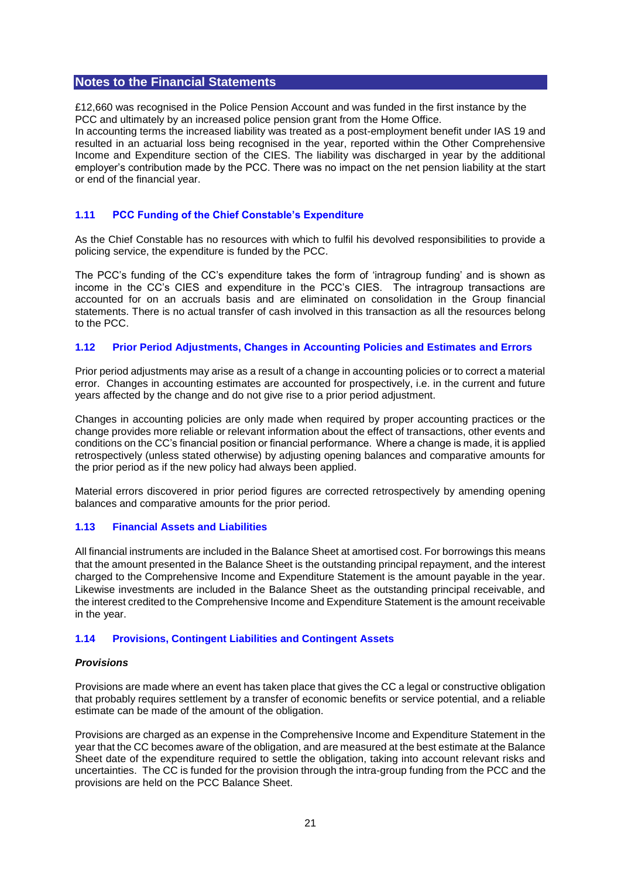## Notes to the Financial Statements

£12,660 was recognised in the Police Pension Account and was funded in the first instance by the PCC and ultimately by an increased police pension grant from the Home Office.
In accounting terms the increased liability was treated as a post-employment benefit under IAS 19 and resulted in an actuarial loss being recognised in the year, reported within the Other Comprehensive Income and Expenditure section of the CIES. The liability was discharged in year by the additional employer's contribution made by the PCC. There was no impact on the net pension liability at the start or end of the financial year.

### 1.11 PCC Funding of the Chief Constable's Expenditure

As the Chief Constable has no resources with which to fulfil his devolved responsibilities to provide a policing service, the expenditure is funded by the PCC.

The PCC's funding of the CC's expenditure takes the form of 'intragroup funding' and is shown as income in the CC's CIES and expenditure in the PCC's CIES. The intragroup transactions are accounted for on an accruals basis and are eliminated on consolidation in the Group financial statements. There is no actual transfer of cash involved in this transaction as all the resources belong to the PCC.

### 1.12 Prior Period Adjustments, Changes in Accounting Policies and Estimates and Errors

Prior period adjustments may arise as a result of a change in accounting policies or to correct a material error. Changes in accounting estimates are accounted for prospectively, i.e. in the current and future years affected by the change and do not give rise to a prior period adjustment.

Changes in accounting policies are only made when required by proper accounting practices or the change provides more reliable or relevant information about the effect of transactions, other events and conditions on the CC's financial position or financial performance. Where a change is made, it is applied retrospectively (unless stated otherwise) by adjusting opening balances and comparative amounts for the prior period as if the new policy had always been applied.

Material errors discovered in prior period figures are corrected retrospectively by amending opening balances and comparative amounts for the prior period.

### 1.13 Financial Assets and Liabilities

All financial instruments are included in the Balance Sheet at amortised cost. For borrowings this means that the amount presented in the Balance Sheet is the outstanding principal repayment, and the interest charged to the Comprehensive Income and Expenditure Statement is the amount payable in the year. Likewise investments are included in the Balance Sheet as the outstanding principal receivable, and the interest credited to the Comprehensive Income and Expenditure Statement is the amount receivable in the year.

### 1.14 Provisions, Contingent Liabilities and Contingent Assets

***Provisions***

Provisions are made where an event has taken place that gives the CC a legal or constructive obligation that probably requires settlement by a transfer of economic benefits or service potential, and a reliable estimate can be made of the amount of the obligation.

Provisions are charged as an expense in the Comprehensive Income and Expenditure Statement in the year that the CC becomes aware of the obligation, and are measured at the best estimate at the Balance Sheet date of the expenditure required to settle the obligation, taking into account relevant risks and uncertainties. The CC is funded for the provision through the intra-group funding from the PCC and the provisions are held on the PCC Balance Sheet.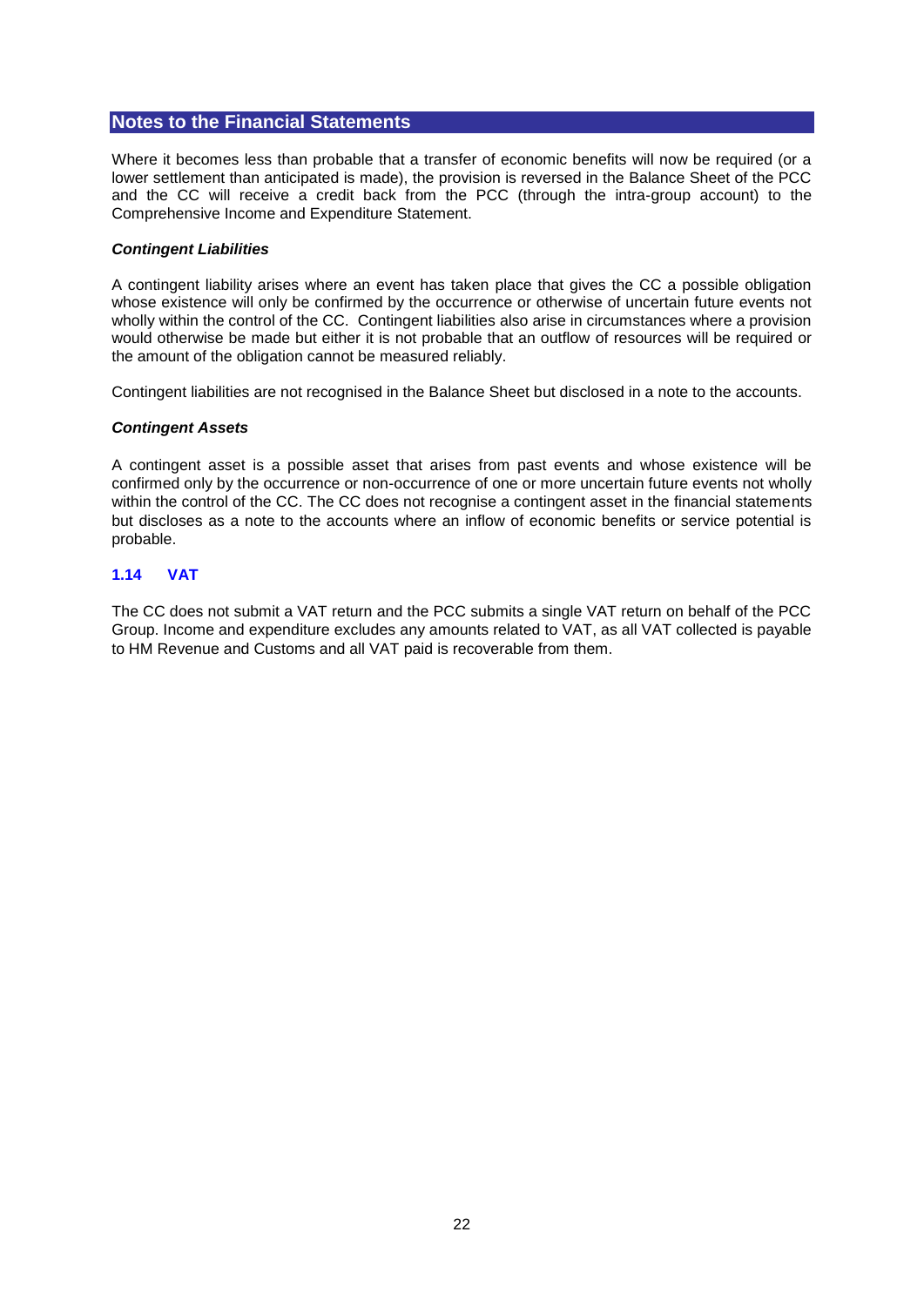## Notes to the Financial Statements

Where it becomes less than probable that a transfer of economic benefits will now be required (or a lower settlement than anticipated is made), the provision is reversed in the Balance Sheet of the PCC and the CC will receive a credit back from the PCC (through the intra-group account) to the Comprehensive Income and Expenditure Statement.

***Contingent Liabilities***

A contingent liability arises where an event has taken place that gives the CC a possible obligation whose existence will only be confirmed by the occurrence or otherwise of uncertain future events not wholly within the control of the CC. Contingent liabilities also arise in circumstances where a provision would otherwise be made but either it is not probable that an outflow of resources will be required or the amount of the obligation cannot be measured reliably.

Contingent liabilities are not recognised in the Balance Sheet but disclosed in a note to the accounts.

***Contingent Assets***

A contingent asset is a possible asset that arises from past events and whose existence will be confirmed only by the occurrence or non-occurrence of one or more uncertain future events not wholly within the control of the CC. The CC does not recognise a contingent asset in the financial statements but discloses as a note to the accounts where an inflow of economic benefits or service potential is probable.

### 1.14 VAT

The CC does not submit a VAT return and the PCC submits a single VAT return on behalf of the PCC Group. Income and expenditure excludes any amounts related to VAT, as all VAT collected is payable to HM Revenue and Customs and all VAT paid is recoverable from them.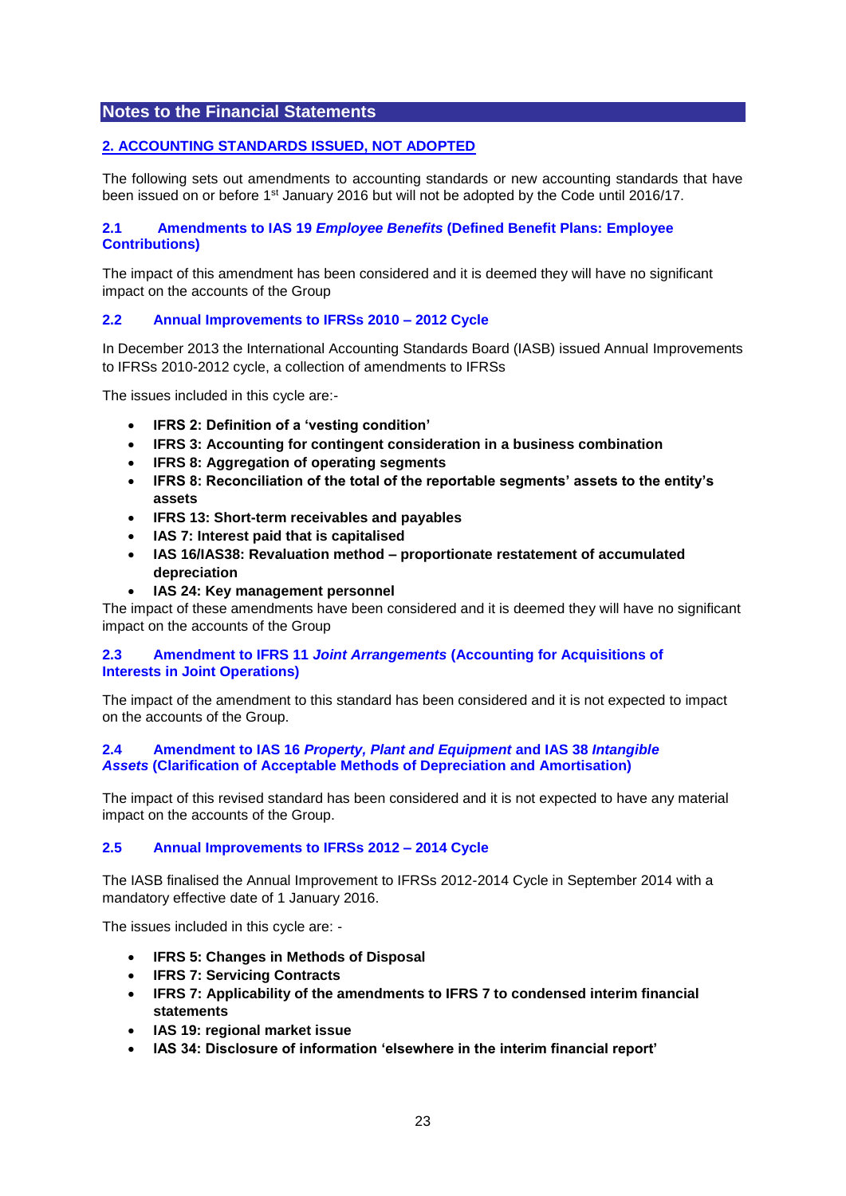## Notes to the Financial Statements

### 2. ACCOUNTING STANDARDS ISSUED, NOT ADOPTED

The following sets out amendments to accounting standards or new accounting standards that have been issued on or before 1st January 2016 but will not be adopted by the Code until 2016/17.

#### 2.1 Amendments to IAS 19 *Employee Benefits* (Defined Benefit Plans: Employee Contributions)

The impact of this amendment has been considered and it is deemed they will have no significant impact on the accounts of the Group

#### 2.2 Annual Improvements to IFRSs 2010 – 2012 Cycle

In December 2013 the International Accounting Standards Board (IASB) issued Annual Improvements to IFRSs 2010-2012 cycle, a collection of amendments to IFRSs

The issues included in this cycle are:-

- **IFRS 2: Definition of a 'vesting condition'**
- **IFRS 3: Accounting for contingent consideration in a business combination**
- **IFRS 8: Aggregation of operating segments**
- **IFRS 8: Reconciliation of the total of the reportable segments' assets to the entity's assets**
- **IFRS 13: Short-term receivables and payables**
- **IAS 7: Interest paid that is capitalised**
- **IAS 16/IAS38: Revaluation method – proportionate restatement of accumulated depreciation**
- **IAS 24: Key management personnel**

The impact of these amendments have been considered and it is deemed they will have no significant impact on the accounts of the Group

#### 2.3 Amendment to IFRS 11 *Joint Arrangements* (Accounting for Acquisitions of Interests in Joint Operations)

The impact of the amendment to this standard has been considered and it is not expected to impact on the accounts of the Group.

#### 2.4 Amendment to IAS 16 *Property, Plant and Equipment* and IAS 38 *Intangible Assets* (Clarification of Acceptable Methods of Depreciation and Amortisation)

The impact of this revised standard has been considered and it is not expected to have any material impact on the accounts of the Group.

#### 2.5 Annual Improvements to IFRSs 2012 – 2014 Cycle

The IASB finalised the Annual Improvement to IFRSs 2012-2014 Cycle in September 2014 with a mandatory effective date of 1 January 2016.

The issues included in this cycle are: -

- **IFRS 5: Changes in Methods of Disposal**
- **IFRS 7: Servicing Contracts**
- **IFRS 7: Applicability of the amendments to IFRS 7 to condensed interim financial statements**
- **IAS 19: regional market issue**
- **IAS 34: Disclosure of information 'elsewhere in the interim financial report'**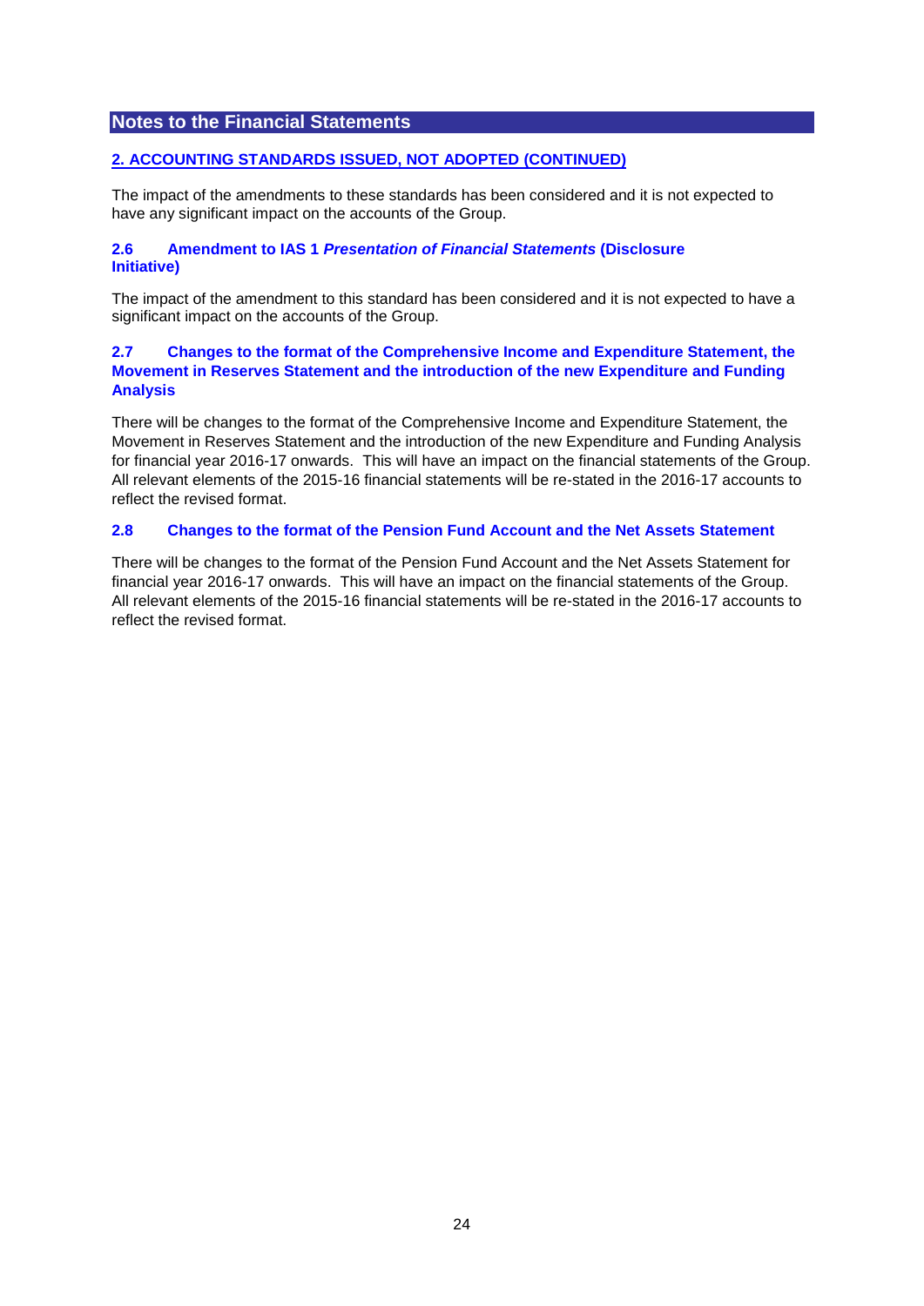## Notes to the Financial Statements

### 2. ACCOUNTING STANDARDS ISSUED, NOT ADOPTED (CONTINUED)

The impact of the amendments to these standards has been considered and it is not expected to have any significant impact on the accounts of the Group.

#### 2.6 Amendment to IAS 1 *Presentation of Financial Statements* (Disclosure Initiative)

The impact of the amendment to this standard has been considered and it is not expected to have a significant impact on the accounts of the Group.

#### 2.7 Changes to the format of the Comprehensive Income and Expenditure Statement, the Movement in Reserves Statement and the introduction of the new Expenditure and Funding Analysis

There will be changes to the format of the Comprehensive Income and Expenditure Statement, the Movement in Reserves Statement and the introduction of the new Expenditure and Funding Analysis for financial year 2016-17 onwards. This will have an impact on the financial statements of the Group. All relevant elements of the 2015-16 financial statements will be re-stated in the 2016-17 accounts to reflect the revised format.

#### 2.8 Changes to the format of the Pension Fund Account and the Net Assets Statement

There will be changes to the format of the Pension Fund Account and the Net Assets Statement for financial year 2016-17 onwards. This will have an impact on the financial statements of the Group. All relevant elements of the 2015-16 financial statements will be re-stated in the 2016-17 accounts to reflect the revised format.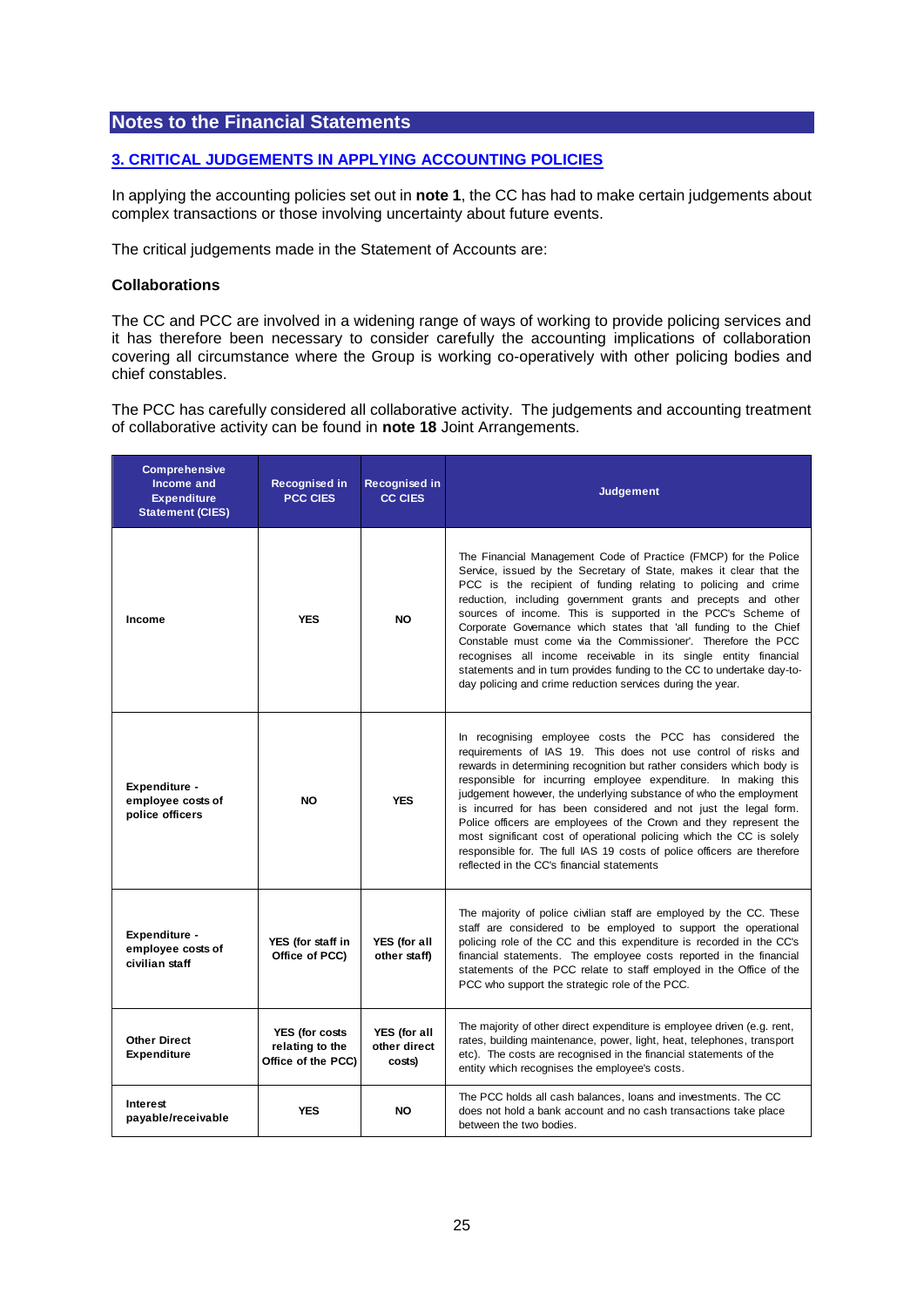# Notes to the Financial Statements

## 3. CRITICAL JUDGEMENTS IN APPLYING ACCOUNTING POLICIES

In applying the accounting policies set out in **note 1**, the CC has had to make certain judgements about complex transactions or those involving uncertainty about future events.

The critical judgements made in the Statement of Accounts are:

### Collaborations

The CC and PCC are involved in a widening range of ways of working to provide policing services and it has therefore been necessary to consider carefully the accounting implications of collaboration covering all circumstance where the Group is working co-operatively with other policing bodies and chief constables.

The PCC has carefully considered all collaborative activity. The judgements and accounting treatment of collaborative activity can be found in **note 18** Joint Arrangements.

| Comprehensive Income and Expenditure Statement (CIES) | Recognised in PCC CIES | Recognised in CC CIES | Judgement |
|---|---|---|---|
| Income | YES | NO | The Financial Management Code of Practice (FMCP) for the Police Service, issued by the Secretary of State, makes it clear that the PCC is the recipient of funding relating to policing and crime reduction, including government grants and precepts and other sources of income. This is supported in the PCC's Scheme of Corporate Governance which states that 'all funding to the Chief Constable must come via the Commissioner'. Therefore the PCC recognises all income receivable in its single entity financial statements and in turn provides funding to the CC to undertake day-to-day policing and crime reduction services during the year. |
| Expenditure - employee costs of police officers | NO | YES | In recognising employee costs the PCC has considered the requirements of IAS 19. This does not use control of risks and rewards in determining recognition but rather considers which body is responsible for incurring employee expenditure. In making this judgement however, the underlying substance of who the employment is incurred for has been considered and not just the legal form. Police officers are employees of the Crown and they represent the most significant cost of operational policing which the CC is solely responsible for. The full IAS 19 costs of police officers are therefore reflected in the CC's financial statements |
| Expenditure - employee costs of civilian staff | YES (for staff in Office of PCC) | YES (for all other staff) | The majority of police civilian staff are employed by the CC. These staff are considered to be employed to support the operational policing role of the CC and this expenditure is recorded in the CC's financial statements. The employee costs reported in the financial statements of the PCC relate to staff employed in the Office of the PCC who support the strategic role of the PCC. |
| Other Direct Expenditure | YES (for costs relating to the Office of the PCC) | YES (for all other direct costs) | The majority of other direct expenditure is employee driven (e.g. rent, rates, building maintenance, power, light, heat, telephones, transport etc). The costs are recognised in the financial statements of the entity which recognises the employee's costs. |
| Interest payable/receivable | YES | NO | The PCC holds all cash balances, loans and investments. The CC does not hold a bank account and no cash transactions take place between the two bodies. |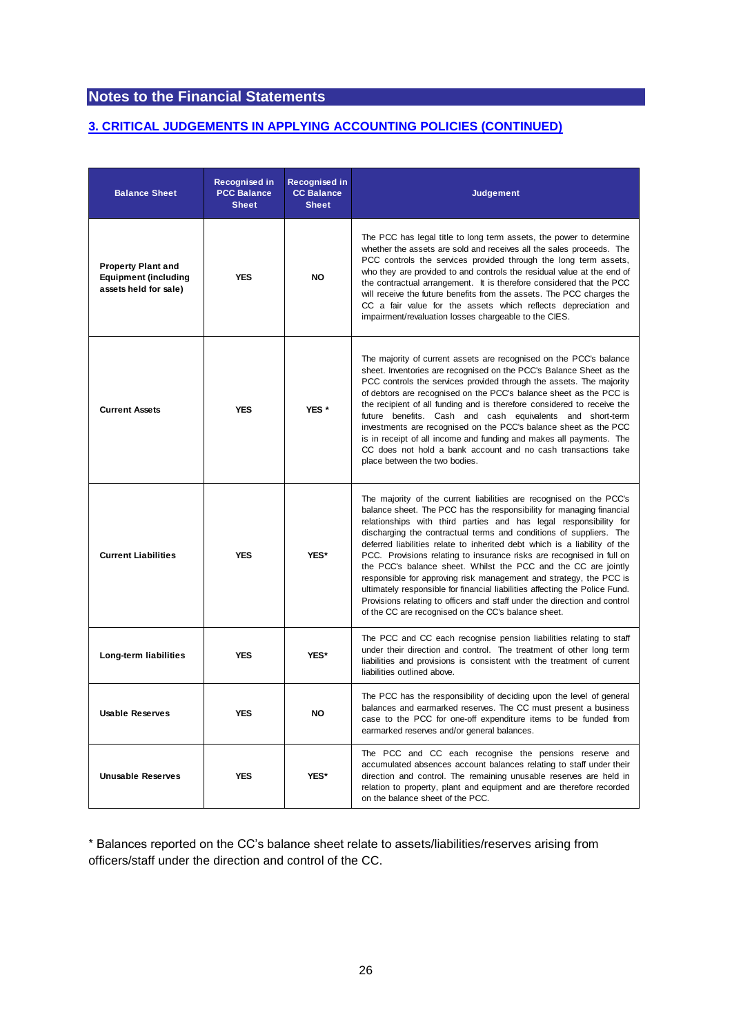## Notes to the Financial Statements

### 3. CRITICAL JUDGEMENTS IN APPLYING ACCOUNTING POLICIES (CONTINUED)

| Balance Sheet | Recognised in PCC Balance Sheet | Recognised in CC Balance Sheet | Judgement |
|---|---|---|---|
| **Property Plant and Equipment (including assets held for sale)** | YES | NO | The PCC has legal title to long term assets, the power to determine whether the assets are sold and receives all the sales proceeds. The PCC controls the services provided through the long term assets, who they are provided to and controls the residual value at the end of the contractual arrangement. It is therefore considered that the PCC will receive the future benefits from the assets. The PCC charges the CC a fair value for the assets which reflects depreciation and impairment/revaluation losses chargeable to the CIES. |
| **Current Assets** | YES | YES * | The majority of current assets are recognised on the PCC's balance sheet. Inventories are recognised on the PCC's Balance Sheet as the PCC controls the services provided through the assets. The majority of debtors are recognised on the PCC's balance sheet as the PCC is the recipient of all funding and is therefore considered to receive the future benefits. Cash and cash equivalents and short-term investments are recognised on the PCC's balance sheet as the PCC is in receipt of all income and funding and makes all payments. The CC does not hold a bank account and no cash transactions take place between the two bodies. |
| **Current Liabilities** | YES | YES* | The majority of the current liabilities are recognised on the PCC's balance sheet. The PCC has the responsibility for managing financial relationships with third parties and has legal responsibility for discharging the contractual terms and conditions of suppliers. The deferred liabilities relate to inherited debt which is a liability of the PCC. Provisions relating to insurance risks are recognised in full on the PCC's balance sheet. Whilst the PCC and the CC are jointly responsible for approving risk management and strategy, the PCC is ultimately responsible for financial liabilities affecting the Police Fund. Provisions relating to officers and staff under the direction and control of the CC are recognised on the CC's balance sheet. |
| **Long-term liabilities** | YES | YES* | The PCC and CC each recognise pension liabilities relating to staff under their direction and control. The treatment of other long term liabilities and provisions is consistent with the treatment of current liabilities outlined above. |
| **Usable Reserves** | YES | NO | The PCC has the responsibility of deciding upon the level of general balances and earmarked reserves. The CC must present a business case to the PCC for one-off expenditure items to be funded from earmarked reserves and/or general balances. |
| **Unusable Reserves** | YES | YES* | The PCC and CC each recognise the pensions reserve and accumulated absences account balances relating to staff under their direction and control. The remaining unusable reserves are held in relation to property, plant and equipment and are therefore recorded on the balance sheet of the PCC. |

* Balances reported on the CC's balance sheet relate to assets/liabilities/reserves arising from officers/staff under the direction and control of the CC.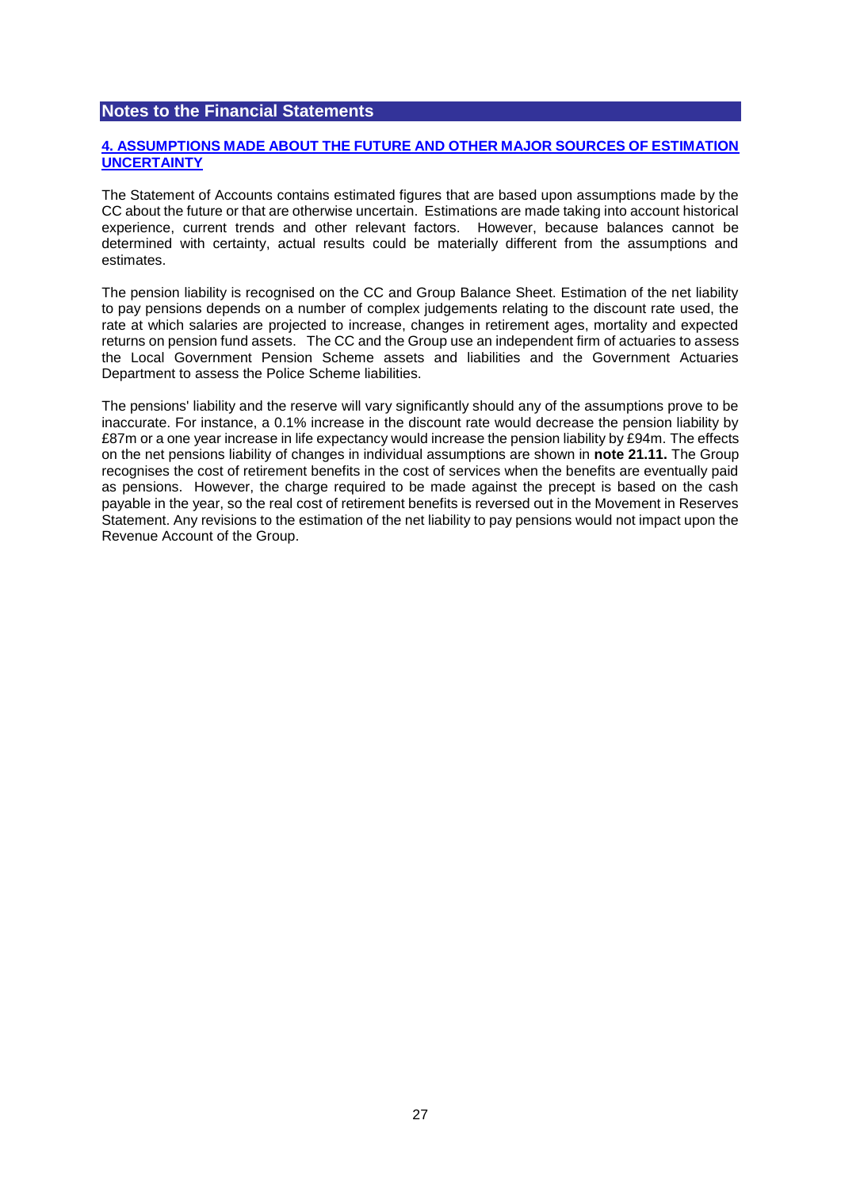## Notes to the Financial Statements

### 4. ASSUMPTIONS MADE ABOUT THE FUTURE AND OTHER MAJOR SOURCES OF ESTIMATION UNCERTAINTY

The Statement of Accounts contains estimated figures that are based upon assumptions made by the CC about the future or that are otherwise uncertain. Estimations are made taking into account historical experience, current trends and other relevant factors. However, because balances cannot be determined with certainty, actual results could be materially different from the assumptions and estimates.

The pension liability is recognised on the CC and Group Balance Sheet. Estimation of the net liability to pay pensions depends on a number of complex judgements relating to the discount rate used, the rate at which salaries are projected to increase, changes in retirement ages, mortality and expected returns on pension fund assets. The CC and the Group use an independent firm of actuaries to assess the Local Government Pension Scheme assets and liabilities and the Government Actuaries Department to assess the Police Scheme liabilities.

The pensions' liability and the reserve will vary significantly should any of the assumptions prove to be inaccurate. For instance, a 0.1% increase in the discount rate would decrease the pension liability by £87m or a one year increase in life expectancy would increase the pension liability by £94m. The effects on the net pensions liability of changes in individual assumptions are shown in **note 21.11.** The Group recognises the cost of retirement benefits in the cost of services when the benefits are eventually paid as pensions. However, the charge required to be made against the precept is based on the cash payable in the year, so the real cost of retirement benefits is reversed out in the Movement in Reserves Statement. Any revisions to the estimation of the net liability to pay pensions would not impact upon the Revenue Account of the Group.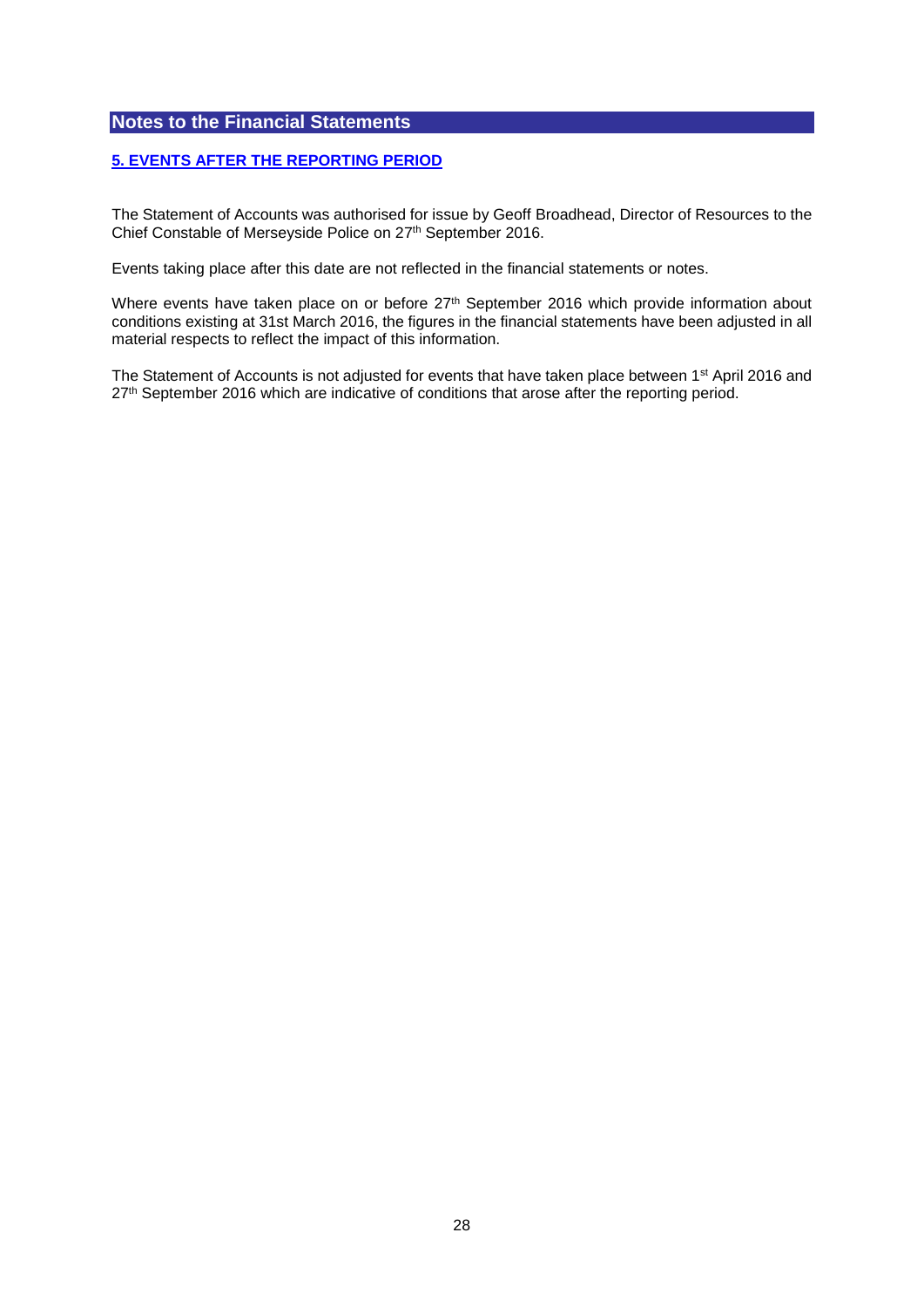## Notes to the Financial Statements

### 5. EVENTS AFTER THE REPORTING PERIOD

The Statement of Accounts was authorised for issue by Geoff Broadhead, Director of Resources to the Chief Constable of Merseyside Police on 27th September 2016.

Events taking place after this date are not reflected in the financial statements or notes.

Where events have taken place on or before 27th September 2016 which provide information about conditions existing at 31st March 2016, the figures in the financial statements have been adjusted in all material respects to reflect the impact of this information.

The Statement of Accounts is not adjusted for events that have taken place between 1st April 2016 and 27th September 2016 which are indicative of conditions that arose after the reporting period.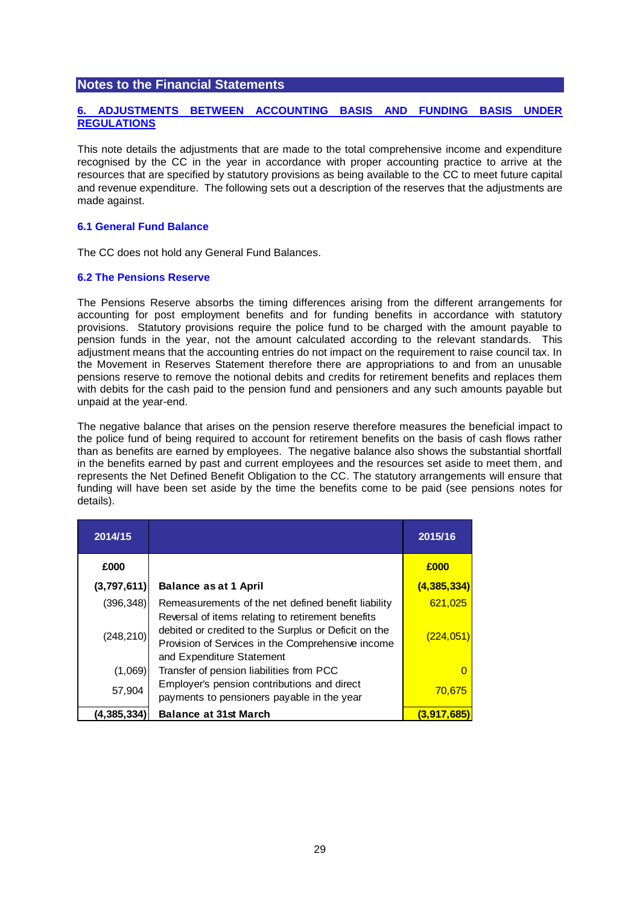## Notes to the Financial Statements

### 6. ADJUSTMENTS BETWEEN ACCOUNTING BASIS AND FUNDING BASIS UNDER REGULATIONS

This note details the adjustments that are made to the total comprehensive income and expenditure recognised by the CC in the year in accordance with proper accounting practice to arrive at the resources that are specified by statutory provisions as being available to the CC to meet future capital and revenue expenditure. The following sets out a description of the reserves that the adjustments are made against.

#### 6.1 General Fund Balance

The CC does not hold any General Fund Balances.

#### 6.2 The Pensions Reserve

The Pensions Reserve absorbs the timing differences arising from the different arrangements for accounting for post employment benefits and for funding benefits in accordance with statutory provisions. Statutory provisions require the police fund to be charged with the amount payable to pension funds in the year, not the amount calculated according to the relevant standards. This adjustment means that the accounting entries do not impact on the requirement to raise council tax. In the Movement in Reserves Statement therefore there are appropriations to and from an unusable pensions reserve to remove the notional debits and credits for retirement benefits and replaces them with debits for the cash paid to the pension fund and pensioners and any such amounts payable but unpaid at the year-end.

The negative balance that arises on the pension reserve therefore measures the beneficial impact to the police fund of being required to account for retirement benefits on the basis of cash flows rather than as benefits are earned by employees. The negative balance also shows the substantial shortfall in the benefits earned by past and current employees and the resources set aside to meet them, and represents the Net Defined Benefit Obligation to the CC. The statutory arrangements will ensure that funding will have been set aside by the time the benefits come to be paid (see pensions notes for details).

| 2014/15 | | 2015/16 |
|---|---|---|
| £000 | | £000 |
| **(3,797,611)** | **Balance as at 1 April** | **(4,385,334)** |
| (396,348) | Remeasurements of the net defined benefit liability | 621,025 |
| (248,210) | Reversal of items relating to retirement benefits debited or credited to the Surplus or Deficit on the Provision of Services in the Comprehensive income and Expenditure Statement | (224,051) |
| (1,069) | Transfer of pension liabilities from PCC | 0 |
| 57,904 | Employer's pension contributions and direct payments to pensioners payable in the year | 70,675 |
| **(4,385,334)** | **Balance at 31st March** | **(3,917,685)** |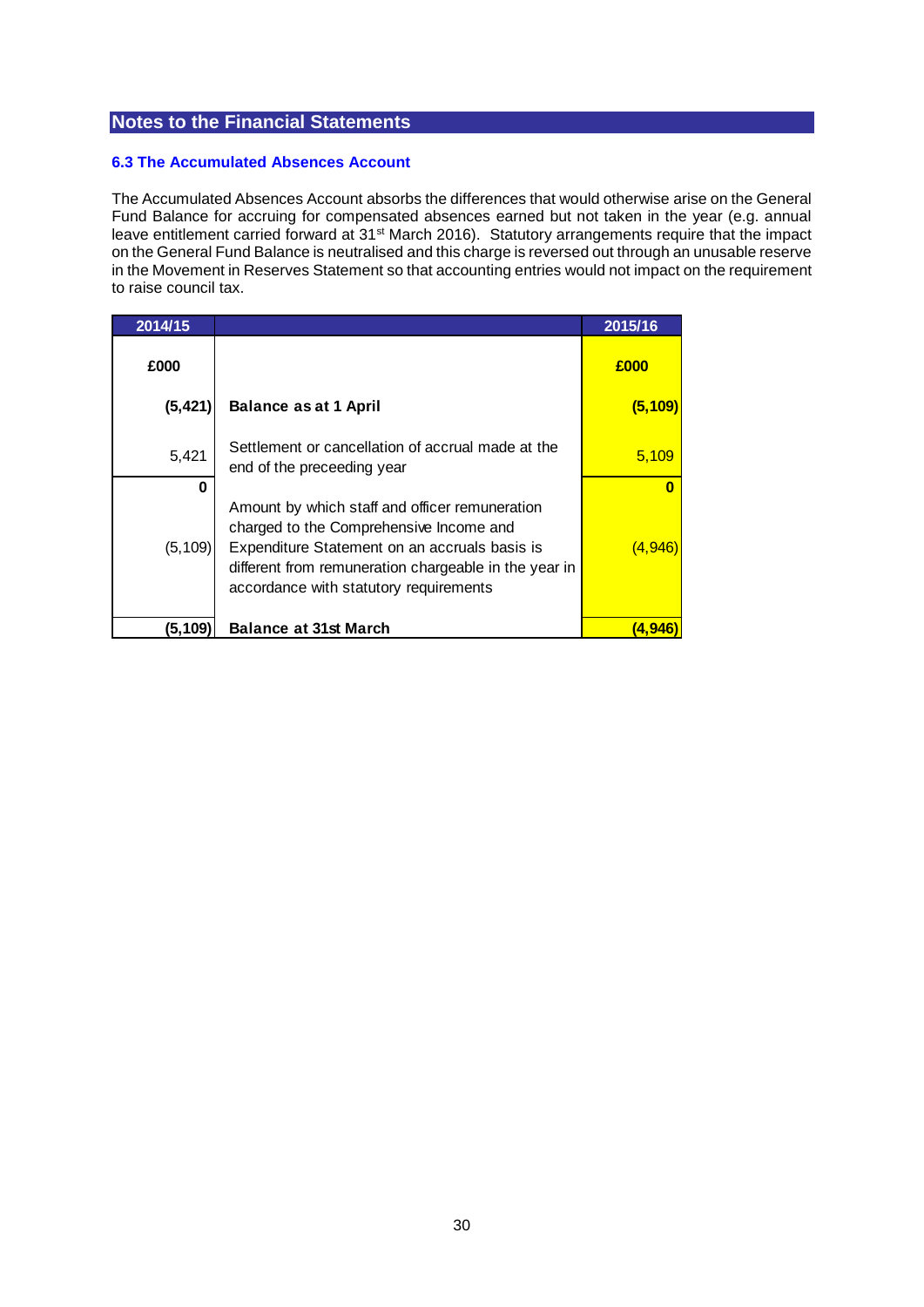## Notes to the Financial Statements

### 6.3 The Accumulated Absences Account

The Accumulated Absences Account absorbs the differences that would otherwise arise on the General Fund Balance for accruing for compensated absences earned but not taken in the year (e.g. annual leave entitlement carried forward at 31st March 2016). Statutory arrangements require that the impact on the General Fund Balance is neutralised and this charge is reversed out through an unusable reserve in the Movement in Reserves Statement so that accounting entries would not impact on the requirement to raise council tax.

| 2014/15 | | 2015/16 |
|---|---|---|
| **£000** | | **£000** |
| **(5,421)** | **Balance as at 1 April** | **(5,109)** |
| 5,421 | Settlement or cancellation of accrual made at the end of the preceeding year | 5,109 |
| **0** | | **0** |
| (5,109) | Amount by which staff and officer remuneration charged to the Comprehensive Income and Expenditure Statement on an accruals basis is different from remuneration chargeable in the year in accordance with statutory requirements | (4,946) |
| **(5,109)** | **Balance at 31st March** | **(4,946)** |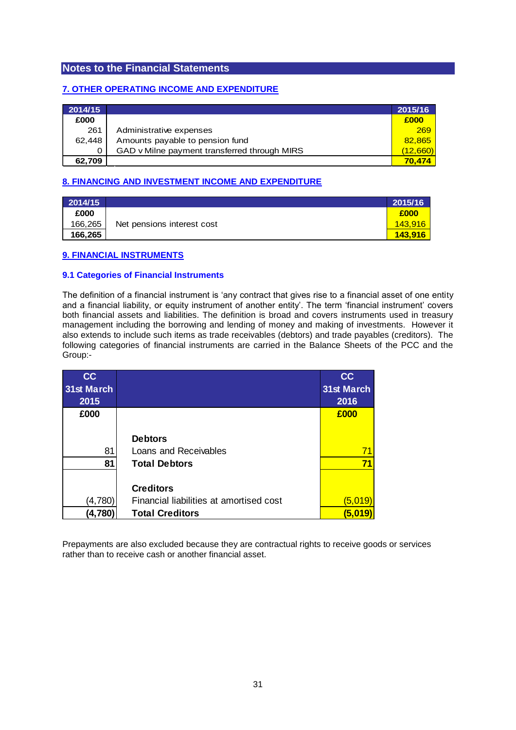## Notes to the Financial Statements

### 7. OTHER OPERATING INCOME AND EXPENDITURE

| 2014/15 | | 2015/16 |
|---|---|---|
| £000 | | £000 |
| 261 | Administrative expenses | 269 |
| 62,448 | Amounts payable to pension fund | 82,865 |
| 0 | GAD v Milne payment transferred through MIRS | (12,660) |
| **62,709** | | **70,474** |

### 8. FINANCING AND INVESTMENT INCOME AND EXPENDITURE

| 2014/15 | | 2015/16 |
|---|---|---|
| £000 | | £000 |
| 166,265 | Net pensions interest cost | 143,916 |
| **166,265** | | **143,916** |

### 9. FINANCIAL INSTRUMENTS

#### 9.1 Categories of Financial Instruments

The definition of a financial instrument is 'any contract that gives rise to a financial asset of one entity and a financial liability, or equity instrument of another entity'. The term 'financial instrument' covers both financial assets and liabilities. The definition is broad and covers instruments used in treasury management including the borrowing and lending of money and making of investments. However it also extends to include such items as trade receivables (debtors) and trade payables (creditors). The following categories of financial instruments are carried in the Balance Sheets of the PCC and the Group:-

| CC 31st March 2015 | | CC 31st March 2016 |
|---|---|---|
| £000 | | £000 |
| | **Debtors** | |
| 81 | Loans and Receivables | 71 |
| **81** | **Total Debtors** | **71** |
| | **Creditors** | |
| (4,780) | Financial liabilities at amortised cost | (5,019) |
| **(4,780)** | **Total Creditors** | **(5,019)** |

Prepayments are also excluded because they are contractual rights to receive goods or services rather than to receive cash or another financial asset.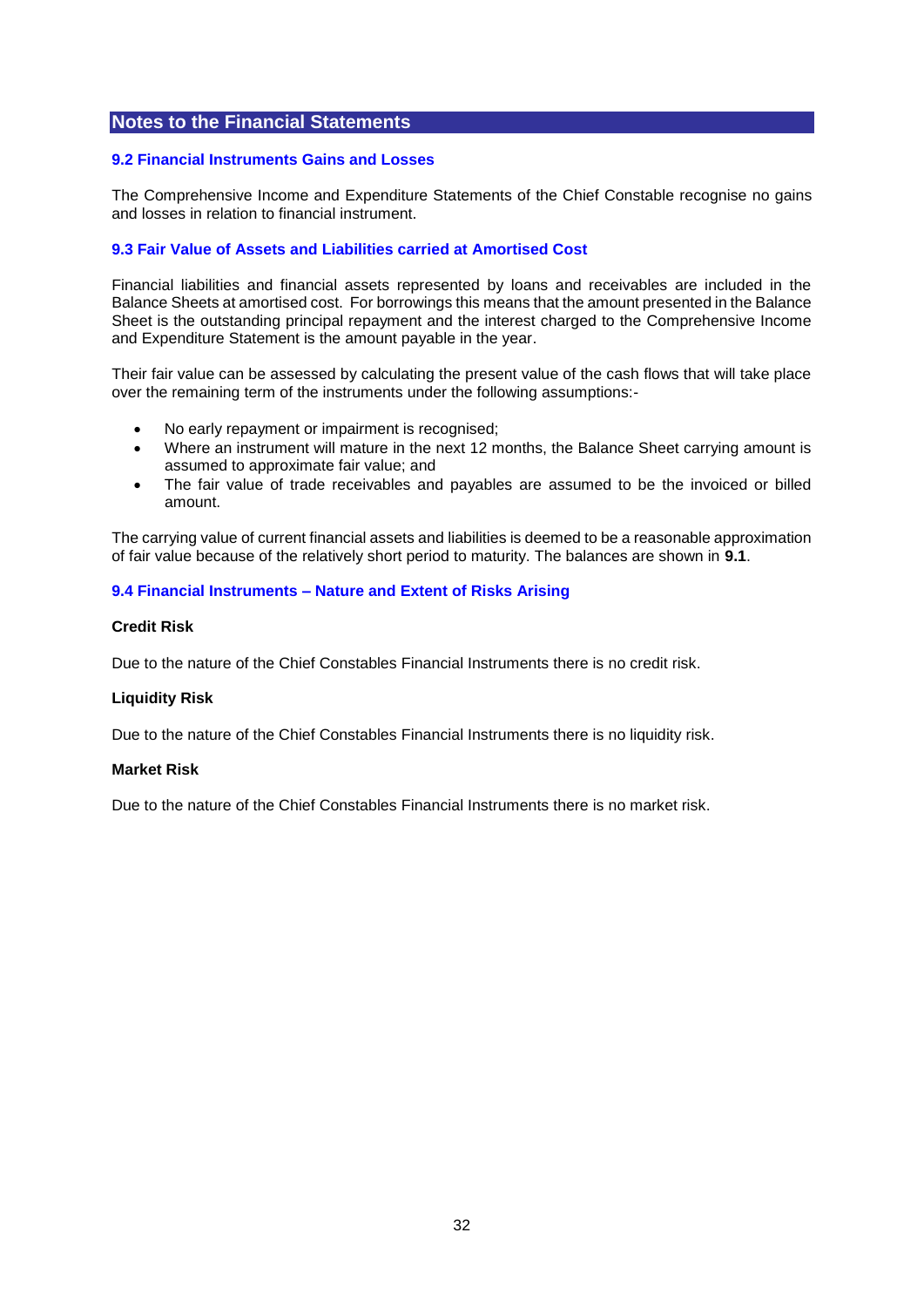## Notes to the Financial Statements

### 9.2 Financial Instruments Gains and Losses

The Comprehensive Income and Expenditure Statements of the Chief Constable recognise no gains and losses in relation to financial instrument.

### 9.3 Fair Value of Assets and Liabilities carried at Amortised Cost

Financial liabilities and financial assets represented by loans and receivables are included in the Balance Sheets at amortised cost. For borrowings this means that the amount presented in the Balance Sheet is the outstanding principal repayment and the interest charged to the Comprehensive Income and Expenditure Statement is the amount payable in the year.

Their fair value can be assessed by calculating the present value of the cash flows that will take place over the remaining term of the instruments under the following assumptions:-

- No early repayment or impairment is recognised;
- Where an instrument will mature in the next 12 months, the Balance Sheet carrying amount is assumed to approximate fair value; and
- The fair value of trade receivables and payables are assumed to be the invoiced or billed amount.

The carrying value of current financial assets and liabilities is deemed to be a reasonable approximation of fair value because of the relatively short period to maturity. The balances are shown in **9.1**.

### 9.4 Financial Instruments – Nature and Extent of Risks Arising

**Credit Risk**

Due to the nature of the Chief Constables Financial Instruments there is no credit risk.

**Liquidity Risk**

Due to the nature of the Chief Constables Financial Instruments there is no liquidity risk.

**Market Risk**

Due to the nature of the Chief Constables Financial Instruments there is no market risk.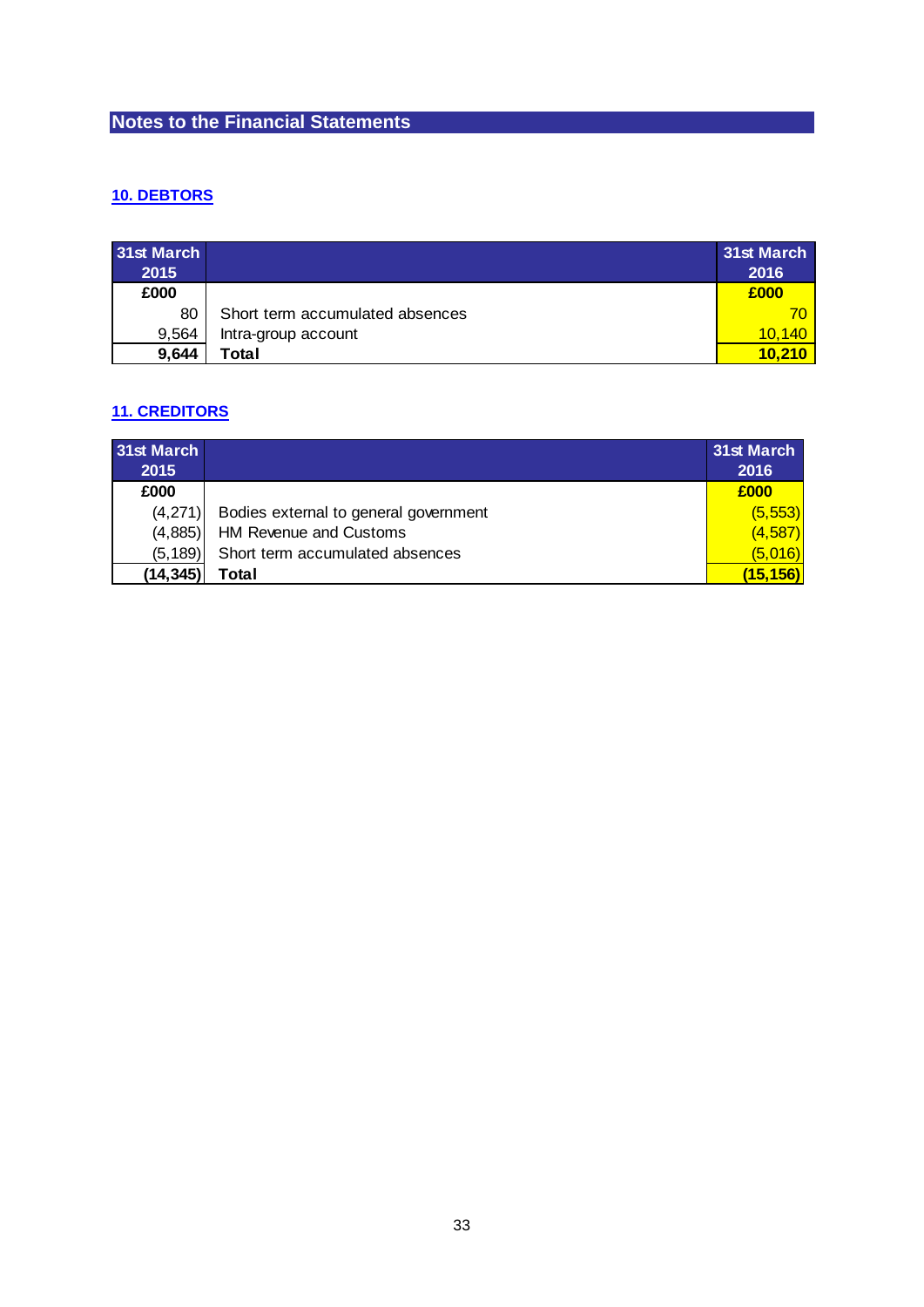## Notes to the Financial Statements

### 10. DEBTORS

| 31st March 2015 | | 31st March 2016 |
|---|---|---|
| £000 | | £000 |
| 80 | Short term accumulated absences | 70 |
| 9,564 | Intra-group account | 10,140 |
| **9,644** | **Total** | **10,210** |

### 11. CREDITORS

| 31st March 2015 | | 31st March 2016 |
|---|---|---|
| £000 | | £000 |
| (4,271) | Bodies external to general government | (5,553) |
| (4,885) | HM Revenue and Customs | (4,587) |
| (5,189) | Short term accumulated absences | (5,016) |
| **(14,345)** | **Total** | **(15,156)** |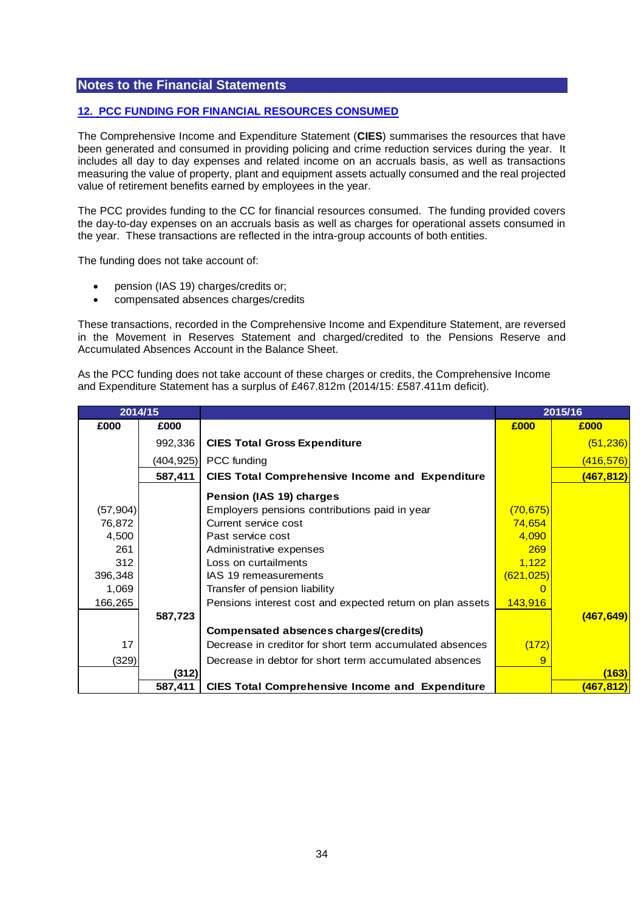## Notes to the Financial Statements

### 12. PCC FUNDING FOR FINANCIAL RESOURCES CONSUMED

The Comprehensive Income and Expenditure Statement (**CIES**) summarises the resources that have been generated and consumed in providing policing and crime reduction services during the year. It includes all day to day expenses and related income on an accruals basis, as well as transactions measuring the value of property, plant and equipment assets actually consumed and the real projected value of retirement benefits earned by employees in the year.

The PCC provides funding to the CC for financial resources consumed. The funding provided covers the day-to-day expenses on an accruals basis as well as charges for operational assets consumed in the year. These transactions are reflected in the intra-group accounts of both entities.

The funding does not take account of:

- pension (IAS 19) charges/credits or;
- compensated absences charges/credits

These transactions, recorded in the Comprehensive Income and Expenditure Statement, are reversed in the Movement in Reserves Statement and charged/credited to the Pensions Reserve and Accumulated Absences Account in the Balance Sheet.

As the PCC funding does not take account of these charges or credits, the Comprehensive Income and Expenditure Statement has a surplus of £467.812m (2014/15: £587.411m deficit).

| 2014/15 | | | 2015/16 | |
|---|---|---|---|---|
| £000 | £000 | | £000 | £000 |
| | 992,336 | **CIES Total Gross Expenditure** | | (51,236) |
| | (404,925) | PCC funding | | (416,576) |
| | **587,411** | **CIES Total Comprehensive Income and Expenditure** | | **(467,812)** |
| | | **Pension (IAS 19) charges** | | |
| (57,904) | | Employers pensions contributions paid in year | (70,675) | |
| 76,872 | | Current service cost | 74,654 | |
| 4,500 | | Past service cost | 4,090 | |
| 261 | | Administrative expenses | 269 | |
| 312 | | Loss on curtailments | 1,122 | |
| 396,348 | | IAS 19 remeasurements | (621,025) | |
| 1,069 | | Transfer of pension liability | 0 | |
| 166,265 | | Pensions interest cost and expected return on plan assets | 143,916 | |
| | **587,723** | | | **(467,649)** |
| | | **Compensated absences charges/(credits)** | | |
| 17 | | Decrease in creditor for short term accumulated absences | (172) | |
| (329) | | Decrease in debtor for short term accumulated absences | 9 | |
| | **(312)** | | | **(163)** |
| | **587,411** | **CIES Total Comprehensive Income and Expenditure** | | **(467,812)** |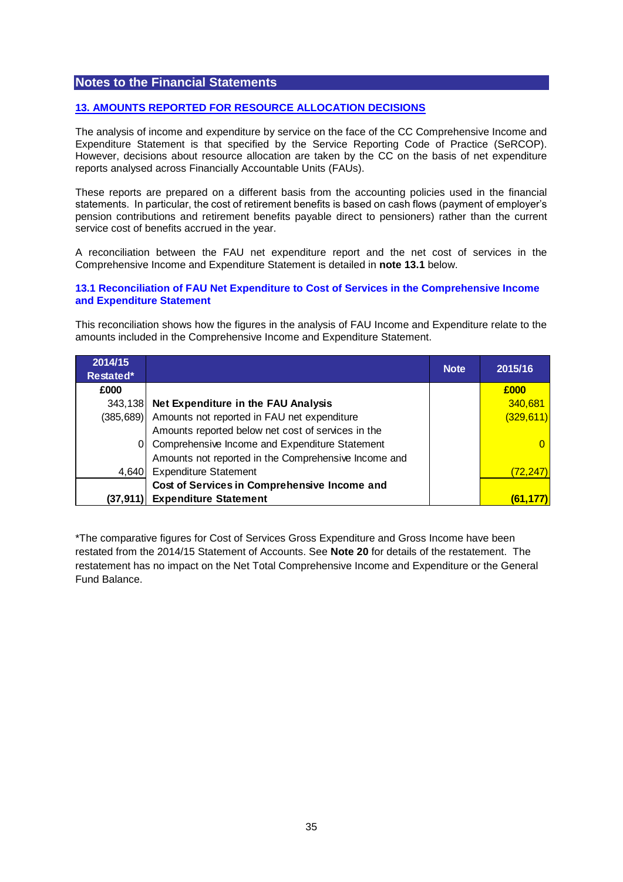## Notes to the Financial Statements

### 13. AMOUNTS REPORTED FOR RESOURCE ALLOCATION DECISIONS

The analysis of income and expenditure by service on the face of the CC Comprehensive Income and Expenditure Statement is that specified by the Service Reporting Code of Practice (SeRCOP). However, decisions about resource allocation are taken by the CC on the basis of net expenditure reports analysed across Financially Accountable Units (FAUs).

These reports are prepared on a different basis from the accounting policies used in the financial statements. In particular, the cost of retirement benefits is based on cash flows (payment of employer's pension contributions and retirement benefits payable direct to pensioners) rather than the current service cost of benefits accrued in the year.

A reconciliation between the FAU net expenditure report and the net cost of services in the Comprehensive Income and Expenditure Statement is detailed in **note 13.1** below.

#### 13.1 Reconciliation of FAU Net Expenditure to Cost of Services in the Comprehensive Income and Expenditure Statement

This reconciliation shows how the figures in the analysis of FAU Income and Expenditure relate to the amounts included in the Comprehensive Income and Expenditure Statement.

| 2014/15 Restated* | | Note | 2015/16 |
|---|---|---|---|
| £000 | | | £000 |
| 343,138 | **Net Expenditure in the FAU Analysis** | | 340,681 |
| (385,689) | Amounts not reported in FAU net expenditure | | (329,611) |
| 0 | Amounts reported below net cost of services in the Comprehensive Income and Expenditure Statement | | 0 |
| 4,640 | Amounts not reported in the Comprehensive Income and Expenditure Statement | | (72,247) |
| **(37,911)** | **Cost of Services in Comprehensive Income and Expenditure Statement** | | **(61,177)** |

*The comparative figures for Cost of Services Gross Expenditure and Gross Income have been restated from the 2014/15 Statement of Accounts. See **Note 20** for details of the restatement. The restatement has no impact on the Net Total Comprehensive Income and Expenditure or the General Fund Balance.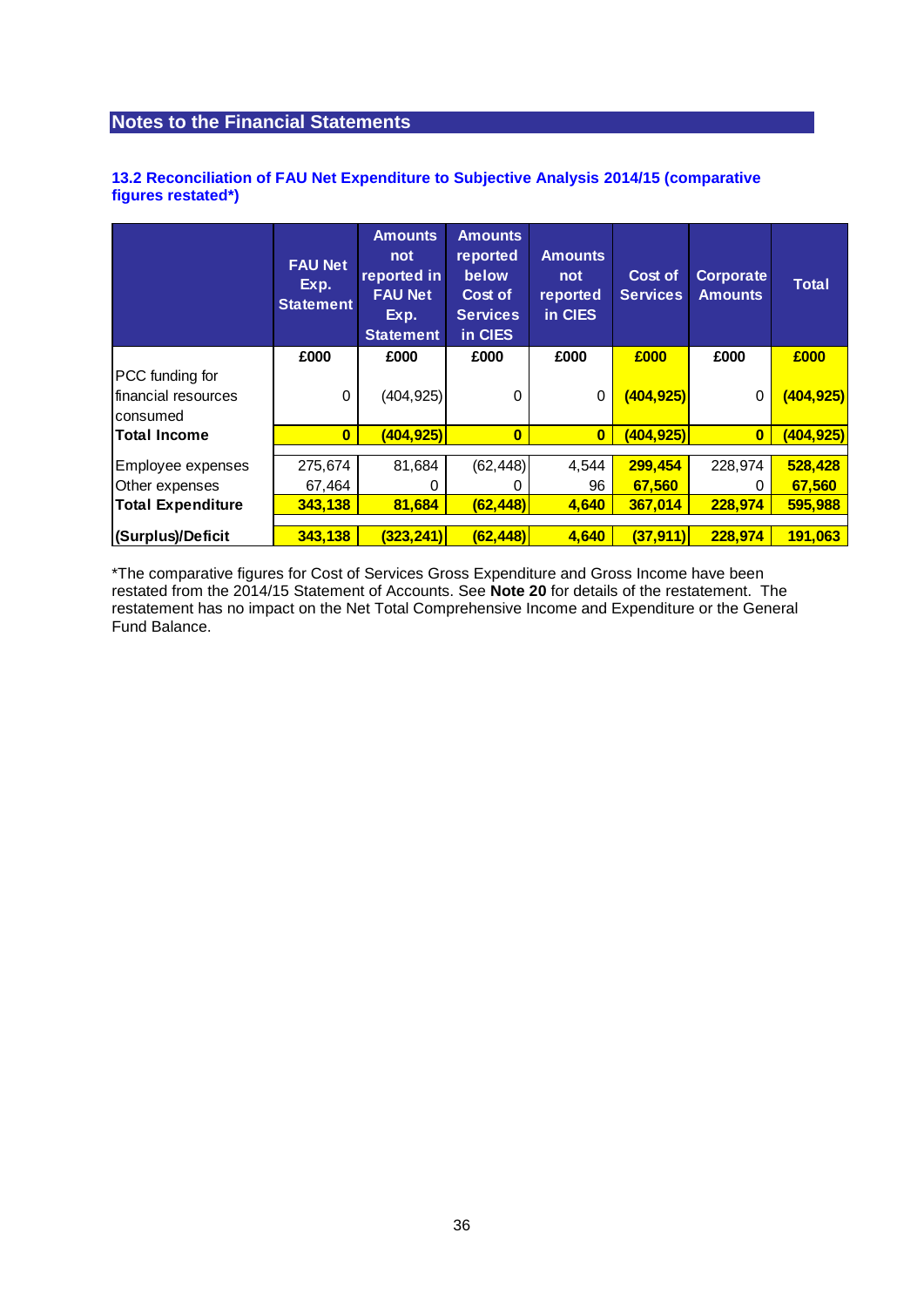## Notes to the Financial Statements

### 13.2 Reconciliation of FAU Net Expenditure to Subjective Analysis 2014/15 (comparative figures restated*)

| | FAU Net Exp. Statement | Amounts not reported in FAU Net Exp. Statement | Amounts reported below Cost of Services in CIES | Amounts not reported in CIES | Cost of Services | Corporate Amounts | Total |
|---|---|---|---|---|---|---|---|
| | £000 | £000 | £000 | £000 | £000 | £000 | £000 |
| PCC funding for financial resources consumed | 0 | (404,925) | 0 | 0 | **(404,925)** | 0 | **(404,925)** |
| **Total Income** | **0** | **(404,925)** | **0** | **0** | **(404,925)** | **0** | **(404,925)** |
| Employee expenses | 275,674 | 81,684 | (62,448) | 4,544 | **299,454** | 228,974 | **528,428** |
| Other expenses | 67,464 | 0 | 0 | 96 | **67,560** | 0 | **67,560** |
| **Total Expenditure** | **343,138** | **81,684** | **(62,448)** | **4,640** | **367,014** | **228,974** | **595,988** |
| **(Surplus)/Deficit** | **343,138** | **(323,241)** | **(62,448)** | **4,640** | **(37,911)** | **228,974** | **191,063** |

*The comparative figures for Cost of Services Gross Expenditure and Gross Income have been restated from the 2014/15 Statement of Accounts. See **Note 20** for details of the restatement. The restatement has no impact on the Net Total Comprehensive Income and Expenditure or the General Fund Balance.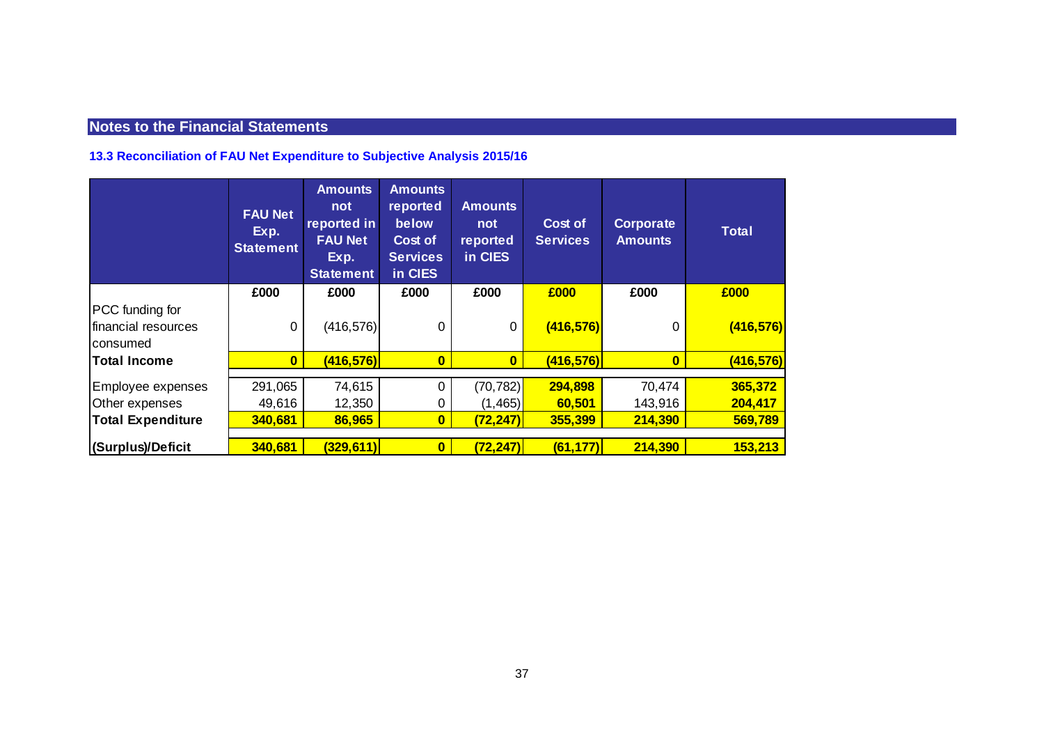## Notes to the Financial Statements

### 13.3 Reconciliation of FAU Net Expenditure to Subjective Analysis 2015/16

| | FAU Net Exp. Statement | Amounts not reported in FAU Net Exp. Statement | Amounts reported below Cost of Services in CIES | Amounts not reported in CIES | Cost of Services | Corporate Amounts | Total |
|---|---|---|---|---|---|---|---|
| | £000 | £000 | £000 | £000 | £000 | £000 | £000 |
| PCC funding for financial resources consumed | 0 | (416,576) | 0 | 0 | **(416,576)** | 0 | **(416,576)** |
| **Total Income** | **0** | **(416,576)** | **0** | **0** | **(416,576)** | **0** | **(416,576)** |
| Employee expenses | 291,065 | 74,615 | 0 | (70,782) | **294,898** | 70,474 | **365,372** |
| Other expenses | 49,616 | 12,350 | 0 | (1,465) | **60,501** | 143,916 | **204,417** |
| **Total Expenditure** | **340,681** | **86,965** | **0** | **(72,247)** | **355,399** | **214,390** | **569,789** |
| **(Surplus)/Deficit** | **340,681** | **(329,611)** | **0** | **(72,247)** | **(61,177)** | **214,390** | **153,213** |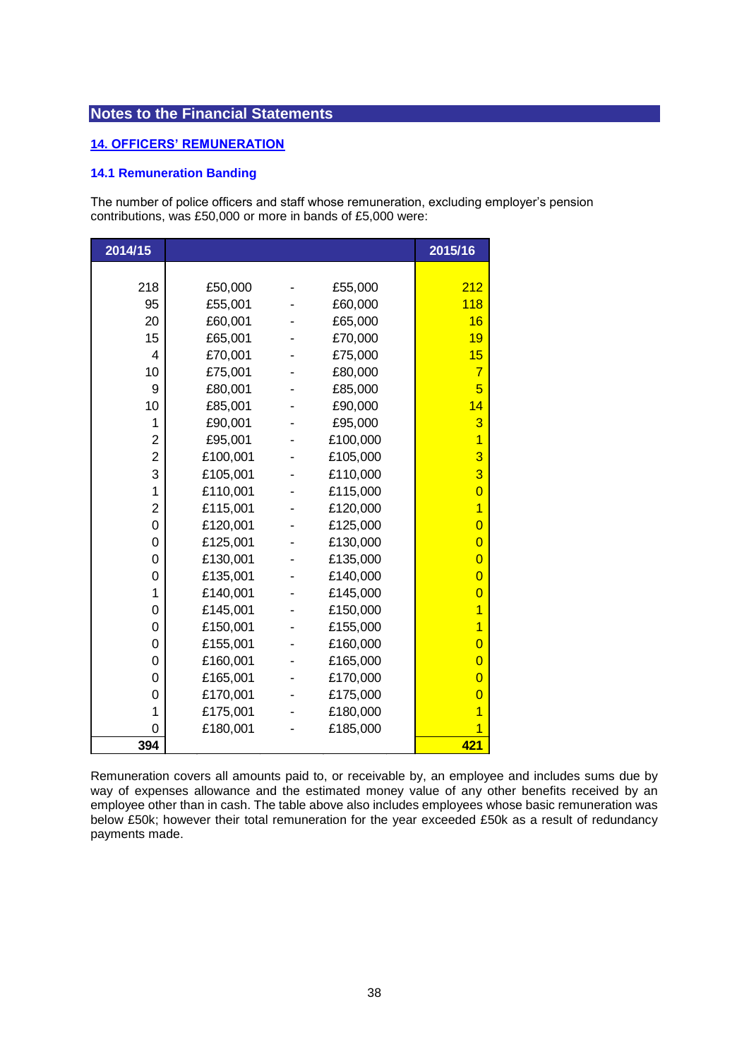## Notes to the Financial Statements

### 14. OFFICERS' REMUNERATION

#### 14.1 Remuneration Banding

The number of police officers and staff whose remuneration, excluding employer's pension contributions, was £50,000 or more in bands of £5,000 were:

| 2014/15 | | | | 2015/16 |
|---|---|---|---|---|
| 218 | £50,000 | - | £55,000 | 212 |
| 95 | £55,001 | - | £60,000 | 118 |
| 20 | £60,001 | - | £65,000 | 16 |
| 15 | £65,001 | - | £70,000 | 19 |
| 4 | £70,001 | - | £75,000 | 15 |
| 10 | £75,001 | - | £80,000 | 7 |
| 9 | £80,001 | - | £85,000 | 5 |
| 10 | £85,001 | - | £90,000 | 14 |
| 1 | £90,001 | - | £95,000 | 3 |
| 2 | £95,001 | - | £100,000 | 1 |
| 2 | £100,001 | - | £105,000 | 3 |
| 3 | £105,001 | - | £110,000 | 3 |
| 1 | £110,001 | - | £115,000 | 0 |
| 2 | £115,001 | - | £120,000 | 1 |
| 0 | £120,001 | - | £125,000 | 0 |
| 0 | £125,001 | - | £130,000 | 0 |
| 0 | £130,001 | - | £135,000 | 0 |
| 0 | £135,001 | - | £140,000 | 0 |
| 1 | £140,001 | - | £145,000 | 0 |
| 0 | £145,001 | - | £150,000 | 1 |
| 0 | £150,001 | - | £155,000 | 1 |
| 0 | £155,001 | - | £160,000 | 0 |
| 0 | £160,001 | - | £165,000 | 0 |
| 0 | £165,001 | - | £170,000 | 0 |
| 0 | £170,001 | - | £175,000 | 0 |
| 1 | £175,001 | - | £180,000 | 1 |
| 0 | £180,001 | - | £185,000 | 1 |
| **394** | | | | **421** |

Remuneration covers all amounts paid to, or receivable by, an employee and includes sums due by way of expenses allowance and the estimated money value of any other benefits received by an employee other than in cash. The table above also includes employees whose basic remuneration was below £50k; however their total remuneration for the year exceeded £50k as a result of redundancy payments made.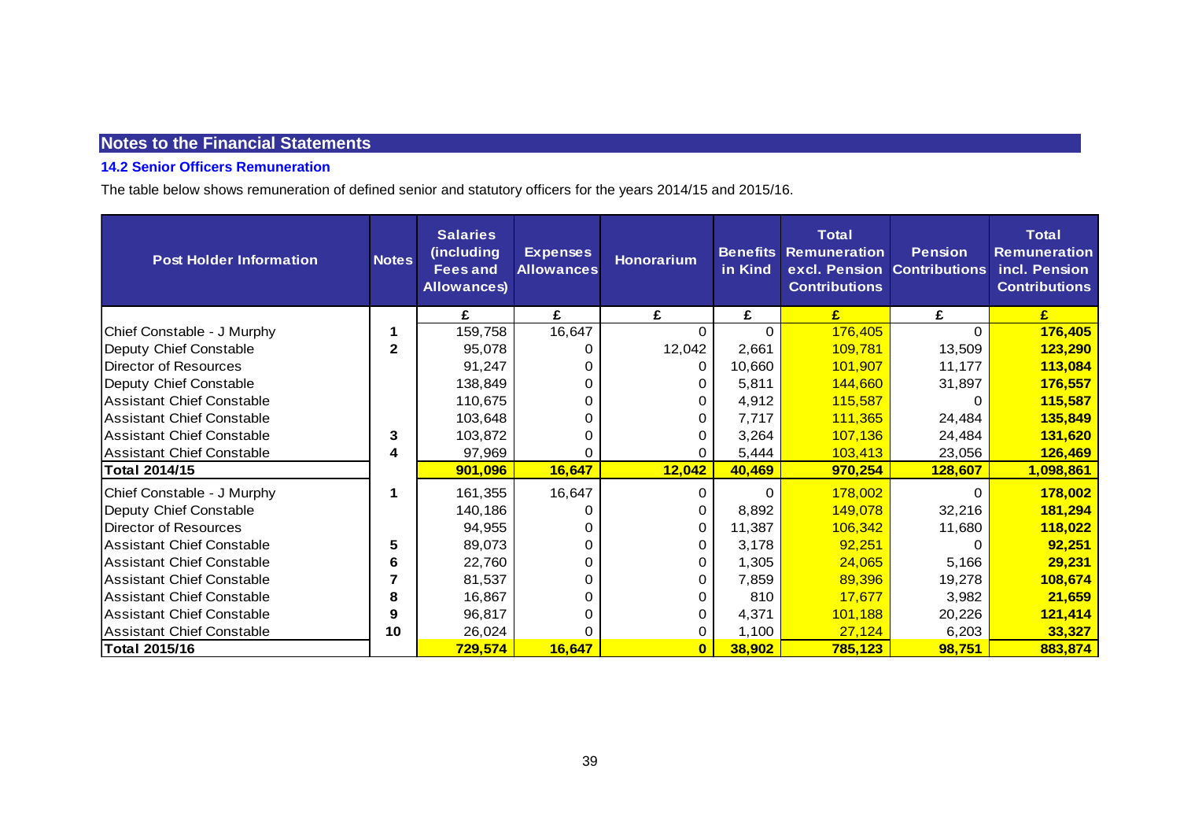## Notes to the Financial Statements

### 14.2 Senior Officers Remuneration

The table below shows remuneration of defined senior and statutory officers for the years 2014/15 and 2015/16.

| Post Holder Information | Notes | Salaries (including Fees and Allowances) | Expenses Allowances | Honorarium | Benefits in Kind | Total Remuneration excl. Pension Contributions | Pension Contributions | Total Remuneration incl. Pension Contributions |
|---|---|---|---|---|---|---|---|---|
| | | £ | £ | £ | £ | £ | £ | £ |
| Chief Constable - J Murphy | 1 | 159,758 | 16,647 | 0 | 0 | 176,405 | 0 | **176,405** |
| Deputy Chief Constable | 2 | 95,078 | 0 | 12,042 | 2,661 | 109,781 | 13,509 | **123,290** |
| Director of Resources | | 91,247 | 0 | 0 | 10,660 | 101,907 | 11,177 | **113,084** |
| Deputy Chief Constable | | 138,849 | 0 | 0 | 5,811 | 144,660 | 31,897 | **176,557** |
| Assistant Chief Constable | | 110,675 | 0 | 0 | 4,912 | 115,587 | 0 | **115,587** |
| Assistant Chief Constable | | 103,648 | 0 | 0 | 7,717 | 111,365 | 24,484 | **135,849** |
| Assistant Chief Constable | 3 | 103,872 | 0 | 0 | 3,264 | 107,136 | 24,484 | **131,620** |
| Assistant Chief Constable | 4 | 97,969 | 0 | 0 | 5,444 | 103,413 | 23,056 | **126,469** |
| **Total 2014/15** | | **901,096** | **16,647** | **12,042** | **40,469** | **970,254** | **128,607** | **1,098,861** |
| Chief Constable - J Murphy | 1 | 161,355 | 16,647 | 0 | 0 | 178,002 | 0 | **178,002** |
| Deputy Chief Constable | | 140,186 | 0 | 0 | 8,892 | 149,078 | 32,216 | **181,294** |
| Director of Resources | | 94,955 | 0 | 0 | 11,387 | 106,342 | 11,680 | **118,022** |
| Assistant Chief Constable | 5 | 89,073 | 0 | 0 | 3,178 | 92,251 | 0 | **92,251** |
| Assistant Chief Constable | 6 | 22,760 | 0 | 0 | 1,305 | 24,065 | 5,166 | **29,231** |
| Assistant Chief Constable | 7 | 81,537 | 0 | 0 | 7,859 | 89,396 | 19,278 | **108,674** |
| Assistant Chief Constable | 8 | 16,867 | 0 | 0 | 810 | 17,677 | 3,982 | **21,659** |
| Assistant Chief Constable | 9 | 96,817 | 0 | 0 | 4,371 | 101,188 | 20,226 | **121,414** |
| Assistant Chief Constable | 10 | 26,024 | 0 | 0 | 1,100 | 27,124 | 6,203 | **33,327** |
| **Total 2015/16** | | **729,574** | **16,647** | **0** | **38,902** | **785,123** | **98,751** | **883,874** |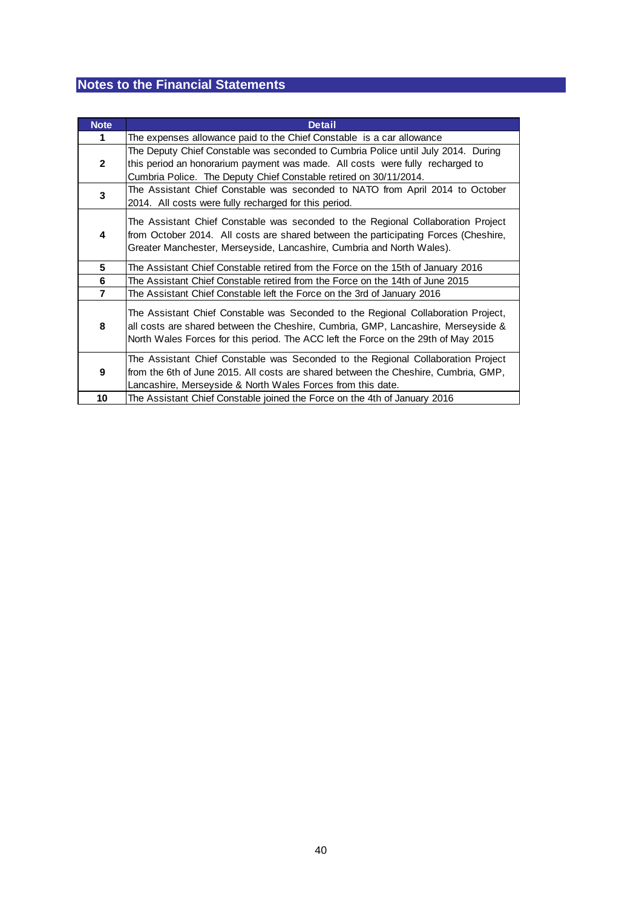## Notes to the Financial Statements

| Note | Detail |
|---|---|
| 1 | The expenses allowance paid to the Chief Constable is a car allowance |
| 2 | The Deputy Chief Constable was seconded to Cumbria Police until July 2014. During this period an honorarium payment was made. All costs were fully recharged to Cumbria Police. The Deputy Chief Constable retired on 30/11/2014. |
| 3 | The Assistant Chief Constable was seconded to NATO from April 2014 to October 2014. All costs were fully recharged for this period. |
| 4 | The Assistant Chief Constable was seconded to the Regional Collaboration Project from October 2014. All costs are shared between the participating Forces (Cheshire, Greater Manchester, Merseyside, Lancashire, Cumbria and North Wales). |
| 5 | The Assistant Chief Constable retired from the Force on the 15th of January 2016 |
| 6 | The Assistant Chief Constable retired from the Force on the 14th of June 2015 |
| 7 | The Assistant Chief Constable left the Force on the 3rd of January 2016 |
| 8 | The Assistant Chief Constable was Seconded to the Regional Collaboration Project, all costs are shared between the Cheshire, Cumbria, GMP, Lancashire, Merseyside & North Wales Forces for this period. The ACC left the Force on the 29th of May 2015 |
| 9 | The Assistant Chief Constable was Seconded to the Regional Collaboration Project from the 6th of June 2015. All costs are shared between the Cheshire, Cumbria, GMP, Lancashire, Merseyside & North Wales Forces from this date. |
| 10 | The Assistant Chief Constable joined the Force on the 4th of January 2016 |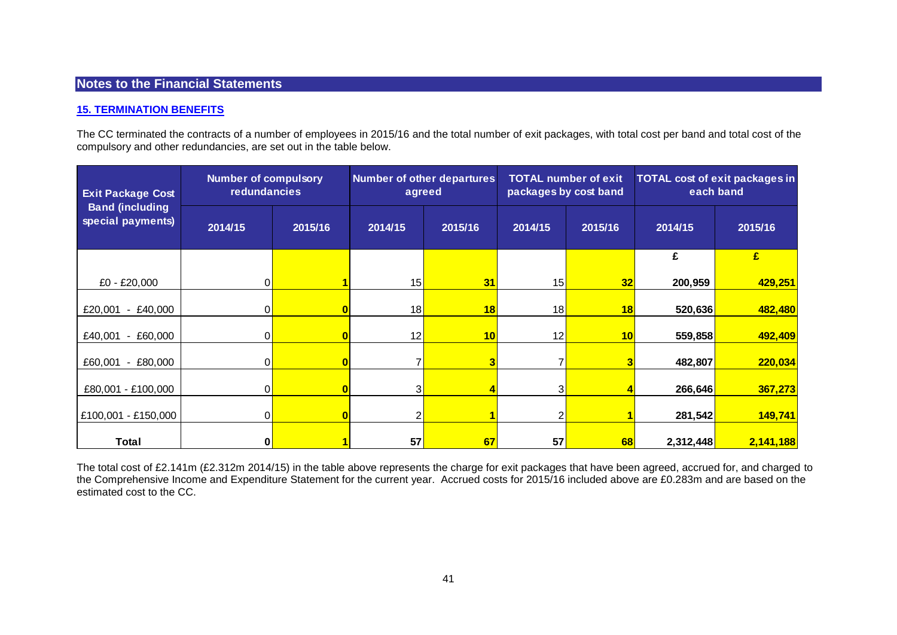## Notes to the Financial Statements

### 15. TERMINATION BENEFITS

The CC terminated the contracts of a number of employees in 2015/16 and the total number of exit packages, with total cost per band and total cost of the compulsory and other redundancies, are set out in the table below.

| Exit Package Cost Band (including special payments) | Number of compulsory redundancies | | Number of other departures agreed | | TOTAL number of exit packages by cost band | | TOTAL cost of exit packages in each band | |
|---|---|---|---|---|---|---|---|---|
| | 2014/15 | 2015/16 | 2014/15 | 2015/16 | 2014/15 | 2015/16 | 2014/15 | 2015/16 |
| | | | | | | | £ | £ |
| £0 - £20,000 | 0 | 1 | 15 | 31 | 15 | 32 | 200,959 | 429,251 |
| £20,001 - £40,000 | 0 | 0 | 18 | 18 | 18 | 18 | 520,636 | 482,480 |
| £40,001 - £60,000 | 0 | 0 | 12 | 10 | 12 | 10 | 559,858 | 492,409 |
| £60,001 - £80,000 | 0 | 0 | 7 | 3 | 7 | 3 | 482,807 | 220,034 |
| £80,001 - £100,000 | 0 | 0 | 3 | 4 | 3 | 4 | 266,646 | 367,273 |
| £100,001 - £150,000 | 0 | 0 | 2 | 1 | 2 | 1 | 281,542 | 149,741 |
| **Total** | **0** | **1** | **57** | **67** | **57** | **68** | **2,312,448** | **2,141,188** |

The total cost of £2.141m (£2.312m 2014/15) in the table above represents the charge for exit packages that have been agreed, accrued for, and charged to the Comprehensive Income and Expenditure Statement for the current year. Accrued costs for 2015/16 included above are £0.283m and are based on the estimated cost to the CC.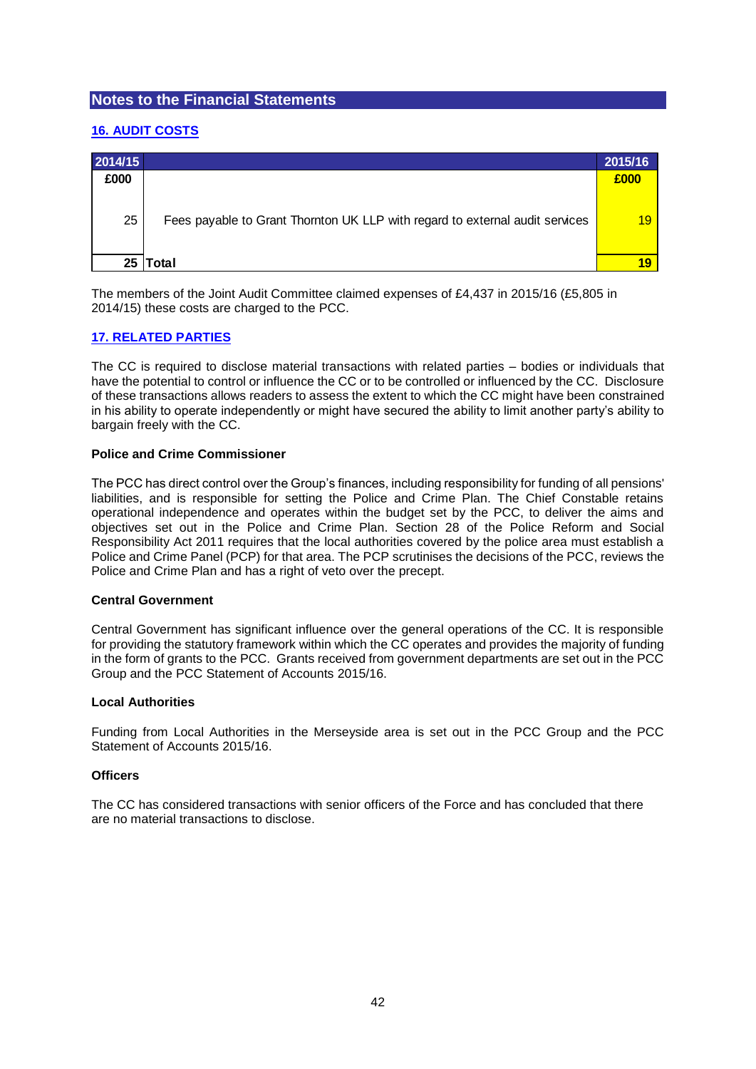## Notes to the Financial Statements

### 16. AUDIT COSTS

| 2014/15 | | 2015/16 |
|---|---|---|
| £000 | | £000 |
| 25 | Fees payable to Grant Thornton UK LLP with regard to external audit services | 19 |
| **25** | **Total** | **19** |

The members of the Joint Audit Committee claimed expenses of £4,437 in 2015/16 (£5,805 in 2014/15) these costs are charged to the PCC.

### 17. RELATED PARTIES

The CC is required to disclose material transactions with related parties – bodies or individuals that have the potential to control or influence the CC or to be controlled or influenced by the CC. Disclosure of these transactions allows readers to assess the extent to which the CC might have been constrained in his ability to operate independently or might have secured the ability to limit another party's ability to bargain freely with the CC.

**Police and Crime Commissioner**

The PCC has direct control over the Group's finances, including responsibility for funding of all pensions' liabilities, and is responsible for setting the Police and Crime Plan. The Chief Constable retains operational independence and operates within the budget set by the PCC, to deliver the aims and objectives set out in the Police and Crime Plan. Section 28 of the Police Reform and Social Responsibility Act 2011 requires that the local authorities covered by the police area must establish a Police and Crime Panel (PCP) for that area. The PCP scrutinises the decisions of the PCC, reviews the Police and Crime Plan and has a right of veto over the precept.

**Central Government**

Central Government has significant influence over the general operations of the CC. It is responsible for providing the statutory framework within which the CC operates and provides the majority of funding in the form of grants to the PCC. Grants received from government departments are set out in the PCC Group and the PCC Statement of Accounts 2015/16.

**Local Authorities**

Funding from Local Authorities in the Merseyside area is set out in the PCC Group and the PCC Statement of Accounts 2015/16.

**Officers**

The CC has considered transactions with senior officers of the Force and has concluded that there are no material transactions to disclose.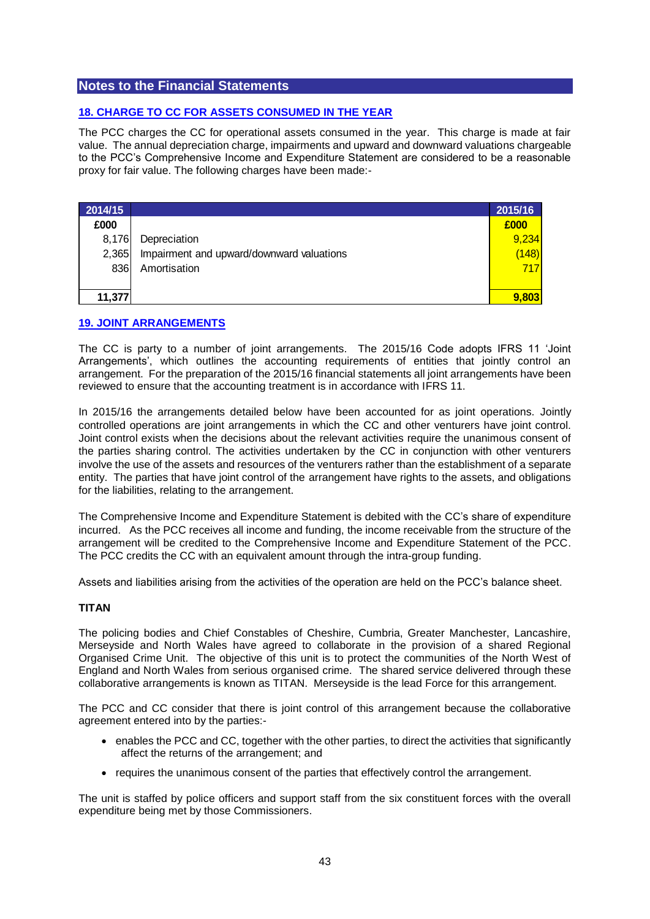## Notes to the Financial Statements

### 18. CHARGE TO CC FOR ASSETS CONSUMED IN THE YEAR

The PCC charges the CC for operational assets consumed in the year. This charge is made at fair value. The annual depreciation charge, impairments and upward and downward valuations chargeable to the PCC's Comprehensive Income and Expenditure Statement are considered to be a reasonable proxy for fair value. The following charges have been made:-

| 2014/15 | | 2015/16 |
|---|---|---|
| £000 | | £000 |
| 8,176 | Depreciation | 9,234 |
| 2,365 | Impairment and upward/downward valuations | (148) |
| 836 | Amortisation | 717 |
| 11,377 | | 9,803 |

### 19. JOINT ARRANGEMENTS

The CC is party to a number of joint arrangements. The 2015/16 Code adopts IFRS 11 'Joint Arrangements', which outlines the accounting requirements of entities that jointly control an arrangement. For the preparation of the 2015/16 financial statements all joint arrangements have been reviewed to ensure that the accounting treatment is in accordance with IFRS 11.

In 2015/16 the arrangements detailed below have been accounted for as joint operations. Jointly controlled operations are joint arrangements in which the CC and other venturers have joint control. Joint control exists when the decisions about the relevant activities require the unanimous consent of the parties sharing control. The activities undertaken by the CC in conjunction with other venturers involve the use of the assets and resources of the venturers rather than the establishment of a separate entity. The parties that have joint control of the arrangement have rights to the assets, and obligations for the liabilities, relating to the arrangement.

The Comprehensive Income and Expenditure Statement is debited with the CC's share of expenditure incurred. As the PCC receives all income and funding, the income receivable from the structure of the arrangement will be credited to the Comprehensive Income and Expenditure Statement of the PCC. The PCC credits the CC with an equivalent amount through the intra-group funding.

Assets and liabilities arising from the activities of the operation are held on the PCC's balance sheet.

**TITAN**

The policing bodies and Chief Constables of Cheshire, Cumbria, Greater Manchester, Lancashire, Merseyside and North Wales have agreed to collaborate in the provision of a shared Regional Organised Crime Unit. The objective of this unit is to protect the communities of the North West of England and North Wales from serious organised crime. The shared service delivered through these collaborative arrangements is known as TITAN. Merseyside is the lead Force for this arrangement.

The PCC and CC consider that there is joint control of this arrangement because the collaborative agreement entered into by the parties:-

- enables the PCC and CC, together with the other parties, to direct the activities that significantly affect the returns of the arrangement; and
- requires the unanimous consent of the parties that effectively control the arrangement.

The unit is staffed by police officers and support staff from the six constituent forces with the overall expenditure being met by those Commissioners.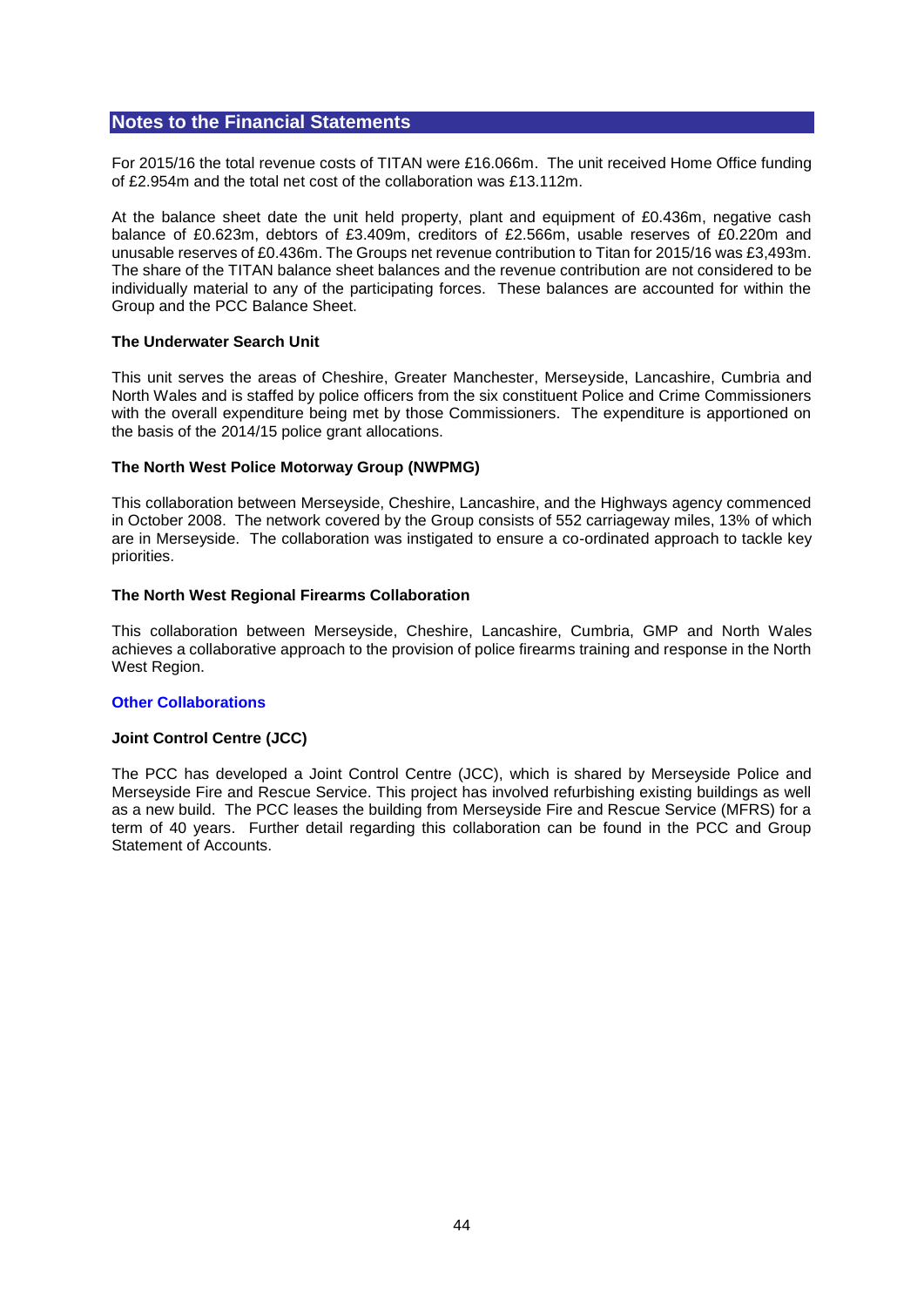## Notes to the Financial Statements

For 2015/16 the total revenue costs of TITAN were £16.066m. The unit received Home Office funding of £2.954m and the total net cost of the collaboration was £13.112m.

At the balance sheet date the unit held property, plant and equipment of £0.436m, negative cash balance of £0.623m, debtors of £3.409m, creditors of £2.566m, usable reserves of £0.220m and unusable reserves of £0.436m. The Groups net revenue contribution to Titan for 2015/16 was £3,493m. The share of the TITAN balance sheet balances and the revenue contribution are not considered to be individually material to any of the participating forces. These balances are accounted for within the Group and the PCC Balance Sheet.

**The Underwater Search Unit**

This unit serves the areas of Cheshire, Greater Manchester, Merseyside, Lancashire, Cumbria and North Wales and is staffed by police officers from the six constituent Police and Crime Commissioners with the overall expenditure being met by those Commissioners. The expenditure is apportioned on the basis of the 2014/15 police grant allocations.

**The North West Police Motorway Group (NWPMG)**

This collaboration between Merseyside, Cheshire, Lancashire, and the Highways agency commenced in October 2008. The network covered by the Group consists of 552 carriageway miles, 13% of which are in Merseyside. The collaboration was instigated to ensure a co-ordinated approach to tackle key priorities.

**The North West Regional Firearms Collaboration**

This collaboration between Merseyside, Cheshire, Lancashire, Cumbria, GMP and North Wales achieves a collaborative approach to the provision of police firearms training and response in the North West Region.

**Other Collaborations**

**Joint Control Centre (JCC)**

The PCC has developed a Joint Control Centre (JCC), which is shared by Merseyside Police and Merseyside Fire and Rescue Service. This project has involved refurbishing existing buildings as well as a new build. The PCC leases the building from Merseyside Fire and Rescue Service (MFRS) for a term of 40 years. Further detail regarding this collaboration can be found in the PCC and Group Statement of Accounts.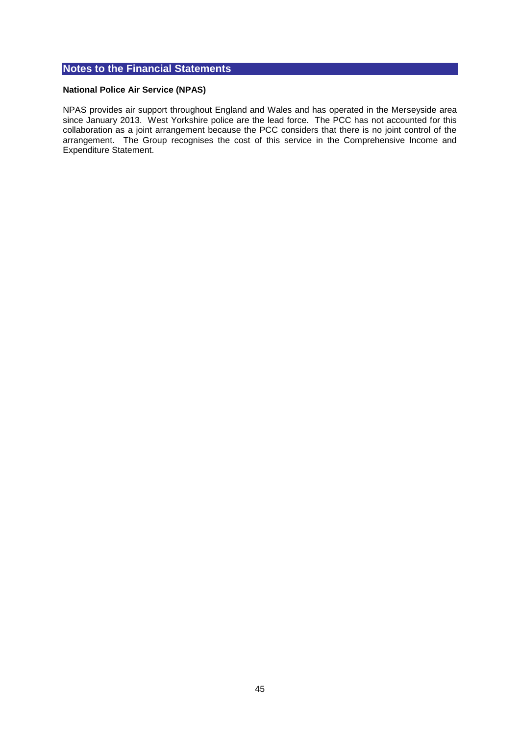## Notes to the Financial Statements

**National Police Air Service (NPAS)**

NPAS provides air support throughout England and Wales and has operated in the Merseyside area since January 2013. West Yorkshire police are the lead force. The PCC has not accounted for this collaboration as a joint arrangement because the PCC considers that there is no joint control of the arrangement. The Group recognises the cost of this service in the Comprehensive Income and Expenditure Statement.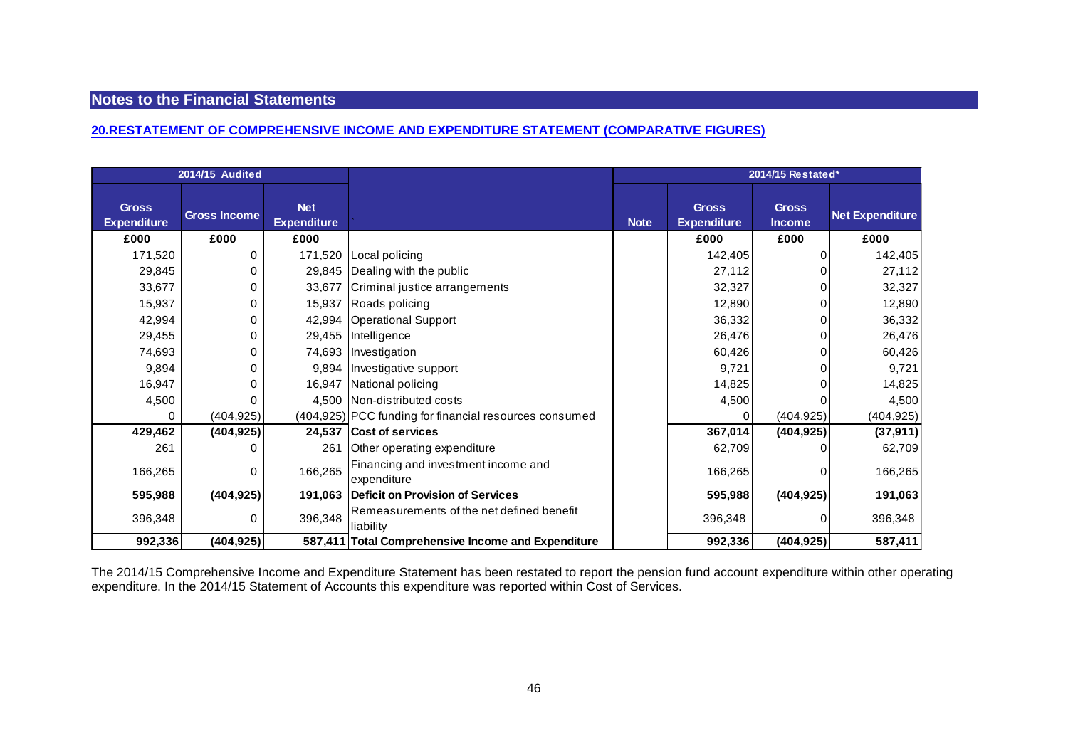## Notes to the Financial Statements

### 20.RESTATEMENT OF COMPREHENSIVE INCOME AND EXPENDITURE STATEMENT (COMPARATIVE FIGURES)

| 2014/15 Audited | | | | | 2014/15 Restated* | | |
|---|---|---|---|---|---|---|---|
| Gross Expenditure | Gross Income | Net Expenditure | | Note | Gross Expenditure | Gross Income | Net Expenditure |
| £000 | £000 | £000 | | | £000 | £000 | £000 |
| 171,520 | 0 | 171,520 | Local policing | | 142,405 | 0 | 142,405 |
| 29,845 | 0 | 29,845 | Dealing with the public | | 27,112 | 0 | 27,112 |
| 33,677 | 0 | 33,677 | Criminal justice arrangements | | 32,327 | 0 | 32,327 |
| 15,937 | 0 | 15,937 | Roads policing | | 12,890 | 0 | 12,890 |
| 42,994 | 0 | 42,994 | Operational Support | | 36,332 | 0 | 36,332 |
| 29,455 | 0 | 29,455 | Intelligence | | 26,476 | 0 | 26,476 |
| 74,693 | 0 | 74,693 | Investigation | | 60,426 | 0 | 60,426 |
| 9,894 | 0 | 9,894 | Investigative support | | 9,721 | 0 | 9,721 |
| 16,947 | 0 | 16,947 | National policing | | 14,825 | 0 | 14,825 |
| 4,500 | 0 | 4,500 | Non-distributed costs | | 4,500 | 0 | 4,500 |
| 0 | (404,925) | (404,925) | PCC funding for financial resources consumed | | 0 | (404,925) | (404,925) |
| **429,462** | **(404,925)** | **24,537** | **Cost of services** | | **367,014** | **(404,925)** | **(37,911)** |
| 261 | 0 | 261 | Other operating expenditure | | 62,709 | 0 | 62,709 |
| 166,265 | 0 | 166,265 | Financing and investment income and expenditure | | 166,265 | 0 | 166,265 |
| **595,988** | **(404,925)** | **191,063** | **Deficit on Provision of Services** | | **595,988** | **(404,925)** | **191,063** |
| 396,348 | 0 | 396,348 | Remeasurements of the net defined benefit liability | | 396,348 | 0 | 396,348 |
| **992,336** | **(404,925)** | **587,411** | **Total Comprehensive Income and Expenditure** | | **992,336** | **(404,925)** | **587,411** |

The 2014/15 Comprehensive Income and Expenditure Statement has been restated to report the pension fund account expenditure within other operating expenditure. In the 2014/15 Statement of Accounts this expenditure was reported within Cost of Services.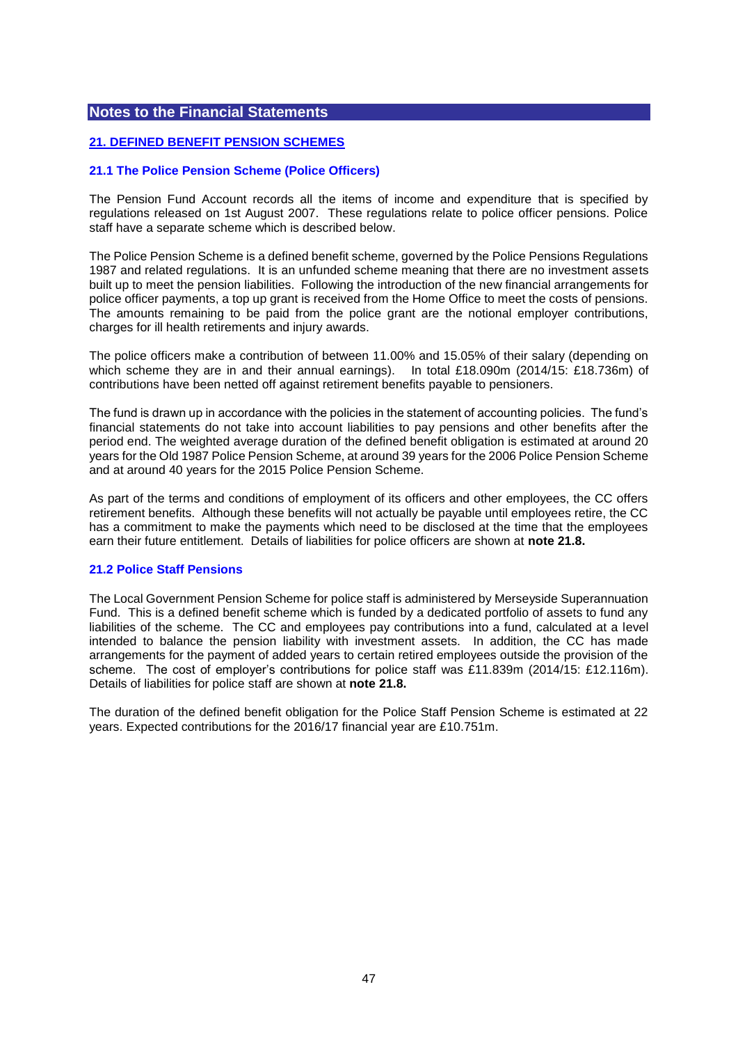## Notes to the Financial Statements

### 21. DEFINED BENEFIT PENSION SCHEMES

#### 21.1 The Police Pension Scheme (Police Officers)

The Pension Fund Account records all the items of income and expenditure that is specified by regulations released on 1st August 2007. These regulations relate to police officer pensions. Police staff have a separate scheme which is described below.

The Police Pension Scheme is a defined benefit scheme, governed by the Police Pensions Regulations 1987 and related regulations. It is an unfunded scheme meaning that there are no investment assets built up to meet the pension liabilities. Following the introduction of the new financial arrangements for police officer payments, a top up grant is received from the Home Office to meet the costs of pensions. The amounts remaining to be paid from the police grant are the notional employer contributions, charges for ill health retirements and injury awards.

The police officers make a contribution of between 11.00% and 15.05% of their salary (depending on which scheme they are in and their annual earnings). In total £18.090m (2014/15: £18.736m) of contributions have been netted off against retirement benefits payable to pensioners.

The fund is drawn up in accordance with the policies in the statement of accounting policies. The fund's financial statements do not take into account liabilities to pay pensions and other benefits after the period end. The weighted average duration of the defined benefit obligation is estimated at around 20 years for the Old 1987 Police Pension Scheme, at around 39 years for the 2006 Police Pension Scheme and at around 40 years for the 2015 Police Pension Scheme.

As part of the terms and conditions of employment of its officers and other employees, the CC offers retirement benefits. Although these benefits will not actually be payable until employees retire, the CC has a commitment to make the payments which need to be disclosed at the time that the employees earn their future entitlement. Details of liabilities for police officers are shown at **note 21.8.**

#### 21.2 Police Staff Pensions

The Local Government Pension Scheme for police staff is administered by Merseyside Superannuation Fund. This is a defined benefit scheme which is funded by a dedicated portfolio of assets to fund any liabilities of the scheme. The CC and employees pay contributions into a fund, calculated at a level intended to balance the pension liability with investment assets. In addition, the CC has made arrangements for the payment of added years to certain retired employees outside the provision of the scheme. The cost of employer's contributions for police staff was £11.839m (2014/15: £12.116m). Details of liabilities for police staff are shown at **note 21.8.**

The duration of the defined benefit obligation for the Police Staff Pension Scheme is estimated at 22 years. Expected contributions for the 2016/17 financial year are £10.751m.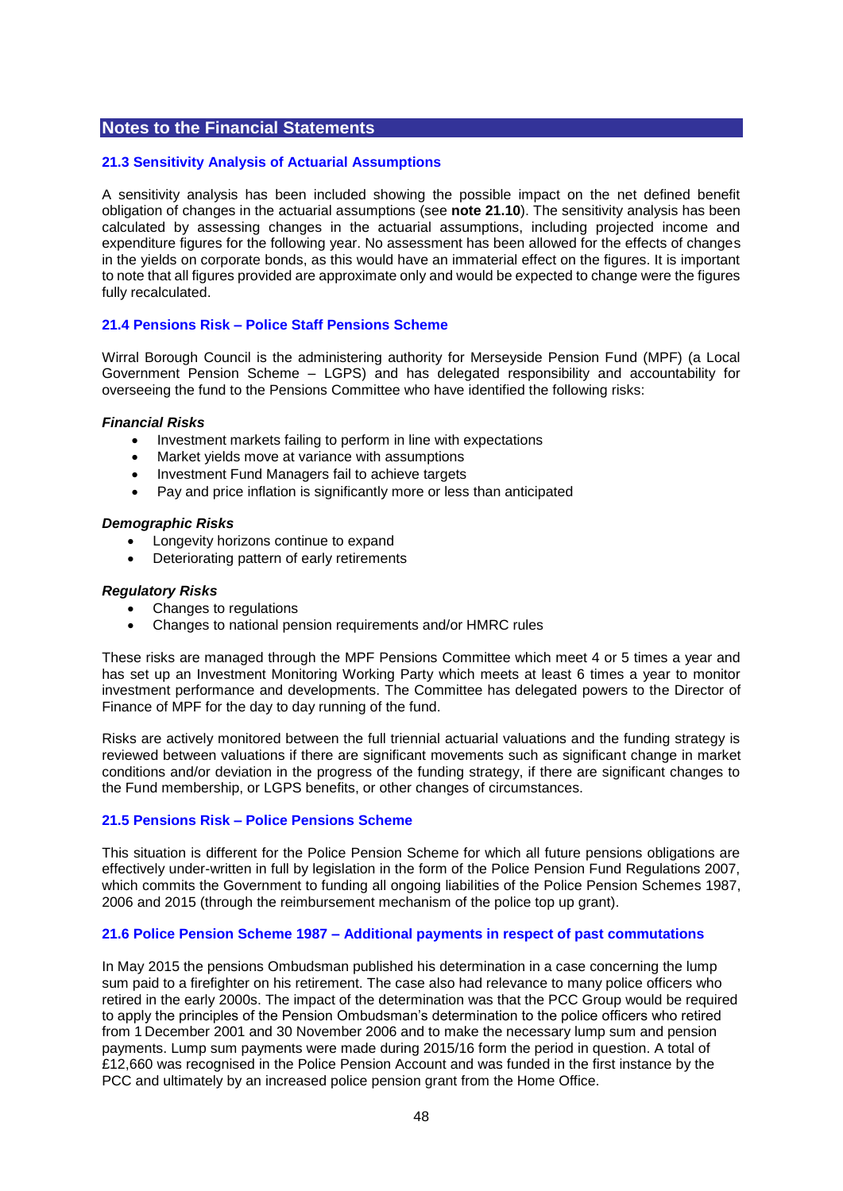## Notes to the Financial Statements

### 21.3 Sensitivity Analysis of Actuarial Assumptions

A sensitivity analysis has been included showing the possible impact on the net defined benefit obligation of changes in the actuarial assumptions (see **note 21.10**). The sensitivity analysis has been calculated by assessing changes in the actuarial assumptions, including projected income and expenditure figures for the following year. No assessment has been allowed for the effects of changes in the yields on corporate bonds, as this would have an immaterial effect on the figures. It is important to note that all figures provided are approximate only and would be expected to change were the figures fully recalculated.

### 21.4 Pensions Risk – Police Staff Pensions Scheme

Wirral Borough Council is the administering authority for Merseyside Pension Fund (MPF) (a Local Government Pension Scheme – LGPS) and has delegated responsibility and accountability for overseeing the fund to the Pensions Committee who have identified the following risks:

***Financial Risks***

- Investment markets failing to perform in line with expectations
- Market yields move at variance with assumptions
- Investment Fund Managers fail to achieve targets
- Pay and price inflation is significantly more or less than anticipated

***Demographic Risks***

- Longevity horizons continue to expand
- Deteriorating pattern of early retirements

***Regulatory Risks***

- Changes to regulations
- Changes to national pension requirements and/or HMRC rules

These risks are managed through the MPF Pensions Committee which meet 4 or 5 times a year and has set up an Investment Monitoring Working Party which meets at least 6 times a year to monitor investment performance and developments. The Committee has delegated powers to the Director of Finance of MPF for the day to day running of the fund.

Risks are actively monitored between the full triennial actuarial valuations and the funding strategy is reviewed between valuations if there are significant movements such as significant change in market conditions and/or deviation in the progress of the funding strategy, if there are significant changes to the Fund membership, or LGPS benefits, or other changes of circumstances.

### 21.5 Pensions Risk – Police Pensions Scheme

This situation is different for the Police Pension Scheme for which all future pensions obligations are effectively under-written in full by legislation in the form of the Police Pension Fund Regulations 2007, which commits the Government to funding all ongoing liabilities of the Police Pension Schemes 1987, 2006 and 2015 (through the reimbursement mechanism of the police top up grant).

### 21.6 Police Pension Scheme 1987 – Additional payments in respect of past commutations

In May 2015 the pensions Ombudsman published his determination in a case concerning the lump sum paid to a firefighter on his retirement. The case also had relevance to many police officers who retired in the early 2000s. The impact of the determination was that the PCC Group would be required to apply the principles of the Pension Ombudsman's determination to the police officers who retired from 1 December 2001 and 30 November 2006 and to make the necessary lump sum and pension payments. Lump sum payments were made during 2015/16 form the period in question. A total of £12,660 was recognised in the Police Pension Account and was funded in the first instance by the PCC and ultimately by an increased police pension grant from the Home Office.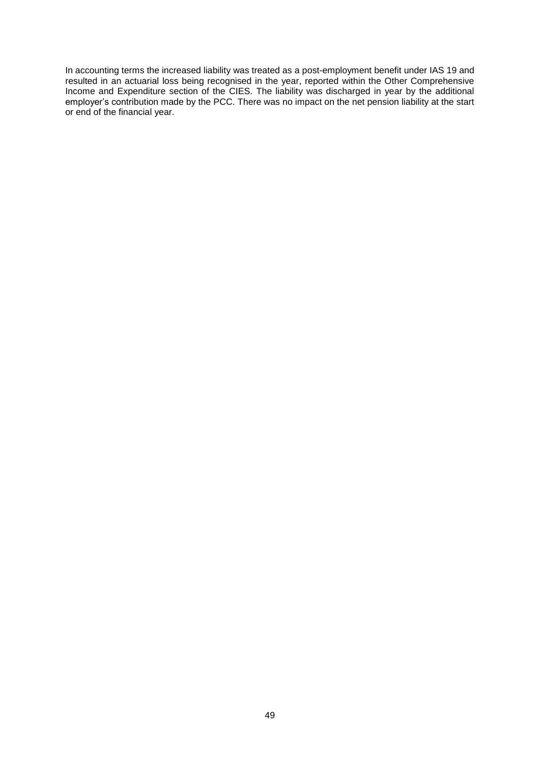In accounting terms the increased liability was treated as a post-employment benefit under IAS 19 and resulted in an actuarial loss being recognised in the year, reported within the Other Comprehensive Income and Expenditure section of the CIES. The liability was discharged in year by the additional employer's contribution made by the PCC. There was no impact on the net pension liability at the start or end of the financial year.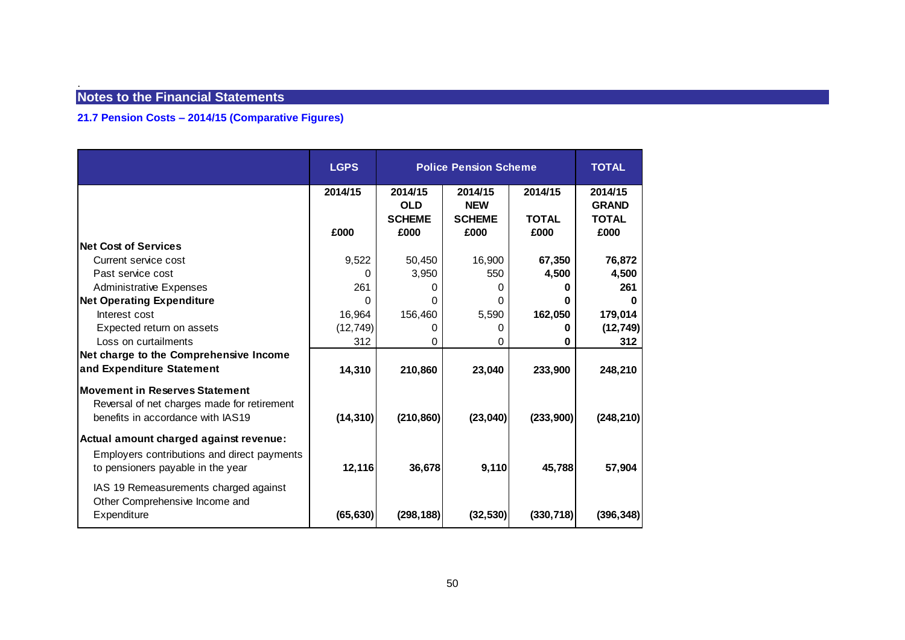## Notes to the Financial Statements

### 21.7 Pension Costs – 2014/15 (Comparative Figures)

| | LGPS | Police Pension Scheme | | | TOTAL |
|---|---|---|---|---|---|
| | 2014/15<br><br>£000 | 2014/15<br>OLD SCHEME<br>£000 | 2014/15<br>NEW SCHEME<br>£000 | 2014/15<br>TOTAL<br>£000 | 2014/15<br>GRAND TOTAL<br>£000 |
| **Net Cost of Services** | | | | | |
| Current service cost | 9,522 | 50,450 | 16,900 | **67,350** | **76,872** |
| Past service cost | 0 | 3,950 | 550 | **4,500** | **4,500** |
| Administrative Expenses | 261 | 0 | 0 | **0** | **261** |
| **Net Operating Expenditure** | 0 | 0 | 0 | **0** | **0** |
| Interest cost | 16,964 | 156,460 | 5,590 | **162,050** | **179,014** |
| Expected return on assets | (12,749) | 0 | 0 | **0** | **(12,749)** |
| Loss on curtailments | 312 | 0 | 0 | **0** | **312** |
| **Net charge to the Comprehensive Income and Expenditure Statement** | **14,310** | **210,860** | **23,040** | **233,900** | **248,210** |
| **Movement in Reserves Statement** | | | | | |
| Reversal of net charges made for retirement benefits in accordance with IAS19 | **(14,310)** | **(210,860)** | **(23,040)** | **(233,900)** | **(248,210)** |
| **Actual amount charged against revenue:** | | | | | |
| Employers contributions and direct payments to pensioners payable in the year | **12,116** | **36,678** | **9,110** | **45,788** | **57,904** |
| IAS 19 Remeasurements charged against Other Comprehensive Income and Expenditure | **(65,630)** | **(298,188)** | **(32,530)** | **(330,718)** | **(396,348)** |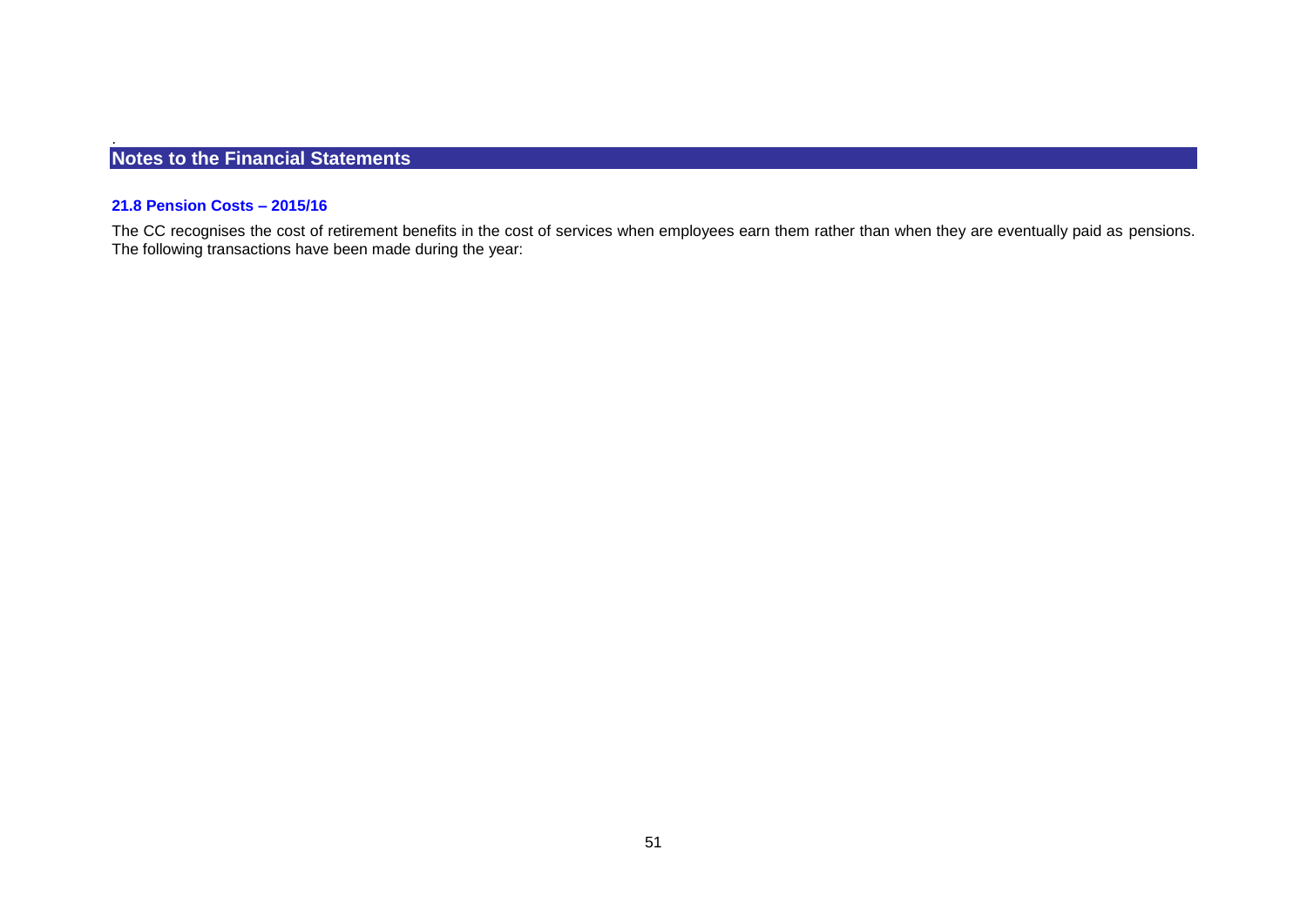## Notes to the Financial Statements

### 21.8 Pension Costs – 2015/16

The CC recognises the cost of retirement benefits in the cost of services when employees earn them rather than when they are eventually paid as pensions. The following transactions have been made during the year: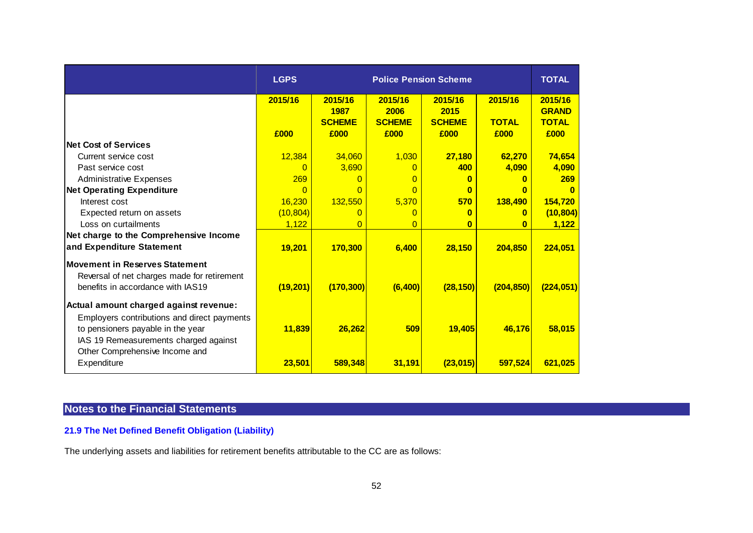| | LGPS | Police Pension Scheme | | | | TOTAL |
|---|---|---|---|---|---|---|
| | 2015/16 £000 | 2015/16 1987 SCHEME £000 | 2015/16 2006 SCHEME £000 | 2015/16 2015 SCHEME £000 | 2015/16 TOTAL £000 | 2015/16 GRAND TOTAL £000 |
| **Net Cost of Services** | | | | | | |
| Current service cost | 12,384 | 34,060 | 1,030 | **27,180** | **62,270** | **74,654** |
| Past service cost | 0 | 3,690 | 0 | **400** | **4,090** | **4,090** |
| Administrative Expenses | 269 | 0 | 0 | **0** | **0** | **269** |
| **Net Operating Expenditure** | 0 | 0 | 0 | **0** | **0** | **0** |
| Interest cost | 16,230 | 132,550 | 5,370 | **570** | **138,490** | **154,720** |
| Expected return on assets | (10,804) | 0 | 0 | **0** | **0** | **(10,804)** |
| Loss on curtailments | 1,122 | 0 | 0 | **0** | **0** | **1,122** |
| **Net charge to the Comprehensive Income and Expenditure Statement** | **19,201** | **170,300** | **6,400** | **28,150** | **204,850** | **224,051** |
| **Movement in Reserves Statement** | | | | | | |
| Reversal of net charges made for retirement benefits in accordance with IAS19 | **(19,201)** | **(170,300)** | **(6,400)** | **(28,150)** | **(204,850)** | **(224,051)** |
| **Actual amount charged against revenue:** | | | | | | |
| Employers contributions and direct payments to pensioners payable in the year | **11,839** | **26,262** | **509** | **19,405** | **46,176** | **58,015** |
| IAS 19 Remeasurements charged against Other Comprehensive Income and Expenditure | **23,501** | **589,348** | **31,191** | **(23,015)** | **597,524** | **621,025** |

## Notes to the Financial Statements

### 21.9 The Net Defined Benefit Obligation (Liability)

The underlying assets and liabilities for retirement benefits attributable to the CC are as follows: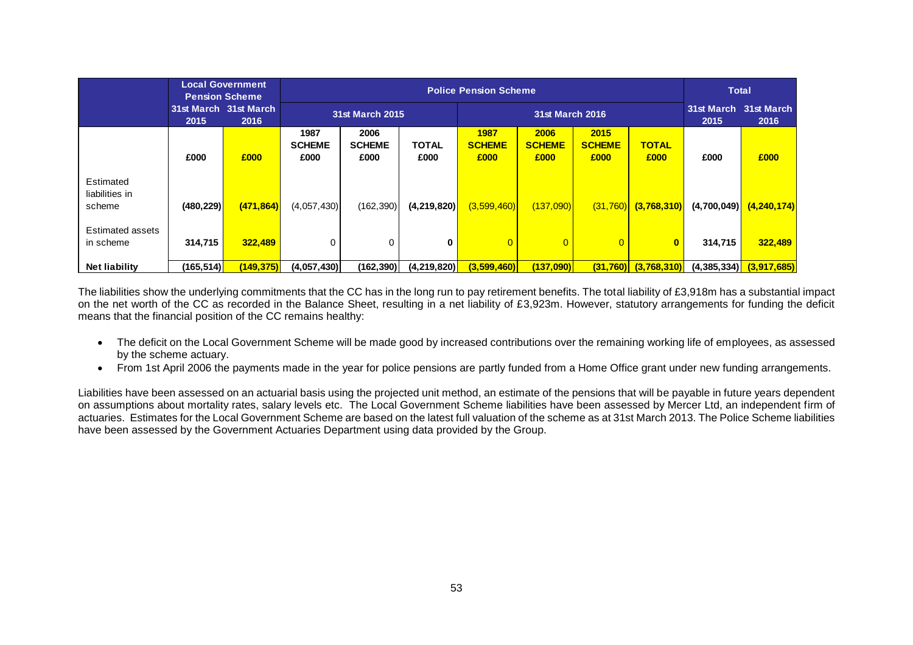| | Local Government Pension Scheme | | Police Pension Scheme | | | | | | | Total | |
|---|---|---|---|---|---|---|---|---|---|---|---|
| | 31st March 2015 | 31st March 2016 | 31st March 2015 | | | 31st March 2016 | | | | 31st March 2015 | 31st March 2016 |
| | £000 | £000 | 1987 SCHEME £000 | 2006 SCHEME £000 | TOTAL £000 | 1987 SCHEME £000 | 2006 SCHEME £000 | 2015 SCHEME £000 | TOTAL £000 | £000 | £000 |
| Estimated liabilities in scheme | (480,229) | (471,864) | (4,057,430) | (162,390) | (4,219,820) | (3,599,460) | (137,090) | (31,760) | (3,768,310) | (4,700,049) | (4,240,174) |
| Estimated assets in scheme | 314,715 | 322,489 | 0 | 0 | 0 | 0 | 0 | 0 | 0 | 314,715 | 322,489 |
| **Net liability** | (165,514) | (149,375) | (4,057,430) | (162,390) | (4,219,820) | (3,599,460) | (137,090) | (31,760) | (3,768,310) | (4,385,334) | (3,917,685) |

The liabilities show the underlying commitments that the CC has in the long run to pay retirement benefits. The total liability of £3,918m has a substantial impact on the net worth of the CC as recorded in the Balance Sheet, resulting in a net liability of £3,923m. However, statutory arrangements for funding the deficit means that the financial position of the CC remains healthy:

- The deficit on the Local Government Scheme will be made good by increased contributions over the remaining working life of employees, as assessed by the scheme actuary.
- From 1st April 2006 the payments made in the year for police pensions are partly funded from a Home Office grant under new funding arrangements.

Liabilities have been assessed on an actuarial basis using the projected unit method, an estimate of the pensions that will be payable in future years dependent on assumptions about mortality rates, salary levels etc. The Local Government Scheme liabilities have been assessed by Mercer Ltd, an independent firm of actuaries. Estimates for the Local Government Scheme are based on the latest full valuation of the scheme as at 31st March 2013. The Police Scheme liabilities have been assessed by the Government Actuaries Department using data provided by the Group.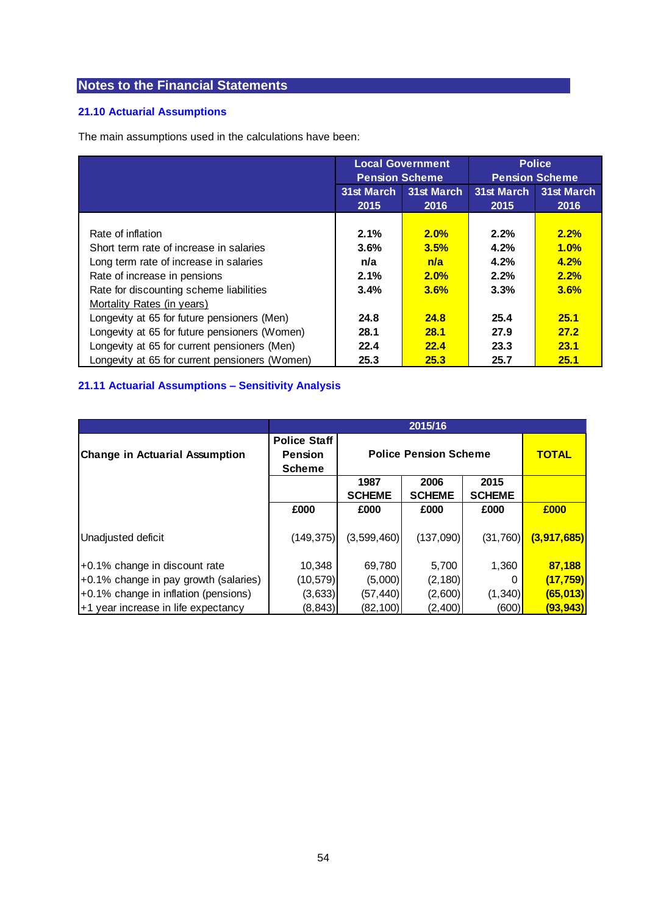## Notes to the Financial Statements

### 21.10 Actuarial Assumptions

The main assumptions used in the calculations have been:

| | Local Government Pension Scheme | | Police Pension Scheme | |
|---|---|---|---|---|
| | 31st March 2015 | 31st March 2016 | 31st March 2015 | 31st March 2016 |
| Rate of inflation | 2.1% | 2.0% | 2.2% | 2.2% |
| Short term rate of increase in salaries | 3.6% | 3.5% | 4.2% | 1.0% |
| Long term rate of increase in salaries | n/a | n/a | 4.2% | 4.2% |
| Rate of increase in pensions | 2.1% | 2.0% | 2.2% | 2.2% |
| Rate for discounting scheme liabilities | 3.4% | 3.6% | 3.3% | 3.6% |
| Mortality Rates (in years) | | | | |
| Longevity at 65 for future pensioners (Men) | 24.8 | 24.8 | 25.4 | 25.1 |
| Longevity at 65 for future pensioners (Women) | 28.1 | 28.1 | 27.9 | 27.2 |
| Longevity at 65 for current pensioners (Men) | 22.4 | 22.4 | 23.3 | 23.1 |
| Longevity at 65 for current pensioners (Women) | 25.3 | 25.3 | 25.7 | 25.1 |

### 21.11 Actuarial Assumptions – Sensitivity Analysis

| | 2015/16 | | | | |
|---|---|---|---|---|---|
| Change in Actuarial Assumption | Police Staff Pension Scheme | Police Pension Scheme | | | TOTAL |
| | | 1987 SCHEME | 2006 SCHEME | 2015 SCHEME | |
| | £000 | £000 | £000 | £000 | £000 |
| Unadjusted deficit | (149,375) | (3,599,460) | (137,090) | (31,760) | (3,917,685) |
| +0.1% change in discount rate | 10,348 | 69,780 | 5,700 | 1,360 | 87,188 |
| +0.1% change in pay growth (salaries) | (10,579) | (5,000) | (2,180) | 0 | (17,759) |
| +0.1% change in inflation (pensions) | (3,633) | (57,440) | (2,600) | (1,340) | (65,013) |
| +1 year increase in life expectancy | (8,843) | (82,100) | (2,400) | (600) | (93,943) |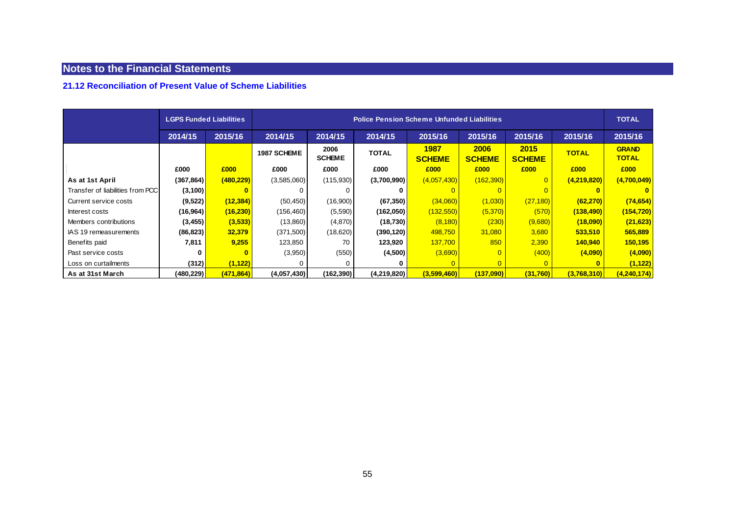## Notes to the Financial Statements

### 21.12 Reconciliation of Present Value of Scheme Liabilities

| | LGPS Funded Liabilities | | Police Pension Scheme Unfunded Liabilities | | | | | | | TOTAL |
|---|---|---|---|---|---|---|---|---|---|---|
| | 2014/15 | 2015/16 | 2014/15 | 2014/15 | 2014/15 | 2015/16 | 2015/16 | 2015/16 | 2015/16 | 2015/16 |
| | | | 1987 SCHEME | 2006 SCHEME | TOTAL | 1987 SCHEME | 2006 SCHEME | 2015 SCHEME | TOTAL | GRAND TOTAL |
| | £000 | £000 | £000 | £000 | £000 | £000 | £000 | £000 | £000 | £000 |
| **As at 1st April** | **(367,864)** | **(480,229)** | (3,585,060) | (115,930) | **(3,700,990)** | (4,057,430) | (162,390) | 0 | **(4,219,820)** | **(4,700,049)** |
| Transfer of liabilities from PCC | **(3,100)** | **0** | 0 | 0 | **0** | 0 | 0 | 0 | **0** | **0** |
| Current service costs | **(9,522)** | **(12,384)** | (50,450) | (16,900) | **(67,350)** | (34,060) | (1,030) | (27,180) | **(62,270)** | **(74,654)** |
| Interest costs | **(16,964)** | **(16,230)** | (156,460) | (5,590) | **(162,050)** | (132,550) | (5,370) | (570) | **(138,490)** | **(154,720)** |
| Members contributions | **(3,455)** | **(3,533)** | (13,860) | (4,870) | **(18,730)** | (8,180) | (230) | (9,680) | **(18,090)** | **(21,623)** |
| IAS 19 remeasurements | **(86,823)** | **32,379** | (371,500) | (18,620) | **(390,120)** | 498,750 | 31,080 | 3,680 | **533,510** | **565,889** |
| Benefits paid | **7,811** | **9,255** | 123,850 | 70 | **123,920** | 137,700 | 850 | 2,390 | **140,940** | **150,195** |
| Past service costs | **0** | **0** | (3,950) | (550) | **(4,500)** | (3,690) | 0 | (400) | **(4,090)** | **(4,090)** |
| Loss on curtailments | **(312)** | **(1,122)** | 0 | 0 | **0** | 0 | 0 | 0 | **0** | **(1,122)** |
| **As at 31st March** | **(480,229)** | **(471,864)** | **(4,057,430)** | **(162,390)** | **(4,219,820)** | **(3,599,460)** | **(137,090)** | **(31,760)** | **(3,768,310)** | **(4,240,174)** |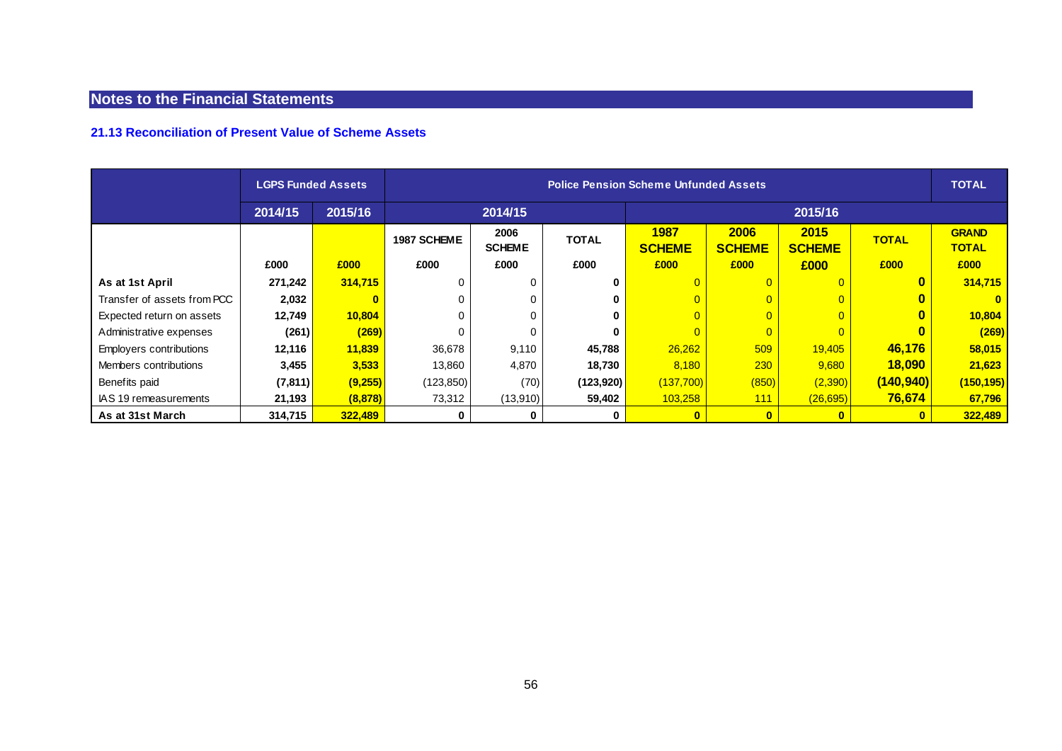## Notes to the Financial Statements

### 21.13 Reconciliation of Present Value of Scheme Assets

| | LGPS Funded Assets | | Police Pension Scheme Unfunded Assets | | | | | | | TOTAL |
|---|---|---|---|---|---|---|---|---|---|---|
| | 2014/15 | 2015/16 | 2014/15 | | | 2015/16 | | | | |
| | | | 1987 SCHEME | 2006 SCHEME | TOTAL | 1987 SCHEME | 2006 SCHEME | 2015 SCHEME | TOTAL | GRAND TOTAL |
| | £000 | £000 | £000 | £000 | £000 | £000 | £000 | £000 | £000 | £000 |
| **As at 1st April** | **271,242** | **314,715** | 0 | 0 | **0** | 0 | 0 | 0 | **0** | **314,715** |
| Transfer of assets from PCC | **2,032** | **0** | 0 | 0 | **0** | 0 | 0 | 0 | **0** | **0** |
| Expected return on assets | **12,749** | **10,804** | 0 | 0 | **0** | 0 | 0 | 0 | **0** | **10,804** |
| Administrative expenses | **(261)** | **(269)** | 0 | 0 | **0** | 0 | 0 | 0 | **0** | **(269)** |
| Employers contributions | **12,116** | **11,839** | 36,678 | 9,110 | **45,788** | 26,262 | 509 | 19,405 | **46,176** | **58,015** |
| Members contributions | **3,455** | **3,533** | 13,860 | 4,870 | **18,730** | 8,180 | 230 | 9,680 | **18,090** | **21,623** |
| Benefits paid | **(7,811)** | **(9,255)** | (123,850) | (70) | **(123,920)** | (137,700) | (850) | (2,390) | **(140,940)** | **(150,195)** |
| IAS 19 remeasurements | **21,193** | **(8,878)** | 73,312 | (13,910) | **59,402** | 103,258 | 111 | (26,695) | **76,674** | **67,796** |
| **As at 31st March** | **314,715** | **322,489** | **0** | **0** | **0** | **0** | **0** | **0** | **0** | **322,489** |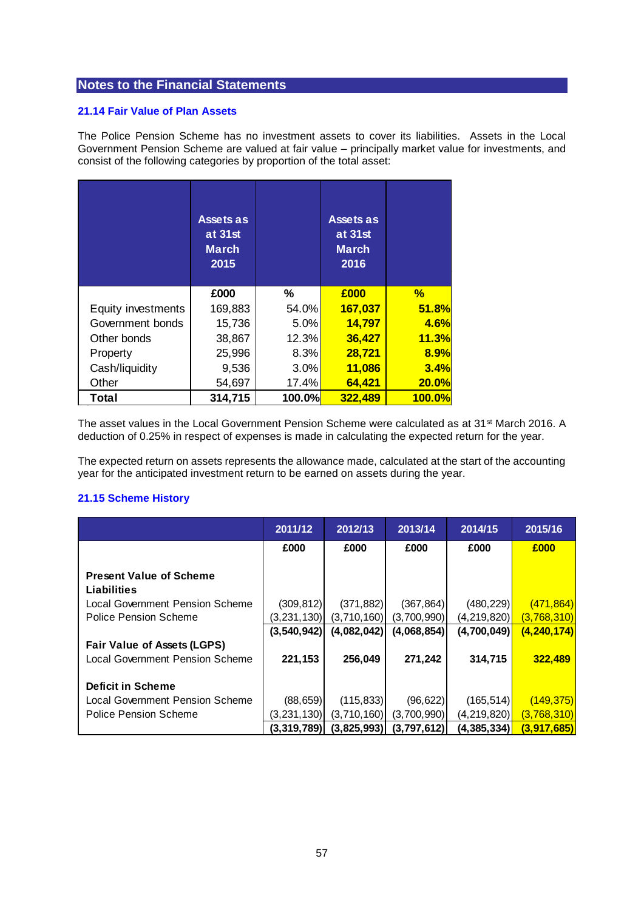## Notes to the Financial Statements

### 21.14 Fair Value of Plan Assets

The Police Pension Scheme has no investment assets to cover its liabilities. Assets in the Local Government Pension Scheme are valued at fair value – principally market value for investments, and consist of the following categories by proportion of the total asset:

| | Assets as at 31st March 2015 | | Assets as at 31st March 2016 | |
|---|---|---|---|---|
| | £000 | % | £000 | % |
| Equity investments | 169,883 | 54.0% | 167,037 | 51.8% |
| Government bonds | 15,736 | 5.0% | 14,797 | 4.6% |
| Other bonds | 38,867 | 12.3% | 36,427 | 11.3% |
| Property | 25,996 | 8.3% | 28,721 | 8.9% |
| Cash/liquidity | 9,536 | 3.0% | 11,086 | 3.4% |
| Other | 54,697 | 17.4% | 64,421 | 20.0% |
| **Total** | **314,715** | **100.0%** | **322,489** | **100.0%** |

The asset values in the Local Government Pension Scheme were calculated as at 31st March 2016. A deduction of 0.25% in respect of expenses is made in calculating the expected return for the year.

The expected return on assets represents the allowance made, calculated at the start of the accounting year for the anticipated investment return to be earned on assets during the year.

### 21.15 Scheme History

| | 2011/12 | 2012/13 | 2013/14 | 2014/15 | 2015/16 |
|---|---|---|---|---|---|
| | £000 | £000 | £000 | £000 | £000 |
| **Present Value of Scheme Liabilities** | | | | | |
| Local Government Pension Scheme | (309,812) | (371,882) | (367,864) | (480,229) | (471,864) |
| Police Pension Scheme | (3,231,130) | (3,710,160) | (3,700,990) | (4,219,820) | (3,768,310) |
| | **(3,540,942)** | **(4,082,042)** | **(4,068,854)** | **(4,700,049)** | **(4,240,174)** |
| **Fair Value of Assets (LGPS)** | | | | | |
| Local Government Pension Scheme | **221,153** | **256,049** | **271,242** | **314,715** | **322,489** |
| **Deficit in Scheme** | | | | | |
| Local Government Pension Scheme | (88,659) | (115,833) | (96,622) | (165,514) | (149,375) |
| Police Pension Scheme | (3,231,130) | (3,710,160) | (3,700,990) | (4,219,820) | (3,768,310) |
| | **(3,319,789)** | **(3,825,993)** | **(3,797,612)** | **(4,385,334)** | **(3,917,685)** |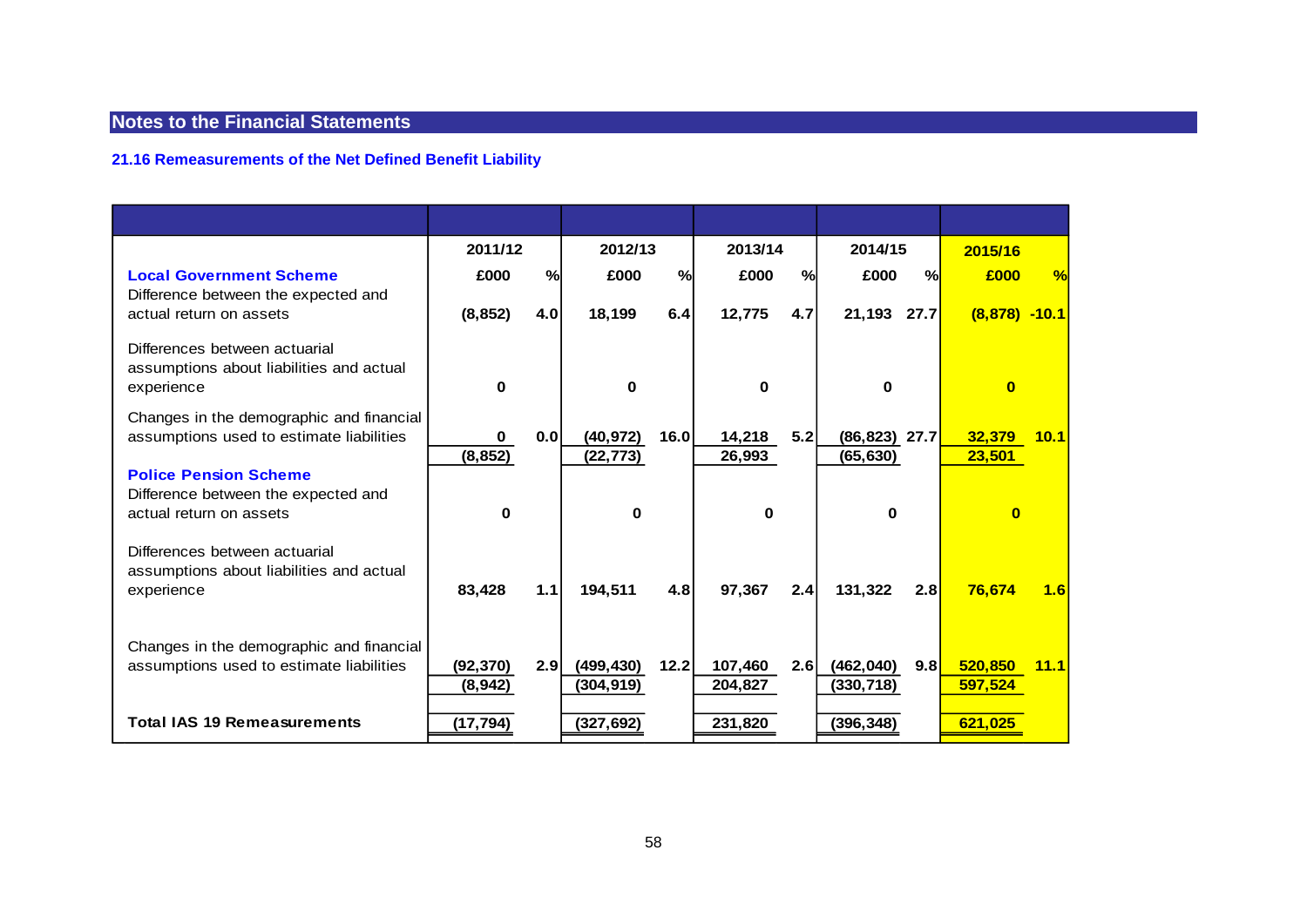## Notes to the Financial Statements

### 21.16 Remeasurements of the Net Defined Benefit Liability

| | 2011/12 | | 2012/13 | | 2013/14 | | 2014/15 | | 2015/16 | |
|---|---|---|---|---|---|---|---|---|---|---|
| **Local Government Scheme** | **£000** | **%** | **£000** | **%** | **£000** | **%** | **£000** | **%** | **£000** | **%** |
| Difference between the expected and actual return on assets | (8,852) | 4.0 | 18,199 | 6.4 | 12,775 | 4.7 | 21,193 | 27.7 | (8,878) | -10.1 |
| Differences between actuarial assumptions about liabilities and actual experience | 0 | | 0 | | 0 | | 0 | | 0 | |
| Changes in the demographic and financial assumptions used to estimate liabilities | 0 | 0.0 | (40,972) | 16.0 | 14,218 | 5.2 | (86,823) | 27.7 | 32,379 | 10.1 |
| | (8,852) | | (22,773) | | 26,993 | | (65,630) | | 23,501 | |
| **Police Pension Scheme** | | | | | | | | | | |
| Difference between the expected and actual return on assets | 0 | | 0 | | 0 | | 0 | | 0 | |
| Differences between actuarial assumptions about liabilities and actual experience | 83,428 | 1.1 | 194,511 | 4.8 | 97,367 | 2.4 | 131,322 | 2.8 | 76,674 | 1.6 |
| Changes in the demographic and financial assumptions used to estimate liabilities | (92,370) | 2.9 | (499,430) | 12.2 | 107,460 | 2.6 | (462,040) | 9.8 | 520,850 | 11.1 |
| | (8,942) | | (304,919) | | 204,827 | | (330,718) | | 597,524 | |
| **Total IAS 19 Remeasurements** | (17,794) | | (327,692) | | 231,820 | | (396,348) | | 621,025 | |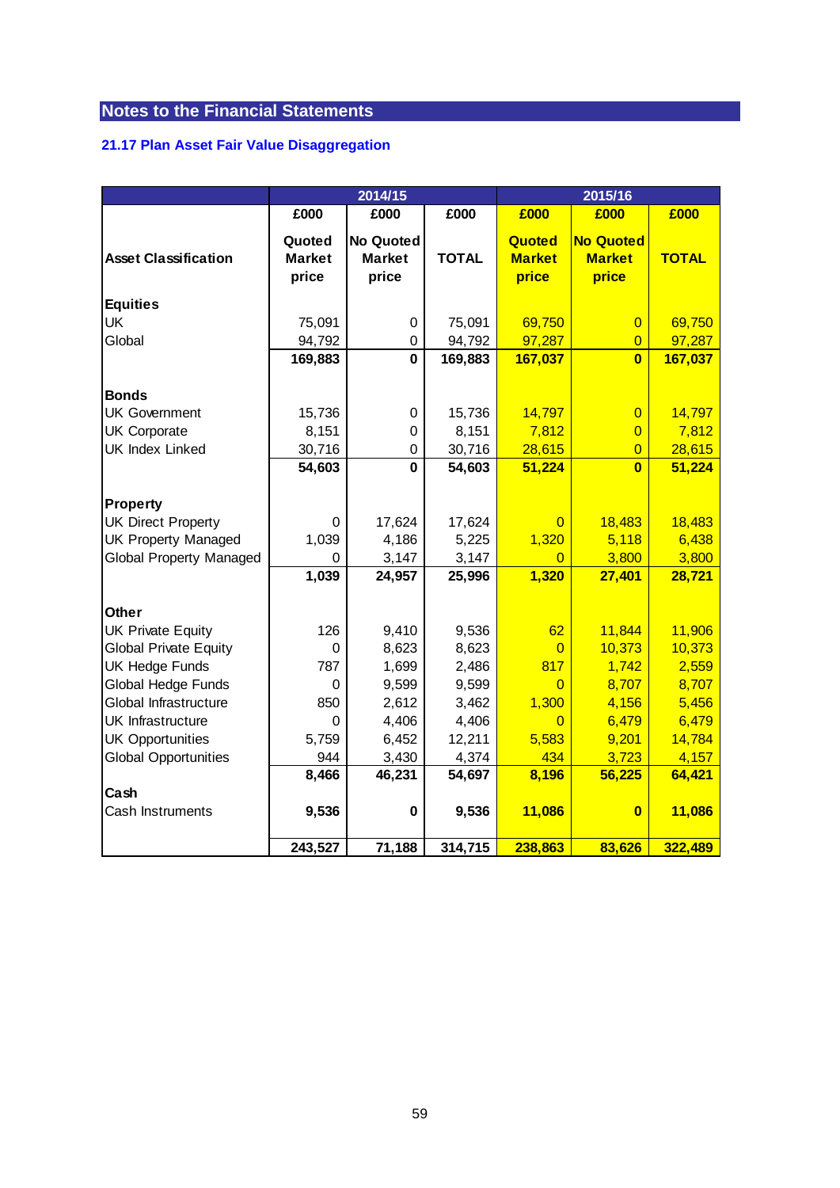## Notes to the Financial Statements

### 21.17 Plan Asset Fair Value Disaggregation

| | 2014/15 | | | 2015/16 | | |
|---|---|---|---|---|---|---|
| | £000 | £000 | £000 | £000 | £000 | £000 |
| **Asset Classification** | **Quoted Market price** | **No Quoted Market price** | **TOTAL** | **Quoted Market price** | **No Quoted Market price** | **TOTAL** |
| **Equities** | | | | | | |
| UK | 75,091 | 0 | 75,091 | 69,750 | 0 | 69,750 |
| Global | 94,792 | 0 | 94,792 | 97,287 | 0 | 97,287 |
| | **169,883** | **0** | **169,883** | **167,037** | **0** | **167,037** |
| **Bonds** | | | | | | |
| UK Government | 15,736 | 0 | 15,736 | 14,797 | 0 | 14,797 |
| UK Corporate | 8,151 | 0 | 8,151 | 7,812 | 0 | 7,812 |
| UK Index Linked | 30,716 | 0 | 30,716 | 28,615 | 0 | 28,615 |
| | **54,603** | **0** | **54,603** | **51,224** | **0** | **51,224** |
| **Property** | | | | | | |
| UK Direct Property | 0 | 17,624 | 17,624 | 0 | 18,483 | 18,483 |
| UK Property Managed | 1,039 | 4,186 | 5,225 | 1,320 | 5,118 | 6,438 |
| Global Property Managed | 0 | 3,147 | 3,147 | 0 | 3,800 | 3,800 |
| | **1,039** | **24,957** | **25,996** | **1,320** | **27,401** | **28,721** |
| **Other** | | | | | | |
| UK Private Equity | 126 | 9,410 | 9,536 | 62 | 11,844 | 11,906 |
| Global Private Equity | 0 | 8,623 | 8,623 | 0 | 10,373 | 10,373 |
| UK Hedge Funds | 787 | 1,699 | 2,486 | 817 | 1,742 | 2,559 |
| Global Hedge Funds | 0 | 9,599 | 9,599 | 0 | 8,707 | 8,707 |
| Global Infrastructure | 850 | 2,612 | 3,462 | 1,300 | 4,156 | 5,456 |
| UK Infrastructure | 0 | 4,406 | 4,406 | 0 | 6,479 | 6,479 |
| UK Opportunities | 5,759 | 6,452 | 12,211 | 5,583 | 9,201 | 14,784 |
| Global Opportunities | 944 | 3,430 | 4,374 | 434 | 3,723 | 4,157 |
| | **8,466** | **46,231** | **54,697** | **8,196** | **56,225** | **64,421** |
| **Cash** | | | | | | |
| Cash Instruments | **9,536** | **0** | **9,536** | **11,086** | **0** | **11,086** |
| | **243,527** | **71,188** | **314,715** | **238,863** | **83,626** | **322,489** |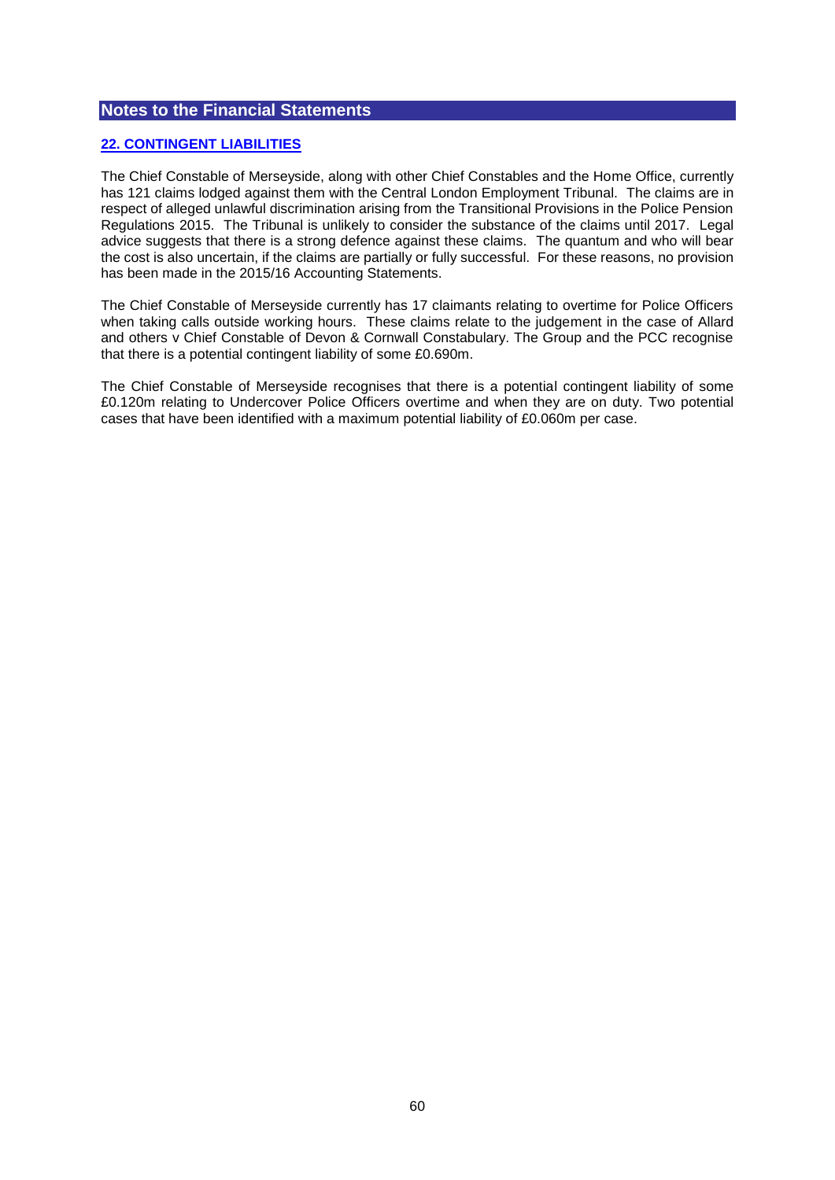## Notes to the Financial Statements

### 22. CONTINGENT LIABILITIES

The Chief Constable of Merseyside, along with other Chief Constables and the Home Office, currently has 121 claims lodged against them with the Central London Employment Tribunal. The claims are in respect of alleged unlawful discrimination arising from the Transitional Provisions in the Police Pension Regulations 2015. The Tribunal is unlikely to consider the substance of the claims until 2017. Legal advice suggests that there is a strong defence against these claims. The quantum and who will bear the cost is also uncertain, if the claims are partially or fully successful. For these reasons, no provision has been made in the 2015/16 Accounting Statements.

The Chief Constable of Merseyside currently has 17 claimants relating to overtime for Police Officers when taking calls outside working hours. These claims relate to the judgement in the case of Allard and others v Chief Constable of Devon & Cornwall Constabulary. The Group and the PCC recognise that there is a potential contingent liability of some £0.690m.

The Chief Constable of Merseyside recognises that there is a potential contingent liability of some £0.120m relating to Undercover Police Officers overtime and when they are on duty. Two potential cases that have been identified with a maximum potential liability of £0.060m per case.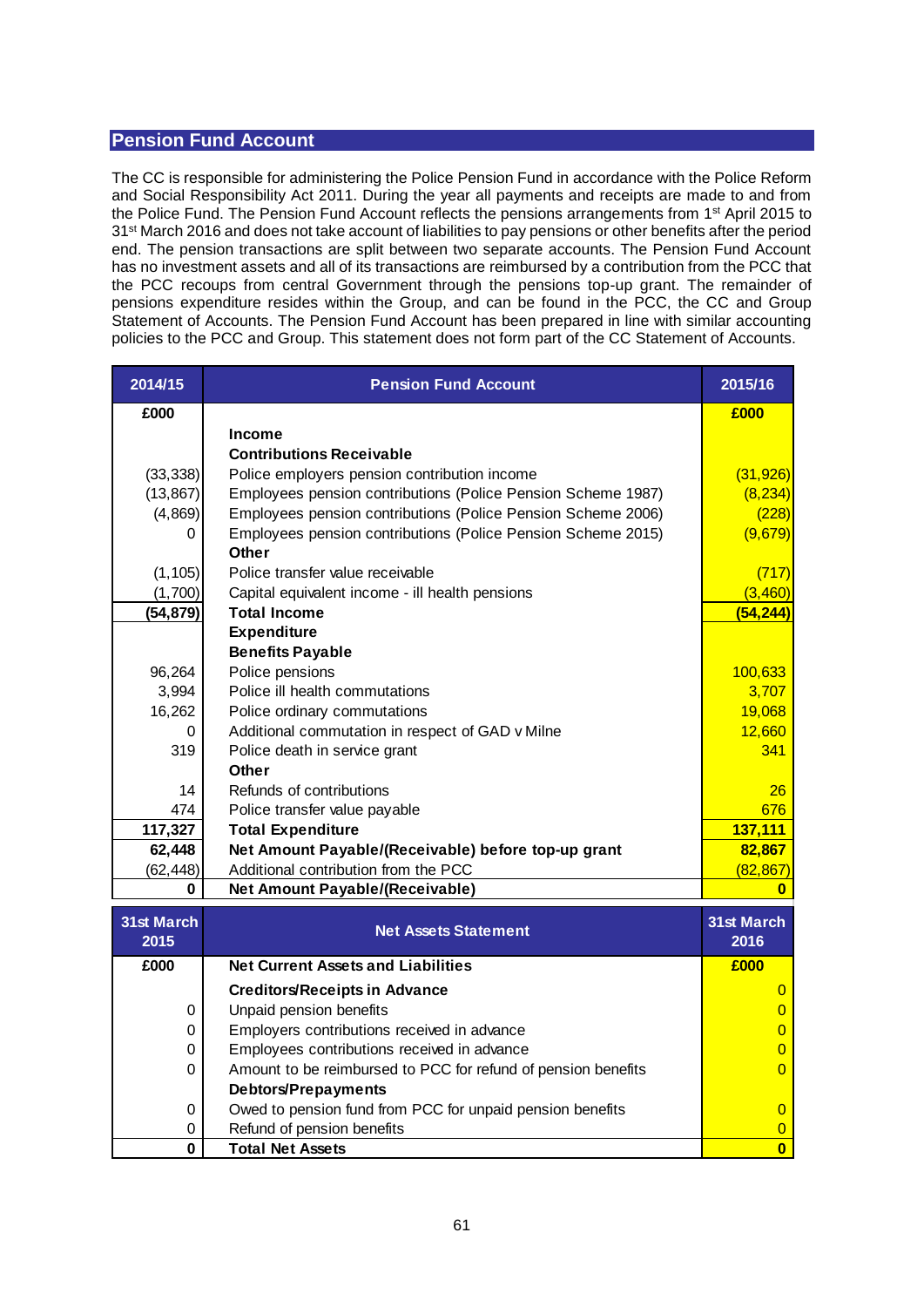## Pension Fund Account

The CC is responsible for administering the Police Pension Fund in accordance with the Police Reform and Social Responsibility Act 2011. During the year all payments and receipts are made to and from the Police Fund. The Pension Fund Account reflects the pensions arrangements from 1st April 2015 to 31st March 2016 and does not take account of liabilities to pay pensions or other benefits after the period end. The pension transactions are split between two separate accounts. The Pension Fund Account has no investment assets and all of its transactions are reimbursed by a contribution from the PCC that the PCC recoups from central Government through the pensions top-up grant. The remainder of pensions expenditure resides within the Group, and can be found in the PCC, the CC and Group Statement of Accounts. The Pension Fund Account has been prepared in line with similar accounting policies to the PCC and Group. This statement does not form part of the CC Statement of Accounts.

| 2014/15 | Pension Fund Account | 2015/16 |
|---|---|---|
| **£000** | | **£000** |
| | **Income** | |
| | **Contributions Receivable** | |
| (33,338) | Police employers pension contribution income | (31,926) |
| (13,867) | Employees pension contributions (Police Pension Scheme 1987) | (8,234) |
| (4,869) | Employees pension contributions (Police Pension Scheme 2006) | (228) |
| 0 | Employees pension contributions (Police Pension Scheme 2015) | (9,679) |
| | **Other** | |
| (1,105) | Police transfer value receivable | (717) |
| (1,700) | Capital equivalent income - ill health pensions | (3,460) |
| **(54,879)** | **Total Income** | **(54,244)** |
| | **Expenditure** | |
| | **Benefits Payable** | |
| 96,264 | Police pensions | 100,633 |
| 3,994 | Police ill health commutations | 3,707 |
| 16,262 | Police ordinary commutations | 19,068 |
| 0 | Additional commutation in respect of GAD v Milne | 12,660 |
| 319 | Police death in service grant | 341 |
| | **Other** | |
| 14 | Refunds of contributions | 26 |
| 474 | Police transfer value payable | 676 |
| **117,327** | **Total Expenditure** | **137,111** |
| **62,448** | **Net Amount Payable/(Receivable) before top-up grant** | **82,867** |
| (62,448) | Additional contribution from the PCC | (82,867) |
| **0** | **Net Amount Payable/(Receivable)** | **0** |

| 31st March 2015 | Net Assets Statement | 31st March 2016 |
|---|---|---|
| **£000** | **Net Current Assets and Liabilities** | **£000** |
| | **Creditors/Receipts in Advance** | 0 |
| 0 | Unpaid pension benefits | 0 |
| 0 | Employers contributions received in advance | 0 |
| 0 | Employees contributions received in advance | 0 |
| 0 | Amount to be reimbursed to PCC for refund of pension benefits | 0 |
| | **Debtors/Prepayments** | |
| 0 | Owed to pension fund from PCC for unpaid pension benefits | 0 |
| 0 | Refund of pension benefits | 0 |
| **0** | **Total Net Assets** | **0** |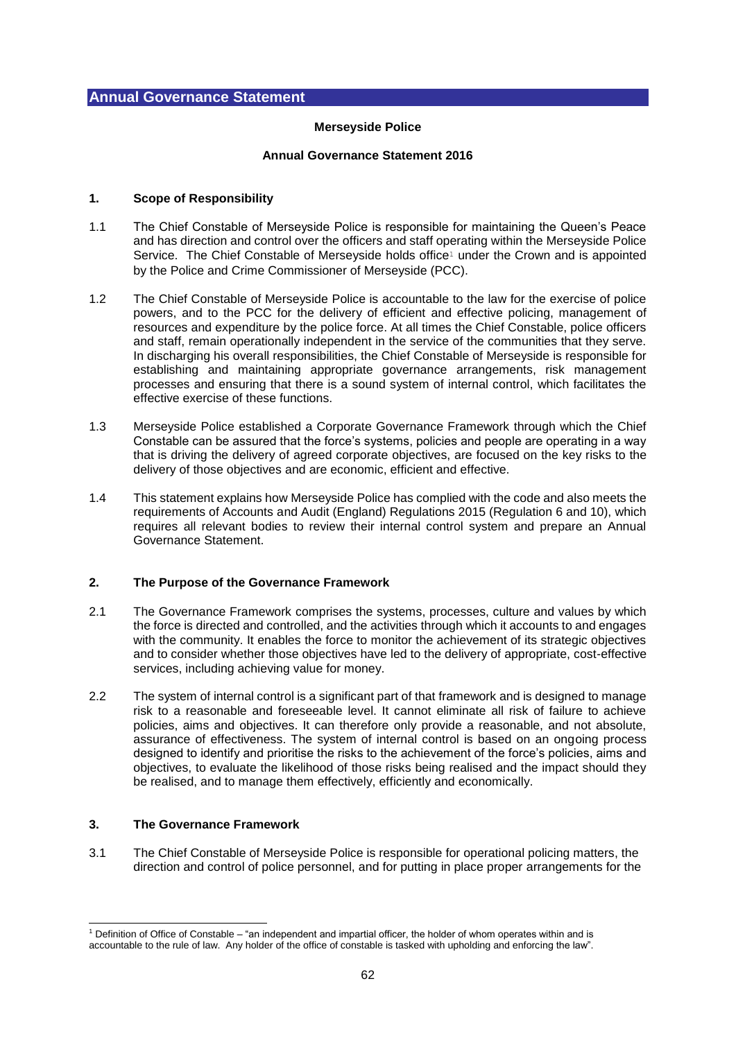## Annual Governance Statement

**Merseyside Police**

**Annual Governance Statement 2016**

### 1. Scope of Responsibility

1.1 The Chief Constable of Merseyside Police is responsible for maintaining the Queen's Peace and has direction and control over the officers and staff operating within the Merseyside Police Service. The Chief Constable of Merseyside holds office[1] under the Crown and is appointed by the Police and Crime Commissioner of Merseyside (PCC).

1.2 The Chief Constable of Merseyside Police is accountable to the law for the exercise of police powers, and to the PCC for the delivery of efficient and effective policing, management of resources and expenditure by the police force. At all times the Chief Constable, police officers and staff, remain operationally independent in the service of the communities that they serve. In discharging his overall responsibilities, the Chief Constable of Merseyside is responsible for establishing and maintaining appropriate governance arrangements, risk management processes and ensuring that there is a sound system of internal control, which facilitates the effective exercise of these functions.

1.3 Merseyside Police established a Corporate Governance Framework through which the Chief Constable can be assured that the force's systems, policies and people are operating in a way that is driving the delivery of agreed corporate objectives, are focused on the key risks to the delivery of those objectives and are economic, efficient and effective.

1.4 This statement explains how Merseyside Police has complied with the code and also meets the requirements of Accounts and Audit (England) Regulations 2015 (Regulation 6 and 10), which requires all relevant bodies to review their internal control system and prepare an Annual Governance Statement.

### 2. The Purpose of the Governance Framework

2.1 The Governance Framework comprises the systems, processes, culture and values by which the force is directed and controlled, and the activities through which it accounts to and engages with the community. It enables the force to monitor the achievement of its strategic objectives and to consider whether those objectives have led to the delivery of appropriate, cost-effective services, including achieving value for money.

2.2 The system of internal control is a significant part of that framework and is designed to manage risk to a reasonable and foreseeable level. It cannot eliminate all risk of failure to achieve policies, aims and objectives. It can therefore only provide a reasonable, and not absolute, assurance of effectiveness. The system of internal control is based on an ongoing process designed to identify and prioritise the risks to the achievement of the force's policies, aims and objectives, to evaluate the likelihood of those risks being realised and the impact should they be realised, and to manage them effectively, efficiently and economically.

### 3. The Governance Framework

3.1 The Chief Constable of Merseyside Police is responsible for operational policing matters, the direction and control of police personnel, and for putting in place proper arrangements for the

[1] Definition of Office of Constable – "an independent and impartial officer, the holder of whom operates within and is accountable to the rule of law. Any holder of the office of constable is tasked with upholding and enforcing the law".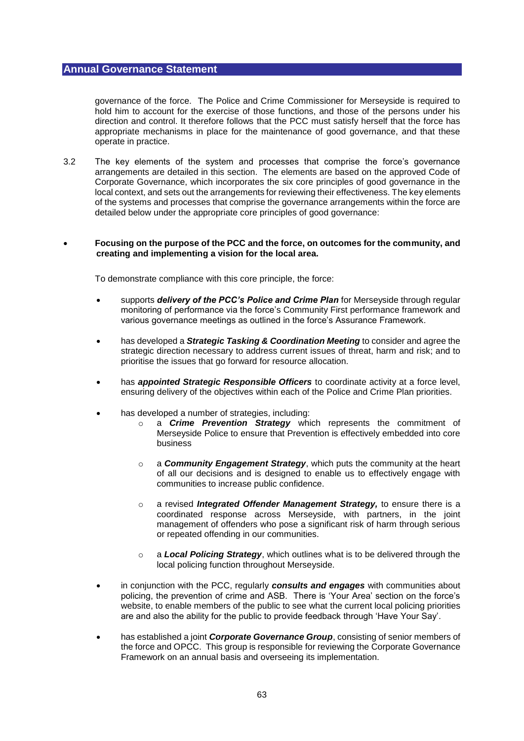governance of the force. The Police and Crime Commissioner for Merseyside is required to hold him to account for the exercise of those functions, and those of the persons under his direction and control. It therefore follows that the PCC must satisfy herself that the force has appropriate mechanisms in place for the maintenance of good governance, and that these operate in practice.

3.2 The key elements of the system and processes that comprise the force's governance arrangements are detailed in this section. The elements are based on the approved Code of Corporate Governance, which incorporates the six core principles of good governance in the local context, and sets out the arrangements for reviewing their effectiveness. The key elements of the systems and processes that comprise the governance arrangements within the force are detailed below under the appropriate core principles of good governance:

- **Focusing on the purpose of the PCC and the force, on outcomes for the community, and creating and implementing a vision for the local area.**

  To demonstrate compliance with this core principle, the force:

  - supports ***delivery of the PCC's Police and Crime Plan*** for Merseyside through regular monitoring of performance via the force's Community First performance framework and various governance meetings as outlined in the force's Assurance Framework.
  - has developed a ***Strategic Tasking & Coordination Meeting*** to consider and agree the strategic direction necessary to address current issues of threat, harm and risk; and to prioritise the issues that go forward for resource allocation.
  - has ***appointed Strategic Responsible Officers*** to coordinate activity at a force level, ensuring delivery of the objectives within each of the Police and Crime Plan priorities.
  - has developed a number of strategies, including:
    - a ***Crime Prevention Strategy*** which represents the commitment of Merseyside Police to ensure that Prevention is effectively embedded into core business
    - a ***Community Engagement Strategy***, which puts the community at the heart of all our decisions and is designed to enable us to effectively engage with communities to increase public confidence.
    - a revised ***Integrated Offender Management Strategy,*** to ensure there is a coordinated response across Merseyside, with partners, in the joint management of offenders who pose a significant risk of harm through serious or repeated offending in our communities.
    - a ***Local Policing Strategy***, which outlines what is to be delivered through the local policing function throughout Merseyside.
  - in conjunction with the PCC, regularly ***consults and engages*** with communities about policing, the prevention of crime and ASB. There is 'Your Area' section on the force's website, to enable members of the public to see what the current local policing priorities are and also the ability for the public to provide feedback through 'Have Your Say'.
  - has established a joint ***Corporate Governance Group***, consisting of senior members of the force and OPCC. This group is responsible for reviewing the Corporate Governance Framework on an annual basis and overseeing its implementation.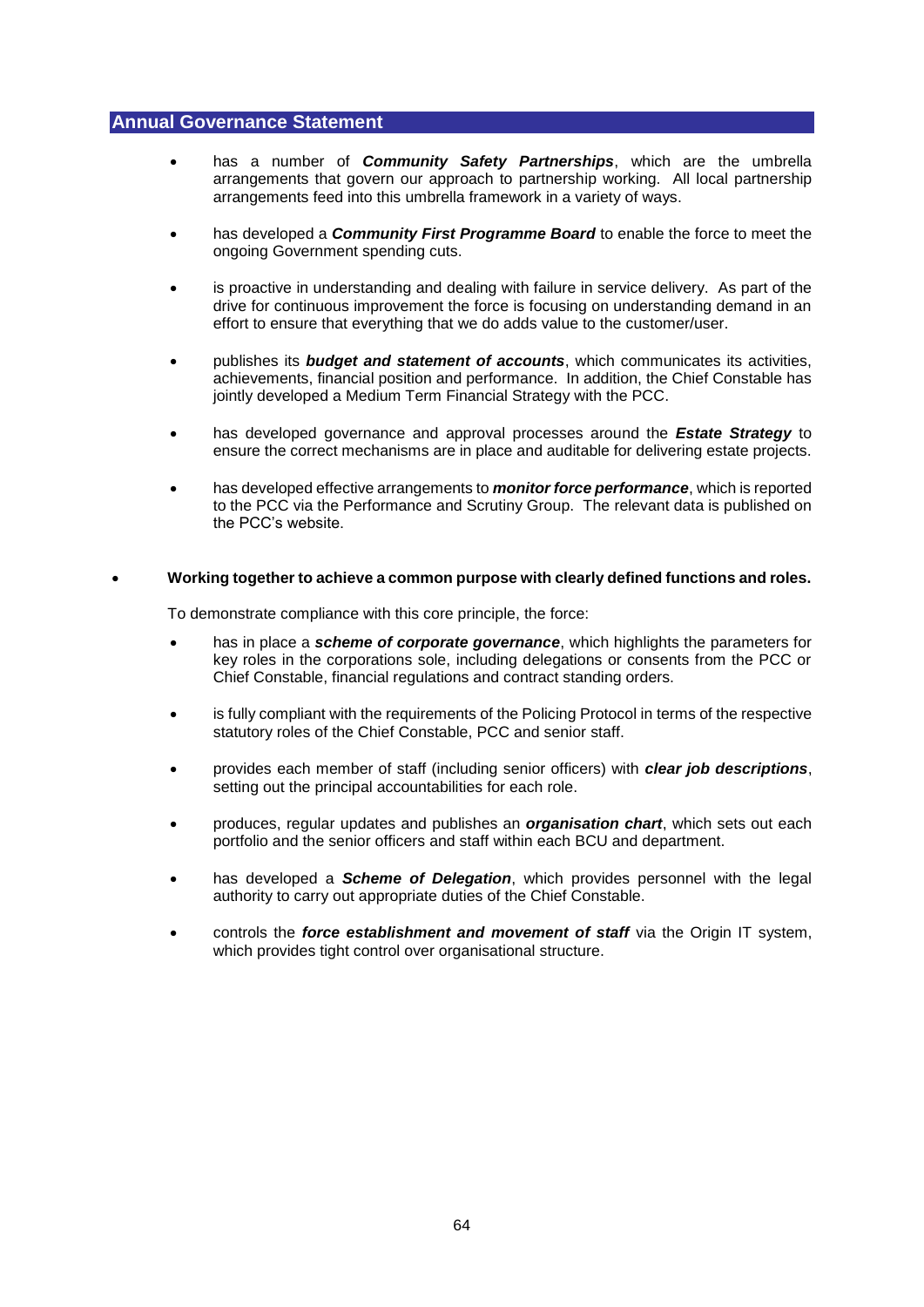- has a number of ***Community Safety Partnerships***, which are the umbrella arrangements that govern our approach to partnership working. All local partnership arrangements feed into this umbrella framework in a variety of ways.

- has developed a ***Community First Programme Board*** to enable the force to meet the ongoing Government spending cuts.

- is proactive in understanding and dealing with failure in service delivery. As part of the drive for continuous improvement the force is focusing on understanding demand in an effort to ensure that everything that we do adds value to the customer/user.

- publishes its ***budget and statement of accounts***, which communicates its activities, achievements, financial position and performance. In addition, the Chief Constable has jointly developed a Medium Term Financial Strategy with the PCC.

- has developed governance and approval processes around the ***Estate Strategy*** to ensure the correct mechanisms are in place and auditable for delivering estate projects.

- has developed effective arrangements to ***monitor force performance***, which is reported to the PCC via the Performance and Scrutiny Group. The relevant data is published on the PCC's website.

- **Working together to achieve a common purpose with clearly defined functions and roles.**

  To demonstrate compliance with this core principle, the force:

  - has in place a ***scheme of corporate governance***, which highlights the parameters for key roles in the corporations sole, including delegations or consents from the PCC or Chief Constable, financial regulations and contract standing orders.

  - is fully compliant with the requirements of the Policing Protocol in terms of the respective statutory roles of the Chief Constable, PCC and senior staff.

  - provides each member of staff (including senior officers) with ***clear job descriptions***, setting out the principal accountabilities for each role.

  - produces, regular updates and publishes an ***organisation chart***, which sets out each portfolio and the senior officers and staff within each BCU and department.

  - has developed a ***Scheme of Delegation***, which provides personnel with the legal authority to carry out appropriate duties of the Chief Constable.

  - controls the ***force establishment and movement of staff*** via the Origin IT system, which provides tight control over organisational structure.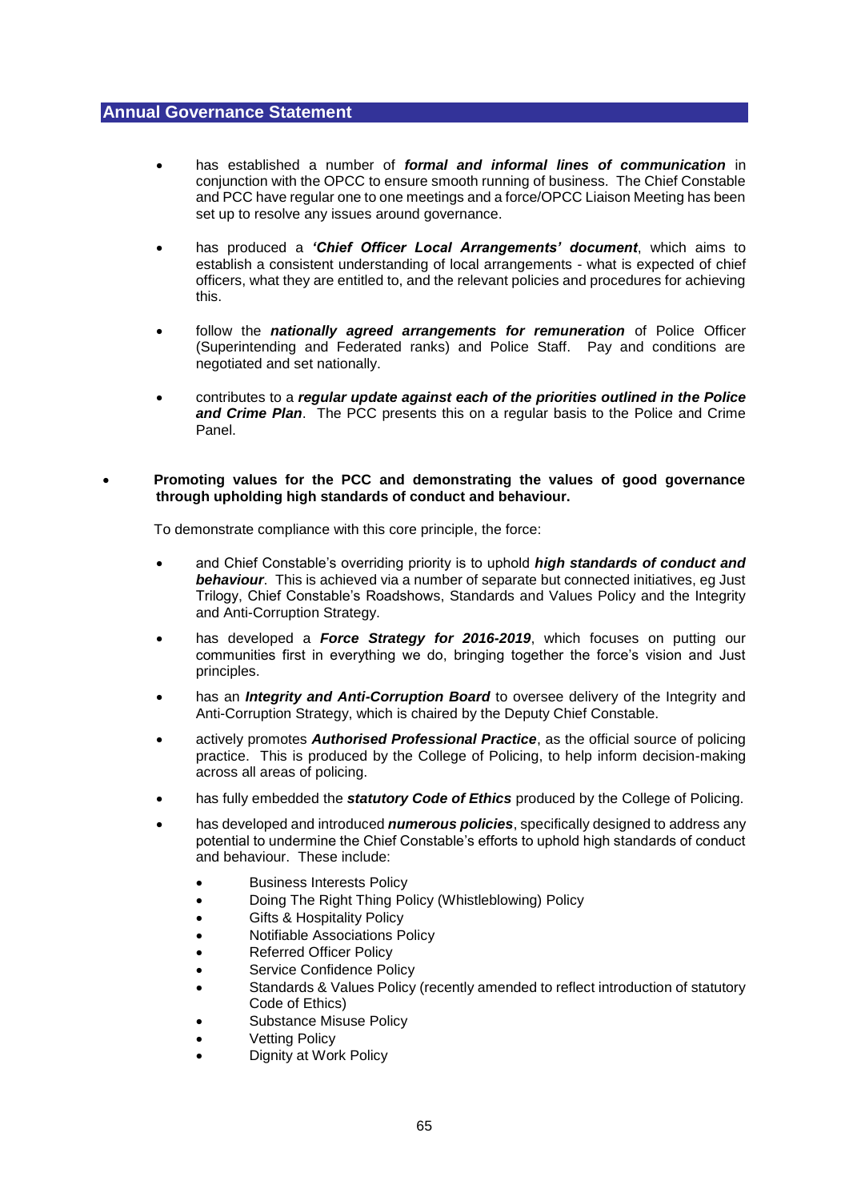- has established a number of ***formal and informal lines of communication*** in conjunction with the OPCC to ensure smooth running of business. The Chief Constable and PCC have regular one to one meetings and a force/OPCC Liaison Meeting has been set up to resolve any issues around governance.

- has produced a ***'Chief Officer Local Arrangements' document***, which aims to establish a consistent understanding of local arrangements - what is expected of chief officers, what they are entitled to, and the relevant policies and procedures for achieving this.

- follow the ***nationally agreed arrangements for remuneration*** of Police Officer (Superintending and Federated ranks) and Police Staff. Pay and conditions are negotiated and set nationally.

- contributes to a ***regular update against each of the priorities outlined in the Police and Crime Plan***. The PCC presents this on a regular basis to the Police and Crime Panel.

- **Promoting values for the PCC and demonstrating the values of good governance through upholding high standards of conduct and behaviour.**

  To demonstrate compliance with this core principle, the force:

  - and Chief Constable's overriding priority is to uphold ***high standards of conduct and behaviour***. This is achieved via a number of separate but connected initiatives, eg Just Trilogy, Chief Constable's Roadshows, Standards and Values Policy and the Integrity and Anti-Corruption Strategy.

  - has developed a ***Force Strategy for 2016-2019***, which focuses on putting our communities first in everything we do, bringing together the force's vision and Just principles.

  - has an ***Integrity and Anti-Corruption Board*** to oversee delivery of the Integrity and Anti-Corruption Strategy, which is chaired by the Deputy Chief Constable.

  - actively promotes ***Authorised Professional Practice***, as the official source of policing practice. This is produced by the College of Policing, to help inform decision-making across all areas of policing.

  - has fully embedded the ***statutory Code of Ethics*** produced by the College of Policing.

  - has developed and introduced ***numerous policies***, specifically designed to address any potential to undermine the Chief Constable's efforts to uphold high standards of conduct and behaviour. These include:

    - Business Interests Policy
    - Doing The Right Thing Policy (Whistleblowing) Policy
    - Gifts & Hospitality Policy
    - Notifiable Associations Policy
    - Referred Officer Policy
    - Service Confidence Policy
    - Standards & Values Policy (recently amended to reflect introduction of statutory Code of Ethics)
    - Substance Misuse Policy
    - Vetting Policy
    - Dignity at Work Policy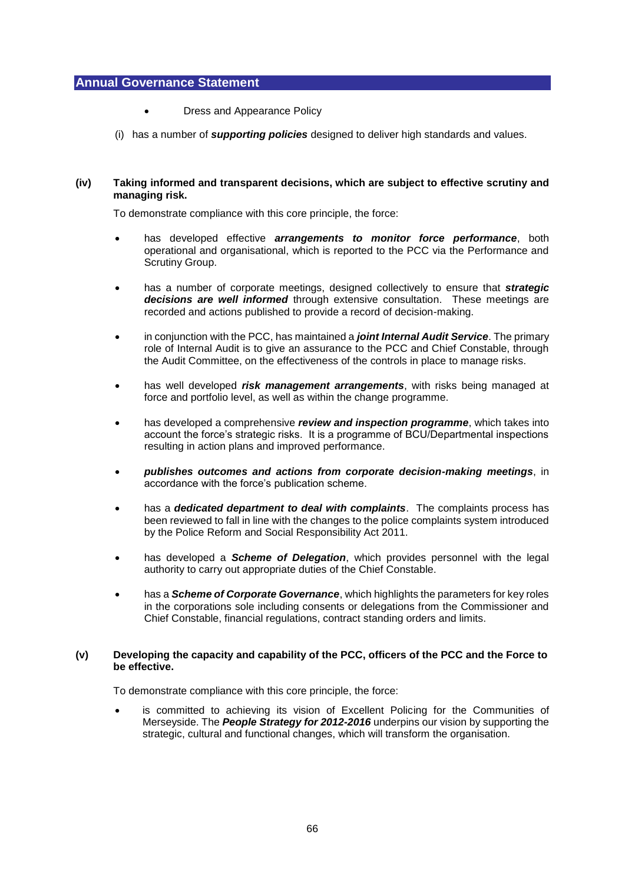- Dress and Appearance Policy

(i) has a number of ***supporting policies*** designed to deliver high standards and values.

**(iv) Taking informed and transparent decisions, which are subject to effective scrutiny and managing risk.**

To demonstrate compliance with this core principle, the force:

- has developed effective ***arrangements to monitor force performance***, both operational and organisational, which is reported to the PCC via the Performance and Scrutiny Group.
- has a number of corporate meetings, designed collectively to ensure that ***strategic decisions are well informed*** through extensive consultation. These meetings are recorded and actions published to provide a record of decision-making.
- in conjunction with the PCC, has maintained a ***joint Internal Audit Service***. The primary role of Internal Audit is to give an assurance to the PCC and Chief Constable, through the Audit Committee, on the effectiveness of the controls in place to manage risks.
- has well developed ***risk management arrangements***, with risks being managed at force and portfolio level, as well as within the change programme.
- has developed a comprehensive ***review and inspection programme***, which takes into account the force's strategic risks. It is a programme of BCU/Departmental inspections resulting in action plans and improved performance.
- ***publishes outcomes and actions from corporate decision-making meetings***, in accordance with the force's publication scheme.
- has a ***dedicated department to deal with complaints***. The complaints process has been reviewed to fall in line with the changes to the police complaints system introduced by the Police Reform and Social Responsibility Act 2011.
- has developed a ***Scheme of Delegation***, which provides personnel with the legal authority to carry out appropriate duties of the Chief Constable.
- has a ***Scheme of Corporate Governance***, which highlights the parameters for key roles in the corporations sole including consents or delegations from the Commissioner and Chief Constable, financial regulations, contract standing orders and limits.

**(v) Developing the capacity and capability of the PCC, officers of the PCC and the Force to be effective.**

To demonstrate compliance with this core principle, the force:

- is committed to achieving its vision of Excellent Policing for the Communities of Merseyside. The ***People Strategy for 2012-2016*** underpins our vision by supporting the strategic, cultural and functional changes, which will transform the organisation.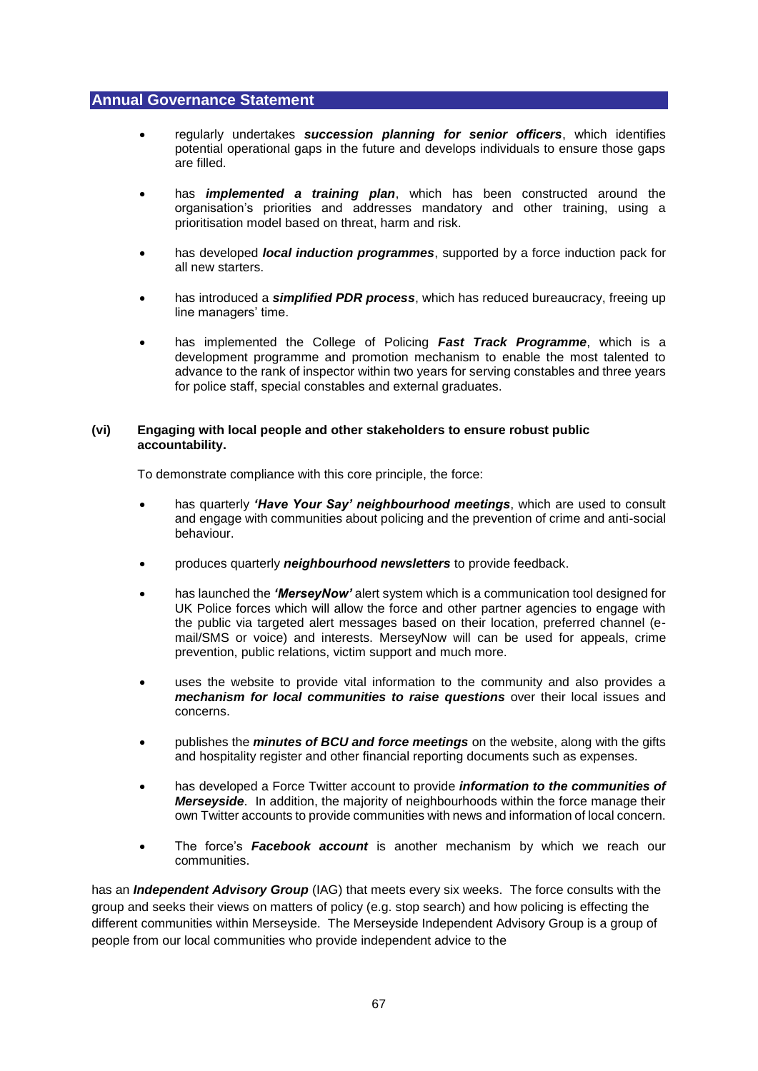- regularly undertakes ***succession planning for senior officers***, which identifies potential operational gaps in the future and develops individuals to ensure those gaps are filled.

- has ***implemented a training plan***, which has been constructed around the organisation's priorities and addresses mandatory and other training, using a prioritisation model based on threat, harm and risk.

- has developed ***local induction programmes***, supported by a force induction pack for all new starters.

- has introduced a ***simplified PDR process***, which has reduced bureaucracy, freeing up line managers' time.

- has implemented the College of Policing ***Fast Track Programme***, which is a development programme and promotion mechanism to enable the most talented to advance to the rank of inspector within two years for serving constables and three years for police staff, special constables and external graduates.

**(vi) Engaging with local people and other stakeholders to ensure robust public accountability.**

To demonstrate compliance with this core principle, the force:

- has quarterly ***'Have Your Say' neighbourhood meetings***, which are used to consult and engage with communities about policing and the prevention of crime and anti-social behaviour.

- produces quarterly ***neighbourhood newsletters*** to provide feedback.

- has launched the ***'MerseyNow'*** alert system which is a communication tool designed for UK Police forces which will allow the force and other partner agencies to engage with the public via targeted alert messages based on their location, preferred channel (e-mail/SMS or voice) and interests. MerseyNow will can be used for appeals, crime prevention, public relations, victim support and much more.

- uses the website to provide vital information to the community and also provides a ***mechanism for local communities to raise questions*** over their local issues and concerns.

- publishes the ***minutes of BCU and force meetings*** on the website, along with the gifts and hospitality register and other financial reporting documents such as expenses.

- has developed a Force Twitter account to provide ***information to the communities of Merseyside***. In addition, the majority of neighbourhoods within the force manage their own Twitter accounts to provide communities with news and information of local concern.

- The force's ***Facebook account*** is another mechanism by which we reach our communities.

has an ***Independent Advisory Group*** (IAG) that meets every six weeks. The force consults with the group and seeks their views on matters of policy (e.g. stop search) and how policing is effecting the different communities within Merseyside. The Merseyside Independent Advisory Group is a group of people from our local communities who provide independent advice to the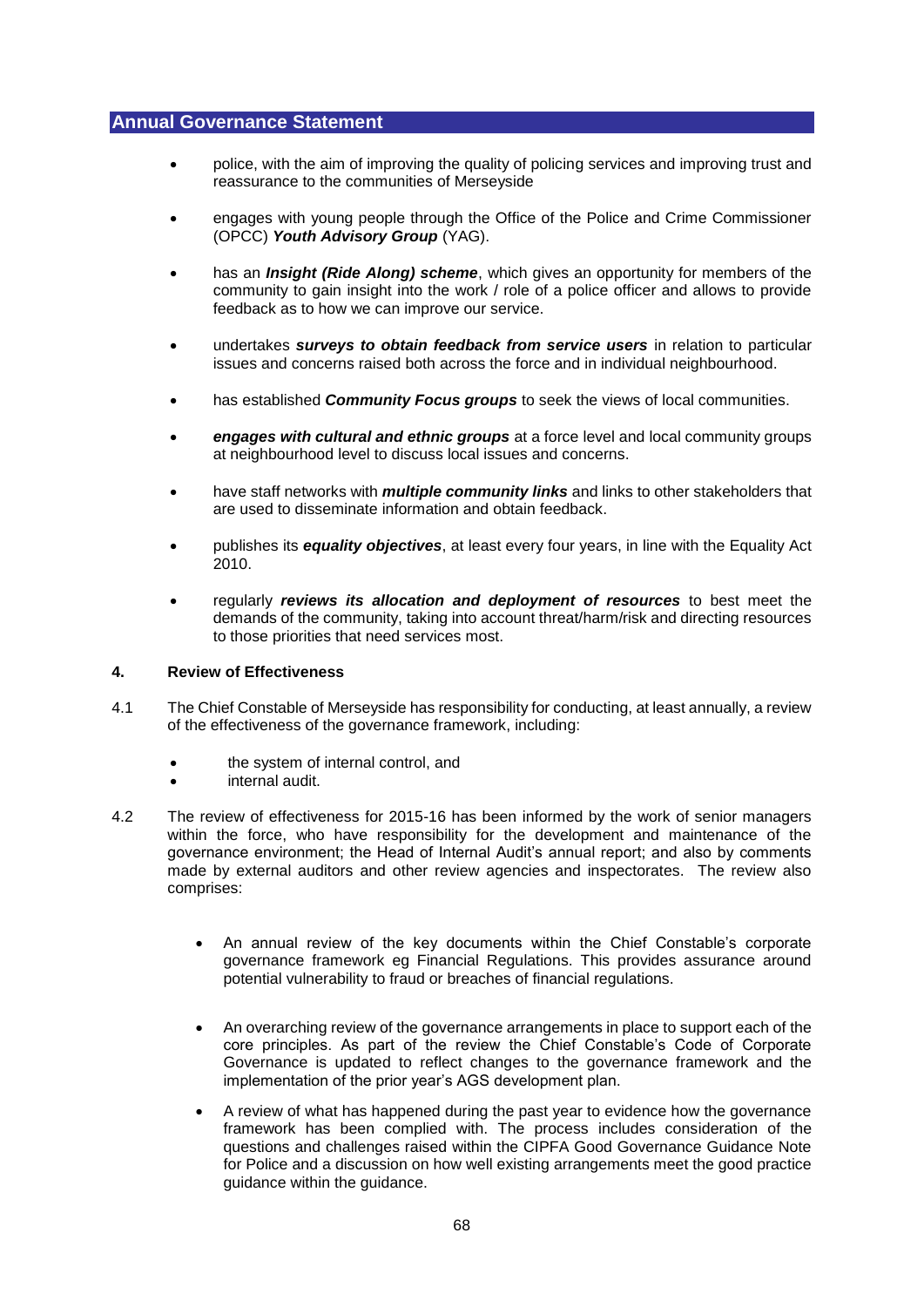- police, with the aim of improving the quality of policing services and improving trust and reassurance to the communities of Merseyside

- engages with young people through the Office of the Police and Crime Commissioner (OPCC) ***Youth Advisory Group*** (YAG).

- has an ***Insight (Ride Along) scheme***, which gives an opportunity for members of the community to gain insight into the work / role of a police officer and allows to provide feedback as to how we can improve our service.

- undertakes ***surveys to obtain feedback from service users*** in relation to particular issues and concerns raised both across the force and in individual neighbourhood.

- has established ***Community Focus groups*** to seek the views of local communities.

- ***engages with cultural and ethnic groups*** at a force level and local community groups at neighbourhood level to discuss local issues and concerns.

- have staff networks with ***multiple community links*** and links to other stakeholders that are used to disseminate information and obtain feedback.

- publishes its ***equality objectives***, at least every four years, in line with the Equality Act 2010.

- regularly ***reviews its allocation and deployment of resources*** to best meet the demands of the community, taking into account threat/harm/risk and directing resources to those priorities that need services most.

#### 4. Review of Effectiveness

4.1 The Chief Constable of Merseyside has responsibility for conducting, at least annually, a review of the effectiveness of the governance framework, including:

- the system of internal control, and
- internal audit.

4.2 The review of effectiveness for 2015-16 has been informed by the work of senior managers within the force, who have responsibility for the development and maintenance of the governance environment; the Head of Internal Audit's annual report; and also by comments made by external auditors and other review agencies and inspectorates. The review also comprises:

- An annual review of the key documents within the Chief Constable's corporate governance framework eg Financial Regulations. This provides assurance around potential vulnerability to fraud or breaches of financial regulations.

- An overarching review of the governance arrangements in place to support each of the core principles. As part of the review the Chief Constable's Code of Corporate Governance is updated to reflect changes to the governance framework and the implementation of the prior year's AGS development plan.

- A review of what has happened during the past year to evidence how the governance framework has been complied with. The process includes consideration of the questions and challenges raised within the CIPFA Good Governance Guidance Note for Police and a discussion on how well existing arrangements meet the good practice guidance within the guidance.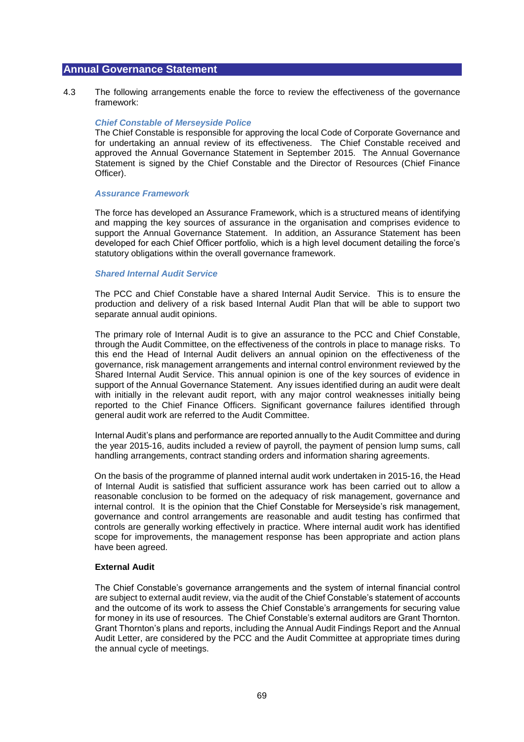## Annual Governance Statement

4.3 The following arrangements enable the force to review the effectiveness of the governance framework:

***Chief Constable of Merseyside Police***

The Chief Constable is responsible for approving the local Code of Corporate Governance and for undertaking an annual review of its effectiveness. The Chief Constable received and approved the Annual Governance Statement in September 2015. The Annual Governance Statement is signed by the Chief Constable and the Director of Resources (Chief Finance Officer).

***Assurance Framework***

The force has developed an Assurance Framework, which is a structured means of identifying and mapping the key sources of assurance in the organisation and comprises evidence to support the Annual Governance Statement. In addition, an Assurance Statement has been developed for each Chief Officer portfolio, which is a high level document detailing the force's statutory obligations within the overall governance framework.

***Shared Internal Audit Service***

The PCC and Chief Constable have a shared Internal Audit Service. This is to ensure the production and delivery of a risk based Internal Audit Plan that will be able to support two separate annual audit opinions.

The primary role of Internal Audit is to give an assurance to the PCC and Chief Constable, through the Audit Committee, on the effectiveness of the controls in place to manage risks. To this end the Head of Internal Audit delivers an annual opinion on the effectiveness of the governance, risk management arrangements and internal control environment reviewed by the Shared Internal Audit Service. This annual opinion is one of the key sources of evidence in support of the Annual Governance Statement. Any issues identified during an audit were dealt with initially in the relevant audit report, with any major control weaknesses initially being reported to the Chief Finance Officers. Significant governance failures identified through general audit work are referred to the Audit Committee.

Internal Audit's plans and performance are reported annually to the Audit Committee and during the year 2015-16, audits included a review of payroll, the payment of pension lump sums, call handling arrangements, contract standing orders and information sharing agreements.

On the basis of the programme of planned internal audit work undertaken in 2015-16, the Head of Internal Audit is satisfied that sufficient assurance work has been carried out to allow a reasonable conclusion to be formed on the adequacy of risk management, governance and internal control. It is the opinion that the Chief Constable for Merseyside's risk management, governance and control arrangements are reasonable and audit testing has confirmed that controls are generally working effectively in practice. Where internal audit work has identified scope for improvements, the management response has been appropriate and action plans have been agreed.

**External Audit**

The Chief Constable's governance arrangements and the system of internal financial control are subject to external audit review, via the audit of the Chief Constable's statement of accounts and the outcome of its work to assess the Chief Constable's arrangements for securing value for money in its use of resources. The Chief Constable's external auditors are Grant Thornton. Grant Thornton's plans and reports, including the Annual Audit Findings Report and the Annual Audit Letter, are considered by the PCC and the Audit Committee at appropriate times during the annual cycle of meetings.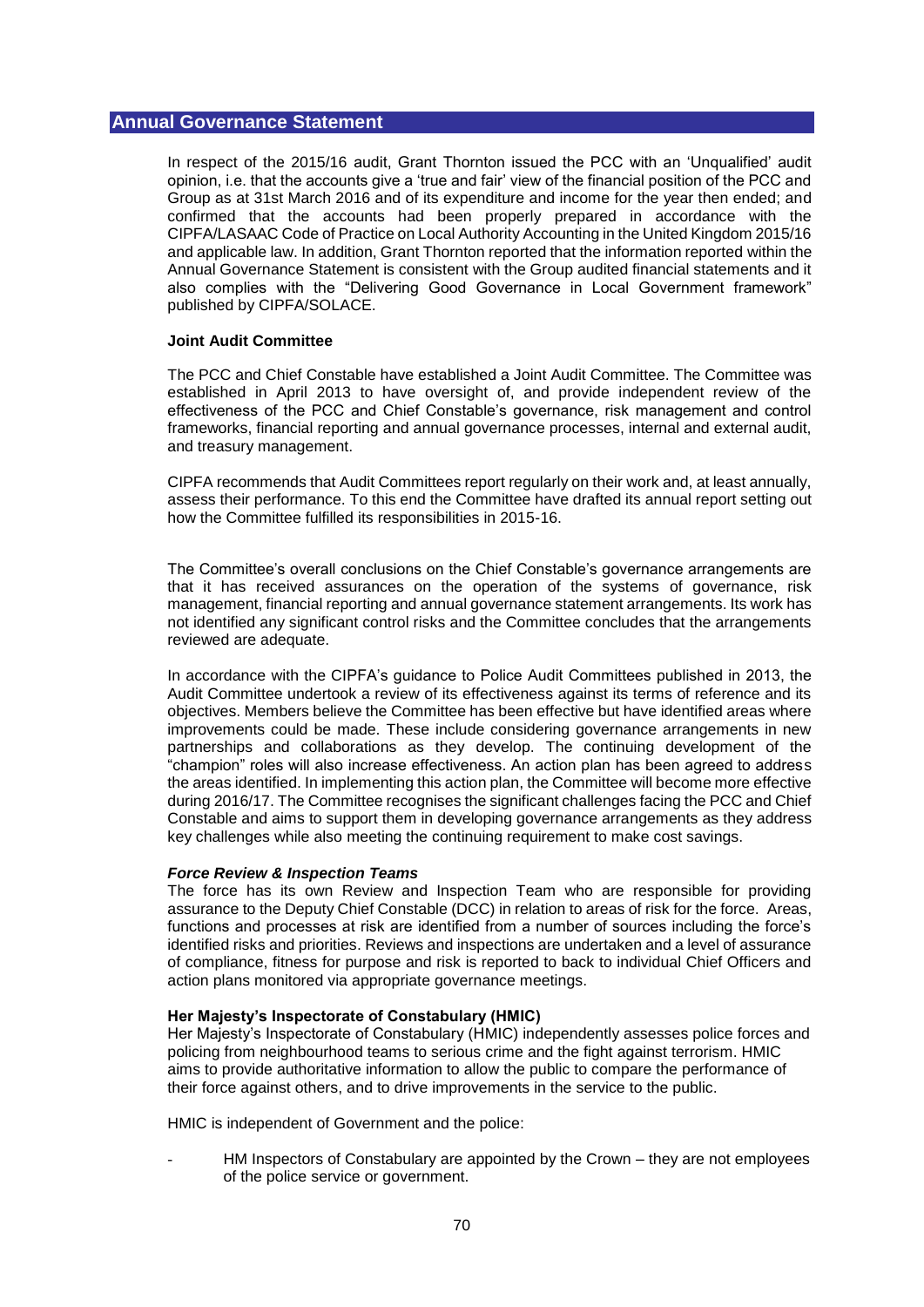## Annual Governance Statement

In respect of the 2015/16 audit, Grant Thornton issued the PCC with an 'Unqualified' audit opinion, i.e. that the accounts give a 'true and fair' view of the financial position of the PCC and Group as at 31st March 2016 and of its expenditure and income for the year then ended; and confirmed that the accounts had been properly prepared in accordance with the CIPFA/LASAAC Code of Practice on Local Authority Accounting in the United Kingdom 2015/16 and applicable law. In addition, Grant Thornton reported that the information reported within the Annual Governance Statement is consistent with the Group audited financial statements and it also complies with the "Delivering Good Governance in Local Government framework" published by CIPFA/SOLACE.

**Joint Audit Committee**

The PCC and Chief Constable have established a Joint Audit Committee. The Committee was established in April 2013 to have oversight of, and provide independent review of the effectiveness of the PCC and Chief Constable's governance, risk management and control frameworks, financial reporting and annual governance processes, internal and external audit, and treasury management.

CIPFA recommends that Audit Committees report regularly on their work and, at least annually, assess their performance. To this end the Committee have drafted its annual report setting out how the Committee fulfilled its responsibilities in 2015-16.

The Committee's overall conclusions on the Chief Constable's governance arrangements are that it has received assurances on the operation of the systems of governance, risk management, financial reporting and annual governance statement arrangements. Its work has not identified any significant control risks and the Committee concludes that the arrangements reviewed are adequate.

In accordance with the CIPFA's guidance to Police Audit Committees published in 2013, the Audit Committee undertook a review of its effectiveness against its terms of reference and its objectives. Members believe the Committee has been effective but have identified areas where improvements could be made. These include considering governance arrangements in new partnerships and collaborations as they develop. The continuing development of the "champion" roles will also increase effectiveness. An action plan has been agreed to address the areas identified. In implementing this action plan, the Committee will become more effective during 2016/17. The Committee recognises the significant challenges facing the PCC and Chief Constable and aims to support them in developing governance arrangements as they address key challenges while also meeting the continuing requirement to make cost savings.

***Force Review & Inspection Teams***

The force has its own Review and Inspection Team who are responsible for providing assurance to the Deputy Chief Constable (DCC) in relation to areas of risk for the force. Areas, functions and processes at risk are identified from a number of sources including the force's identified risks and priorities. Reviews and inspections are undertaken and a level of assurance of compliance, fitness for purpose and risk is reported to back to individual Chief Officers and action plans monitored via appropriate governance meetings.

**Her Majesty's Inspectorate of Constabulary (HMIC)**

Her Majesty's Inspectorate of Constabulary (HMIC) independently assesses police forces and policing from neighbourhood teams to serious crime and the fight against terrorism. HMIC aims to provide authoritative information to allow the public to compare the performance of their force against others, and to drive improvements in the service to the public.

HMIC is independent of Government and the police:

- HM Inspectors of Constabulary are appointed by the Crown – they are not employees of the police service or government.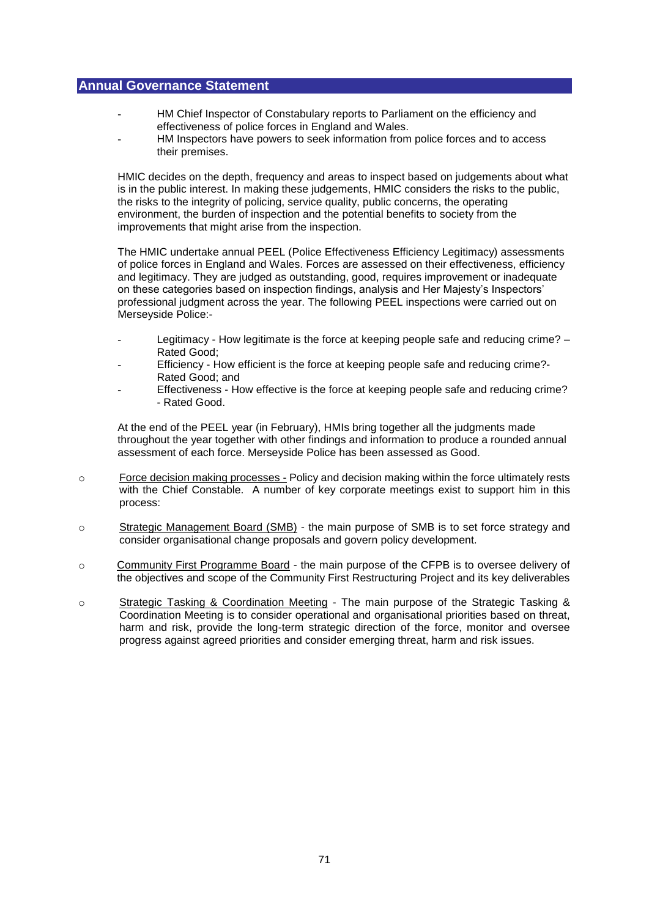## Annual Governance Statement

- HM Chief Inspector of Constabulary reports to Parliament on the efficiency and effectiveness of police forces in England and Wales.
- HM Inspectors have powers to seek information from police forces and to access their premises.

HMIC decides on the depth, frequency and areas to inspect based on judgements about what is in the public interest. In making these judgements, HMIC considers the risks to the public, the risks to the integrity of policing, service quality, public concerns, the operating environment, the burden of inspection and the potential benefits to society from the improvements that might arise from the inspection.

The HMIC undertake annual PEEL (Police Effectiveness Efficiency Legitimacy) assessments of police forces in England and Wales. Forces are assessed on their effectiveness, efficiency and legitimacy. They are judged as outstanding, good, requires improvement or inadequate on these categories based on inspection findings, analysis and Her Majesty's Inspectors' professional judgment across the year. The following PEEL inspections were carried out on Merseyside Police:-

- Legitimacy - How legitimate is the force at keeping people safe and reducing crime? – Rated Good;
- Efficiency - How efficient is the force at keeping people safe and reducing crime?- Rated Good; and
- Effectiveness - How effective is the force at keeping people safe and reducing crime? - Rated Good.

At the end of the PEEL year (in February), HMIs bring together all the judgments made throughout the year together with other findings and information to produce a rounded annual assessment of each force. Merseyside Police has been assessed as Good.

- Force decision making processes - Policy and decision making within the force ultimately rests with the Chief Constable. A number of key corporate meetings exist to support him in this process:
- Strategic Management Board (SMB) - the main purpose of SMB is to set force strategy and consider organisational change proposals and govern policy development.
- Community First Programme Board - the main purpose of the CFPB is to oversee delivery of the objectives and scope of the Community First Restructuring Project and its key deliverables
- Strategic Tasking & Coordination Meeting - The main purpose of the Strategic Tasking & Coordination Meeting is to consider operational and organisational priorities based on threat, harm and risk, provide the long-term strategic direction of the force, monitor and oversee progress against agreed priorities and consider emerging threat, harm and risk issues.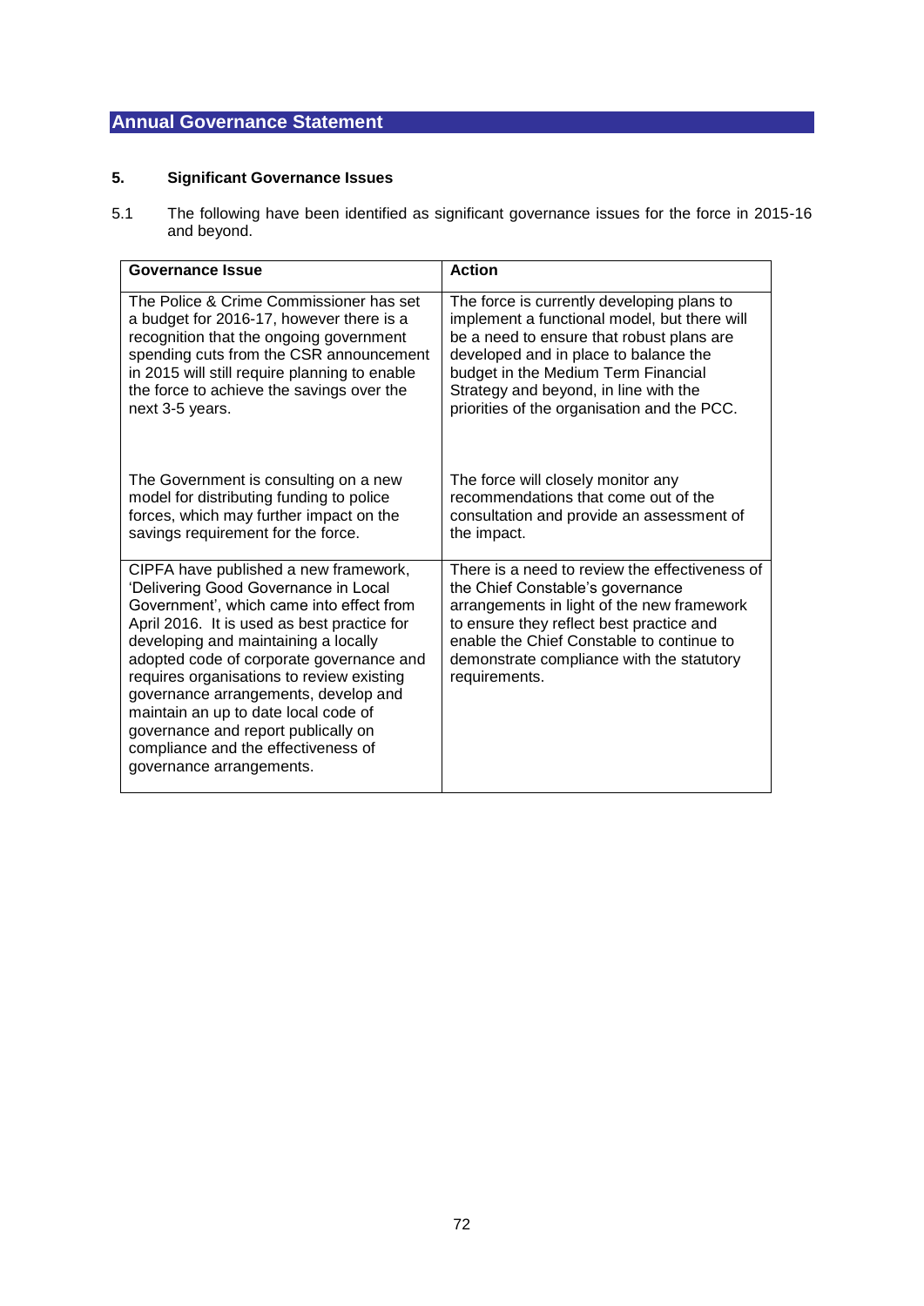# Annual Governance Statement

## 5. Significant Governance Issues

5.1 The following have been identified as significant governance issues for the force in 2015-16 and beyond.

| Governance Issue | Action |
| --- | --- |
| The Police & Crime Commissioner has set a budget for 2016-17, however there is a recognition that the ongoing government spending cuts from the CSR announcement in 2015 will still require planning to enable the force to achieve the savings over the next 3-5 years. | The force is currently developing plans to implement a functional model, but there will be a need to ensure that robust plans are developed and in place to balance the budget in the Medium Term Financial Strategy and beyond, in line with the priorities of the organisation and the PCC. |
| The Government is consulting on a new model for distributing funding to police forces, which may further impact on the savings requirement for the force. | The force will closely monitor any recommendations that come out of the consultation and provide an assessment of the impact. |
| CIPFA have published a new framework, 'Delivering Good Governance in Local Government', which came into effect from April 2016. It is used as best practice for developing and maintaining a locally adopted code of corporate governance and requires organisations to review existing governance arrangements, develop and maintain an up to date local code of governance and report publically on compliance and the effectiveness of governance arrangements. | There is a need to review the effectiveness of the Chief Constable's governance arrangements in light of the new framework to ensure they reflect best practice and enable the Chief Constable to continue to demonstrate compliance with the statutory requirements. |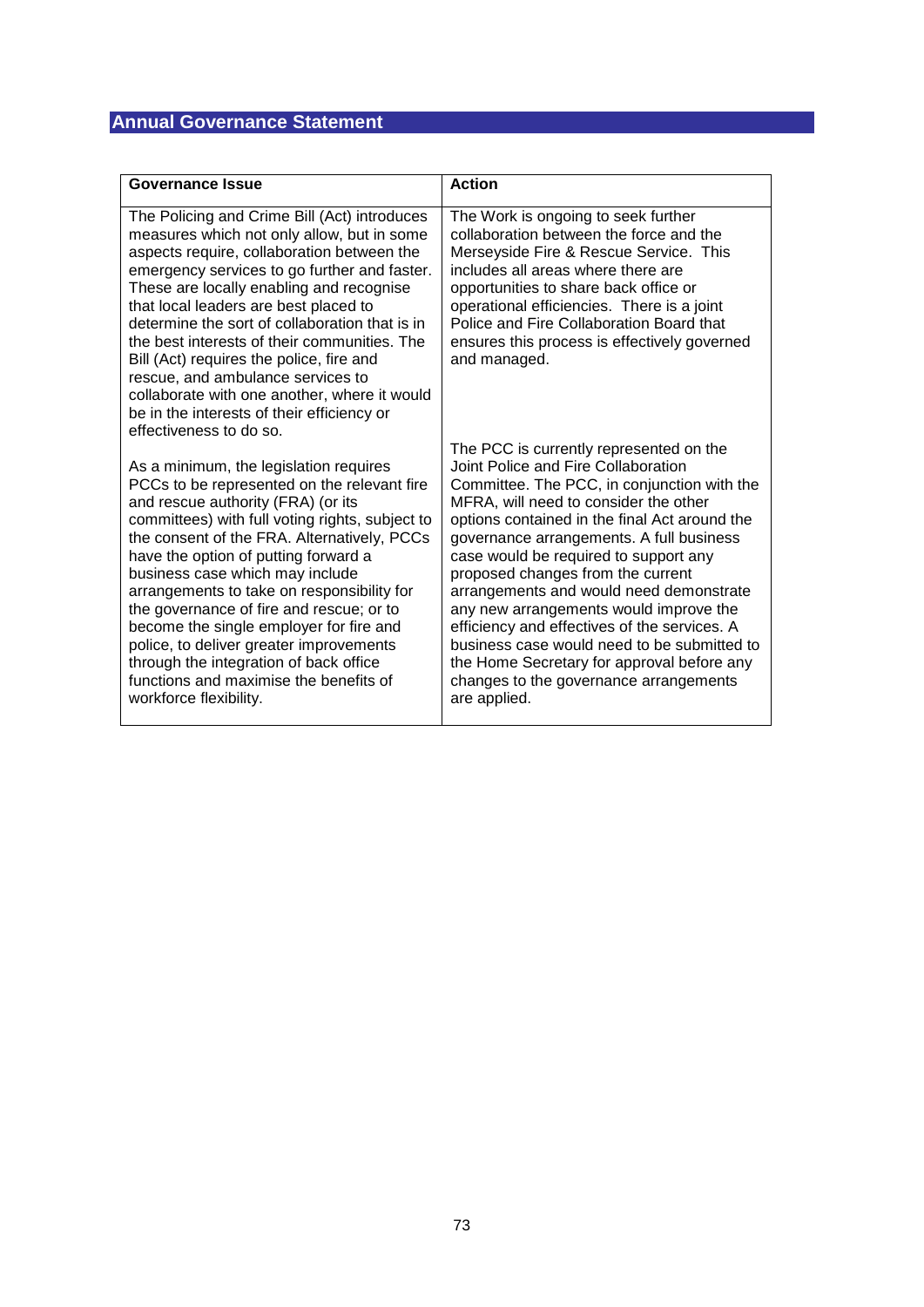## Annual Governance Statement

| Governance Issue | Action |
|---|---|
| The Policing and Crime Bill (Act) introduces measures which not only allow, but in some aspects require, collaboration between the emergency services to go further and faster. These are locally enabling and recognise that local leaders are best placed to determine the sort of collaboration that is in the best interests of their communities. The Bill (Act) requires the police, fire and rescue, and ambulance services to collaborate with one another, where it would be in the interests of their efficiency or effectiveness to do so.<br><br>As a minimum, the legislation requires PCCs to be represented on the relevant fire and rescue authority (FRA) (or its committees) with full voting rights, subject to the consent of the FRA. Alternatively, PCCs have the option of putting forward a business case which may include arrangements to take on responsibility for the governance of fire and rescue; or to become the single employer for fire and police, to deliver greater improvements through the integration of back office functions and maximise the benefits of workforce flexibility. | The Work is ongoing to seek further collaboration between the force and the Merseyside Fire & Rescue Service. This includes all areas where there are opportunities to share back office or operational efficiencies. There is a joint Police and Fire Collaboration Board that ensures this process is effectively governed and managed.<br><br>The PCC is currently represented on the Joint Police and Fire Collaboration Committee. The PCC, in conjunction with the MFRA, will need to consider the other options contained in the final Act around the governance arrangements. A full business case would be required to support any proposed changes from the current arrangements and would need demonstrate any new arrangements would improve the efficiency and effectives of the services. A business case would need to be submitted to the Home Secretary for approval before any changes to the governance arrangements are applied. |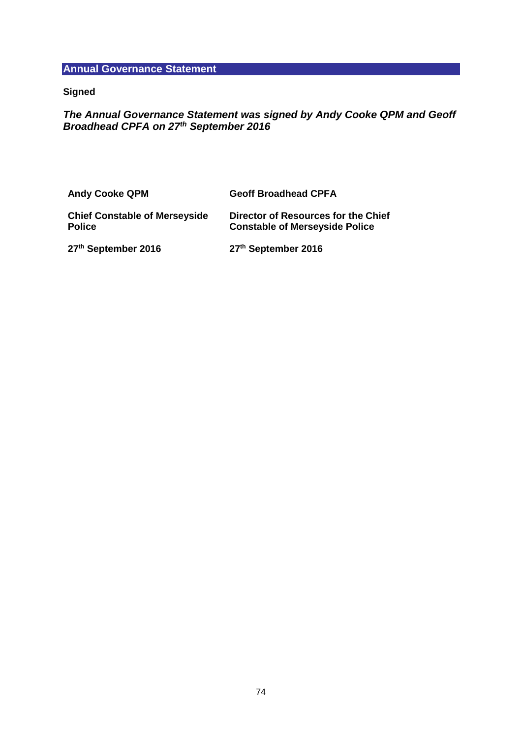## Annual Governance Statement

**Signed**

***The Annual Governance Statement was signed by Andy Cooke QPM and Geoff Broadhead CPFA on 27th September 2016***

| | |
|---|---|
| **Andy Cooke QPM** | **Geoff Broadhead CPFA** |
| **Chief Constable of Merseyside Police** | **Director of Resources for the Chief Constable of Merseyside Police** |
| **27th September 2016** | **27th September 2016** |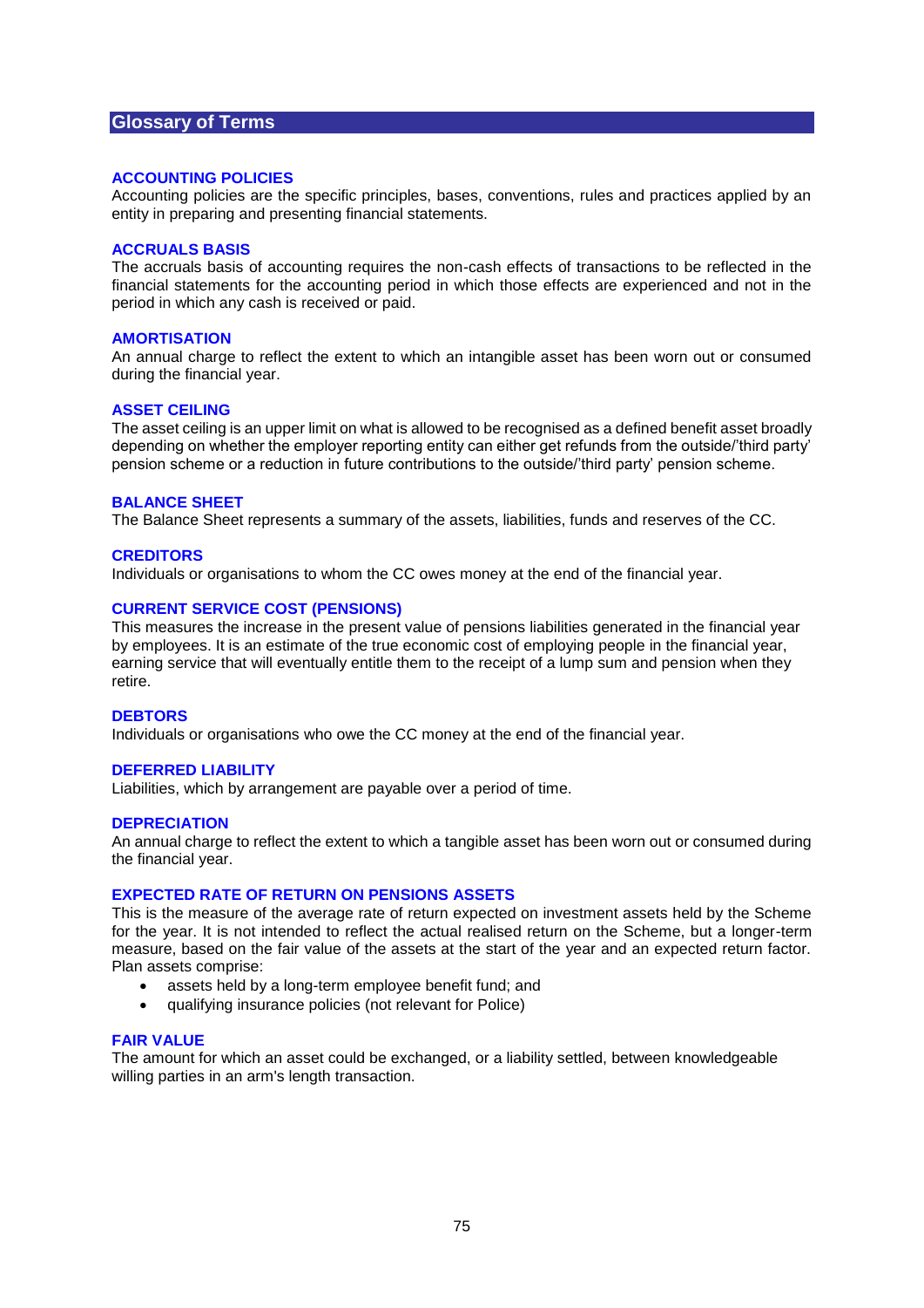## Glossary of Terms

### ACCOUNTING POLICIES

Accounting policies are the specific principles, bases, conventions, rules and practices applied by an entity in preparing and presenting financial statements.

### ACCRUALS BASIS

The accruals basis of accounting requires the non-cash effects of transactions to be reflected in the financial statements for the accounting period in which those effects are experienced and not in the period in which any cash is received or paid.

### AMORTISATION

An annual charge to reflect the extent to which an intangible asset has been worn out or consumed during the financial year.

### ASSET CEILING

The asset ceiling is an upper limit on what is allowed to be recognised as a defined benefit asset broadly depending on whether the employer reporting entity can either get refunds from the outside/'third party' pension scheme or a reduction in future contributions to the outside/'third party' pension scheme.

### BALANCE SHEET

The Balance Sheet represents a summary of the assets, liabilities, funds and reserves of the CC.

### CREDITORS

Individuals or organisations to whom the CC owes money at the end of the financial year.

### CURRENT SERVICE COST (PENSIONS)

This measures the increase in the present value of pensions liabilities generated in the financial year by employees. It is an estimate of the true economic cost of employing people in the financial year, earning service that will eventually entitle them to the receipt of a lump sum and pension when they retire.

### DEBTORS

Individuals or organisations who owe the CC money at the end of the financial year.

### DEFERRED LIABILITY

Liabilities, which by arrangement are payable over a period of time.

### DEPRECIATION

An annual charge to reflect the extent to which a tangible asset has been worn out or consumed during the financial year.

### EXPECTED RATE OF RETURN ON PENSIONS ASSETS

This is the measure of the average rate of return expected on investment assets held by the Scheme for the year. It is not intended to reflect the actual realised return on the Scheme, but a longer-term measure, based on the fair value of the assets at the start of the year and an expected return factor. Plan assets comprise:

- assets held by a long-term employee benefit fund; and
- qualifying insurance policies (not relevant for Police)

### FAIR VALUE

The amount for which an asset could be exchanged, or a liability settled, between knowledgeable willing parties in an arm's length transaction.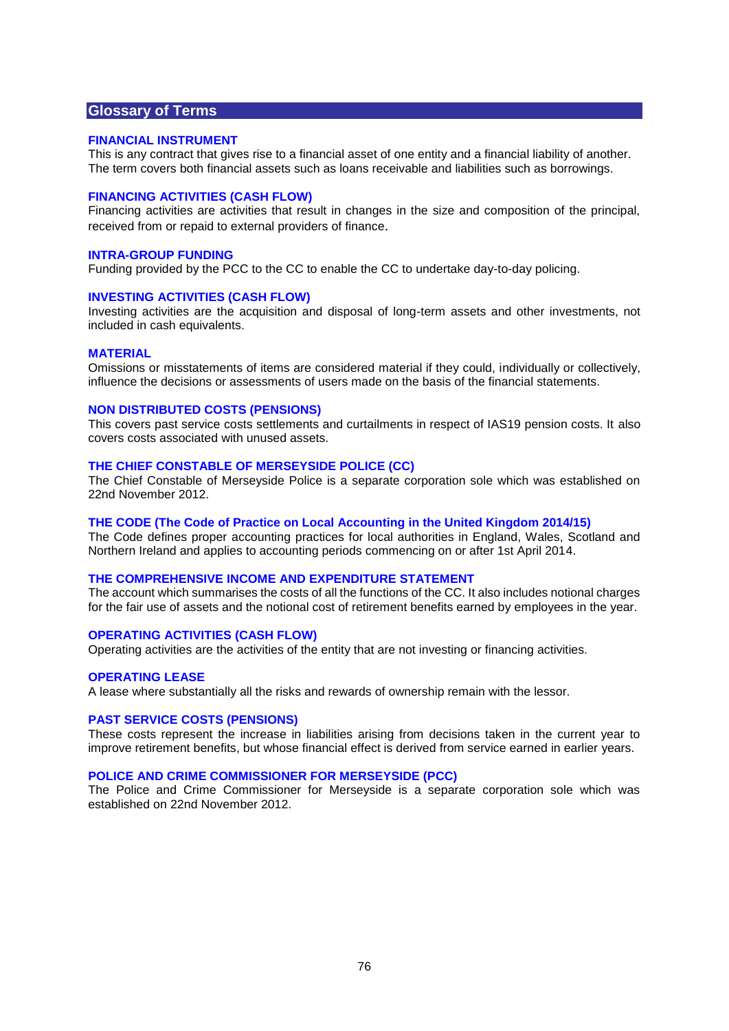## Glossary of Terms

### FINANCIAL INSTRUMENT

This is any contract that gives rise to a financial asset of one entity and a financial liability of another. The term covers both financial assets such as loans receivable and liabilities such as borrowings.

### FINANCING ACTIVITIES (CASH FLOW)

Financing activities are activities that result in changes in the size and composition of the principal, received from or repaid to external providers of finance.

### INTRA-GROUP FUNDING

Funding provided by the PCC to the CC to enable the CC to undertake day-to-day policing.

### INVESTING ACTIVITIES (CASH FLOW)

Investing activities are the acquisition and disposal of long-term assets and other investments, not included in cash equivalents.

### MATERIAL

Omissions or misstatements of items are considered material if they could, individually or collectively, influence the decisions or assessments of users made on the basis of the financial statements.

### NON DISTRIBUTED COSTS (PENSIONS)

This covers past service costs settlements and curtailments in respect of IAS19 pension costs. It also covers costs associated with unused assets.

### THE CHIEF CONSTABLE OF MERSEYSIDE POLICE (CC)

The Chief Constable of Merseyside Police is a separate corporation sole which was established on 22nd November 2012.

### THE CODE (The Code of Practice on Local Accounting in the United Kingdom 2014/15)

The Code defines proper accounting practices for local authorities in England, Wales, Scotland and Northern Ireland and applies to accounting periods commencing on or after 1st April 2014.

### THE COMPREHENSIVE INCOME AND EXPENDITURE STATEMENT

The account which summarises the costs of all the functions of the CC. It also includes notional charges for the fair use of assets and the notional cost of retirement benefits earned by employees in the year.

### OPERATING ACTIVITIES (CASH FLOW)

Operating activities are the activities of the entity that are not investing or financing activities.

### OPERATING LEASE

A lease where substantially all the risks and rewards of ownership remain with the lessor.

### PAST SERVICE COSTS (PENSIONS)

These costs represent the increase in liabilities arising from decisions taken in the current year to improve retirement benefits, but whose financial effect is derived from service earned in earlier years.

### POLICE AND CRIME COMMISSIONER FOR MERSEYSIDE (PCC)

The Police and Crime Commissioner for Merseyside is a separate corporation sole which was established on 22nd November 2012.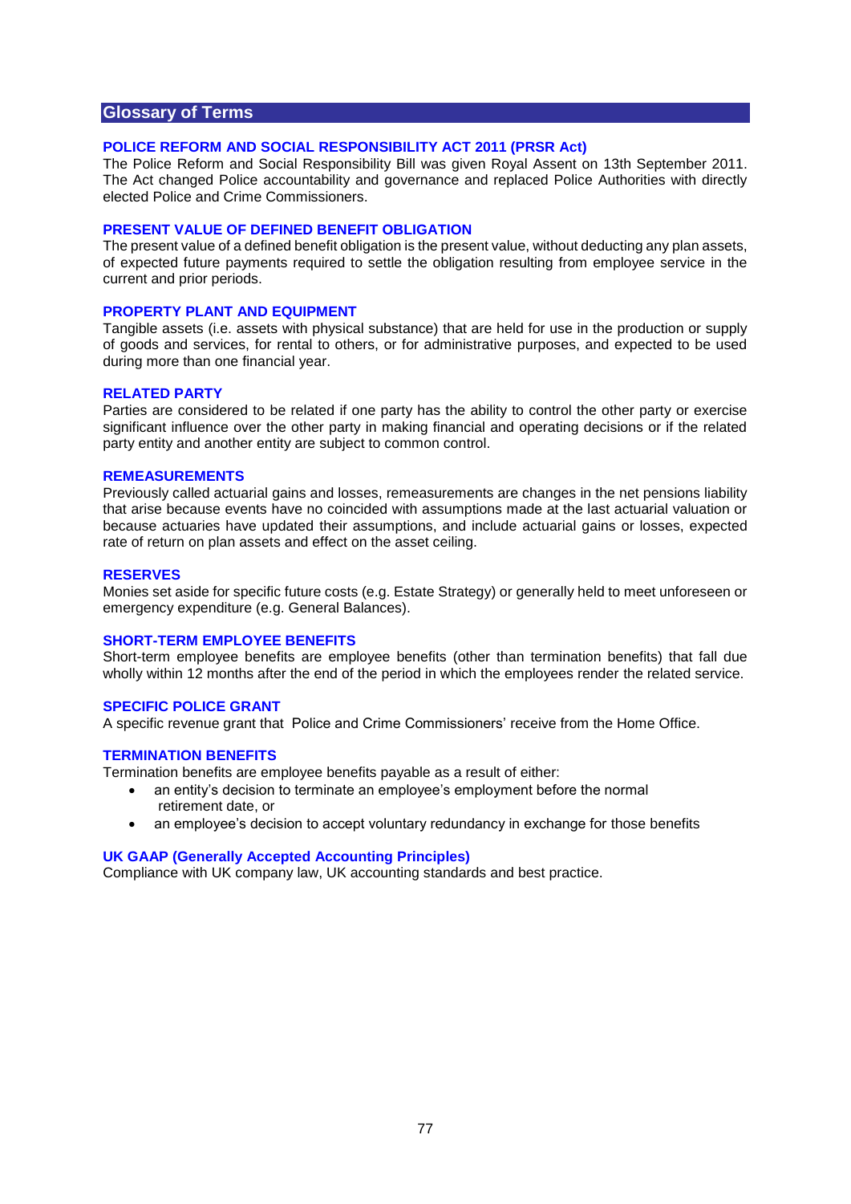## Glossary of Terms

### POLICE REFORM AND SOCIAL RESPONSIBILITY ACT 2011 (PRSR Act)

The Police Reform and Social Responsibility Bill was given Royal Assent on 13th September 2011. The Act changed Police accountability and governance and replaced Police Authorities with directly elected Police and Crime Commissioners.

### PRESENT VALUE OF DEFINED BENEFIT OBLIGATION

The present value of a defined benefit obligation is the present value, without deducting any plan assets, of expected future payments required to settle the obligation resulting from employee service in the current and prior periods.

### PROPERTY PLANT AND EQUIPMENT

Tangible assets (i.e. assets with physical substance) that are held for use in the production or supply of goods and services, for rental to others, or for administrative purposes, and expected to be used during more than one financial year.

### RELATED PARTY

Parties are considered to be related if one party has the ability to control the other party or exercise significant influence over the other party in making financial and operating decisions or if the related party entity and another entity are subject to common control.

### REMEASUREMENTS

Previously called actuarial gains and losses, remeasurements are changes in the net pensions liability that arise because events have no coincided with assumptions made at the last actuarial valuation or because actuaries have updated their assumptions, and include actuarial gains or losses, expected rate of return on plan assets and effect on the asset ceiling.

### RESERVES

Monies set aside for specific future costs (e.g. Estate Strategy) or generally held to meet unforeseen or emergency expenditure (e.g. General Balances).

### SHORT-TERM EMPLOYEE BENEFITS

Short-term employee benefits are employee benefits (other than termination benefits) that fall due wholly within 12 months after the end of the period in which the employees render the related service.

### SPECIFIC POLICE GRANT

A specific revenue grant that Police and Crime Commissioners' receive from the Home Office.

### TERMINATION BENEFITS

Termination benefits are employee benefits payable as a result of either:

- an entity's decision to terminate an employee's employment before the normal retirement date, or
- an employee's decision to accept voluntary redundancy in exchange for those benefits

### UK GAAP (Generally Accepted Accounting Principles)

Compliance with UK company law, UK accounting standards and best practice.